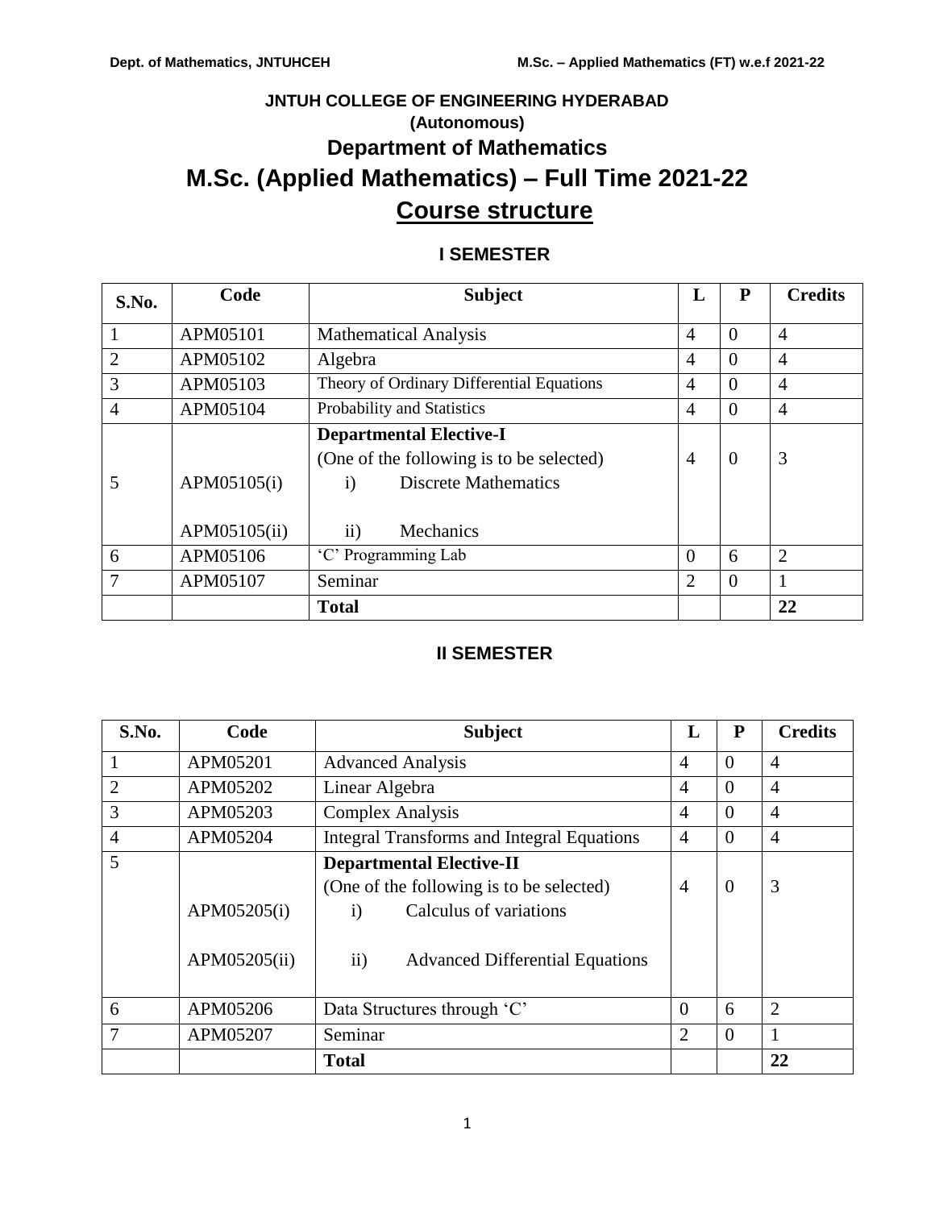**JNTUH COLLEGE OF ENGINEERING HYDERABAD**

**(Autonomous)**

## Department of Mathematics

# M.Sc. (Applied Mathematics) – Full Time 2021-22

## Course structure

### I SEMESTER

| S.No. | Code | Subject | L | P | Credits |
|---|---|---|---|---|---|
| 1 | APM05101 | Mathematical Analysis | 4 | 0 | 4 |
| 2 | APM05102 | Algebra | 4 | 0 | 4 |
| 3 | APM05103 | Theory of Ordinary Differential Equations | 4 | 0 | 4 |
| 4 | APM05104 | Probability and Statistics | 4 | 0 | 4 |
| 5 | APM05105(i)<br>APM05105(ii) | **Departmental Elective-I**<br>(One of the following is to be selected)<br>i) Discrete Mathematics<br>ii) Mechanics | 4 | 0 | 3 |
| 6 | APM05106 | 'C' Programming Lab | 0 | 6 | 2 |
| 7 | APM05107 | Seminar | 2 | 0 | 1 |
| | | **Total** | | | **22** |

### II SEMESTER

| S.No. | Code | Subject | L | P | Credits |
|---|---|---|---|---|---|
| 1 | APM05201 | Advanced Analysis | 4 | 0 | 4 |
| 2 | APM05202 | Linear Algebra | 4 | 0 | 4 |
| 3 | APM05203 | Complex Analysis | 4 | 0 | 4 |
| 4 | APM05204 | Integral Transforms and Integral Equations | 4 | 0 | 4 |
| 5 | APM05205(i)<br>APM05205(ii) | **Departmental Elective-II**<br>(One of the following is to be selected)<br>i) Calculus of variations<br>ii) Advanced Differential Equations | 4 | 0 | 3 |
| 6 | APM05206 | Data Structures through 'C' | 0 | 6 | 2 |
| 7 | APM05207 | Seminar | 2 | 0 | 1 |
| | | **Total** | | | **22** |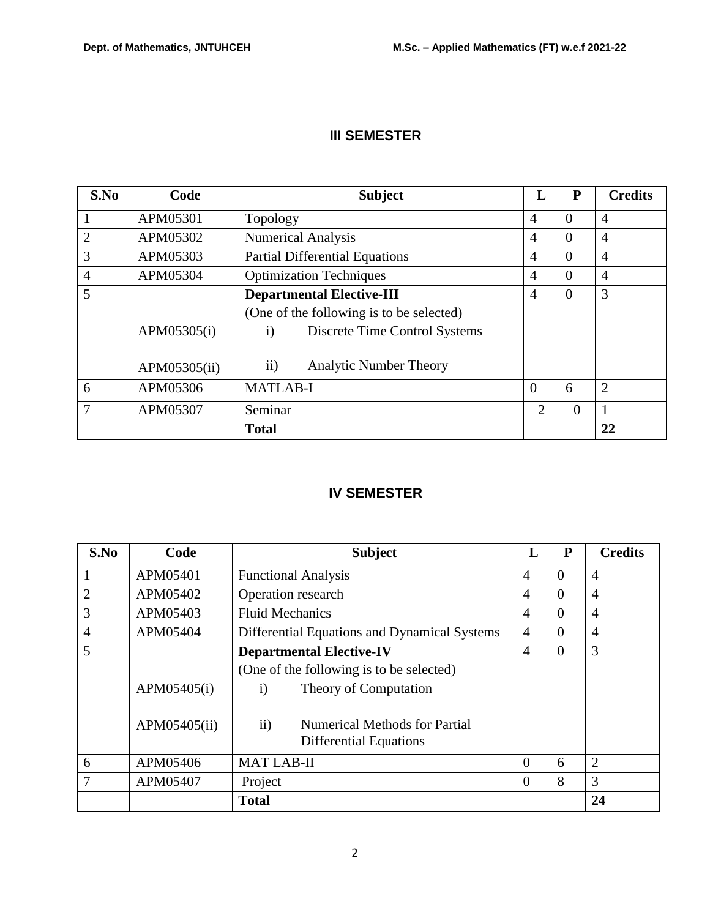## III SEMESTER

| S.No | Code | Subject | L | P | Credits |
|---|---|---|---|---|---|
| 1 | APM05301 | Topology | 4 | 0 | 4 |
| 2 | APM05302 | Numerical Analysis | 4 | 0 | 4 |
| 3 | APM05303 | Partial Differential Equations | 4 | 0 | 4 |
| 4 | APM05304 | Optimization Techniques | 4 | 0 | 4 |
| 5 | | **Departmental Elective-III** (One of the following is to be selected) | 4 | 0 | 3 |
| | APM05305(i) | i) Discrete Time Control Systems | | | |
| | APM05305(ii) | ii) Analytic Number Theory | | | |
| 6 | APM05306 | MATLAB-I | 0 | 6 | 2 |
| 7 | APM05307 | Seminar | 2 | 0 | 1 |
| | | **Total** | | | **22** |

## IV SEMESTER

| S.No | Code | Subject | L | P | Credits |
|---|---|---|---|---|---|
| 1 | APM05401 | Functional Analysis | 4 | 0 | 4 |
| 2 | APM05402 | Operation research | 4 | 0 | 4 |
| 3 | APM05403 | Fluid Mechanics | 4 | 0 | 4 |
| 4 | APM05404 | Differential Equations and Dynamical Systems | 4 | 0 | 4 |
| 5 | | **Departmental Elective-IV** (One of the following is to be selected) | 4 | 0 | 3 |
| | APM05405(i) | i) Theory of Computation | | | |
| | APM05405(ii) | ii) Numerical Methods for Partial Differential Equations | | | |
| 6 | APM05406 | MAT LAB-II | 0 | 6 | 2 |
| 7 | APM05407 | Project | 0 | 8 | 3 |
| | | **Total** | | | **24** |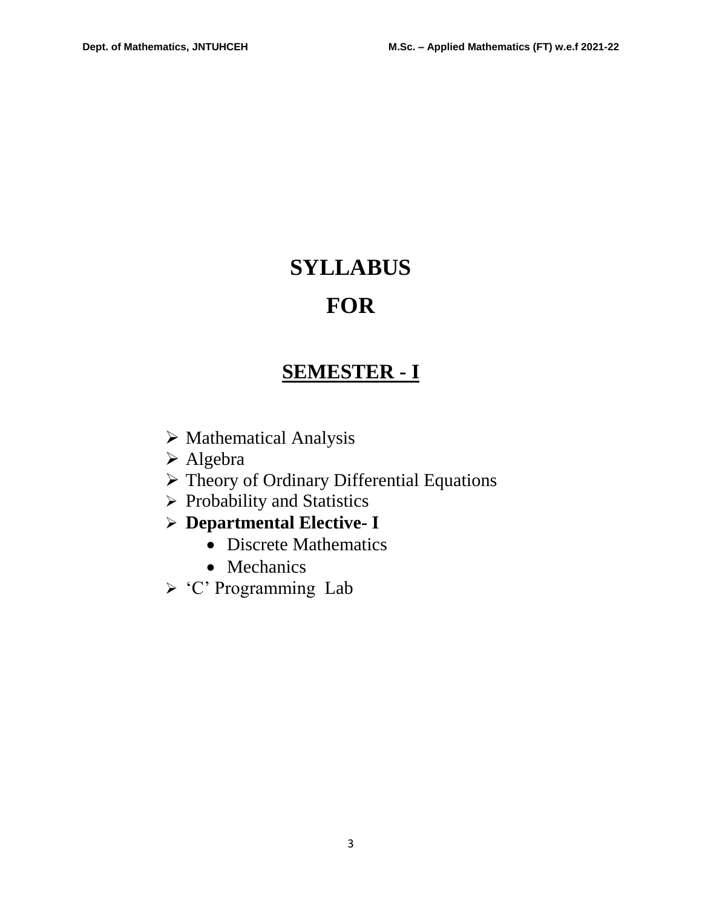# SYLLABUS

# FOR

## SEMESTER - I

- Mathematical Analysis
- Algebra
- Theory of Ordinary Differential Equations
- Probability and Statistics
- **Departmental Elective- I**
  - Discrete Mathematics
  - Mechanics
- 'C' Programming Lab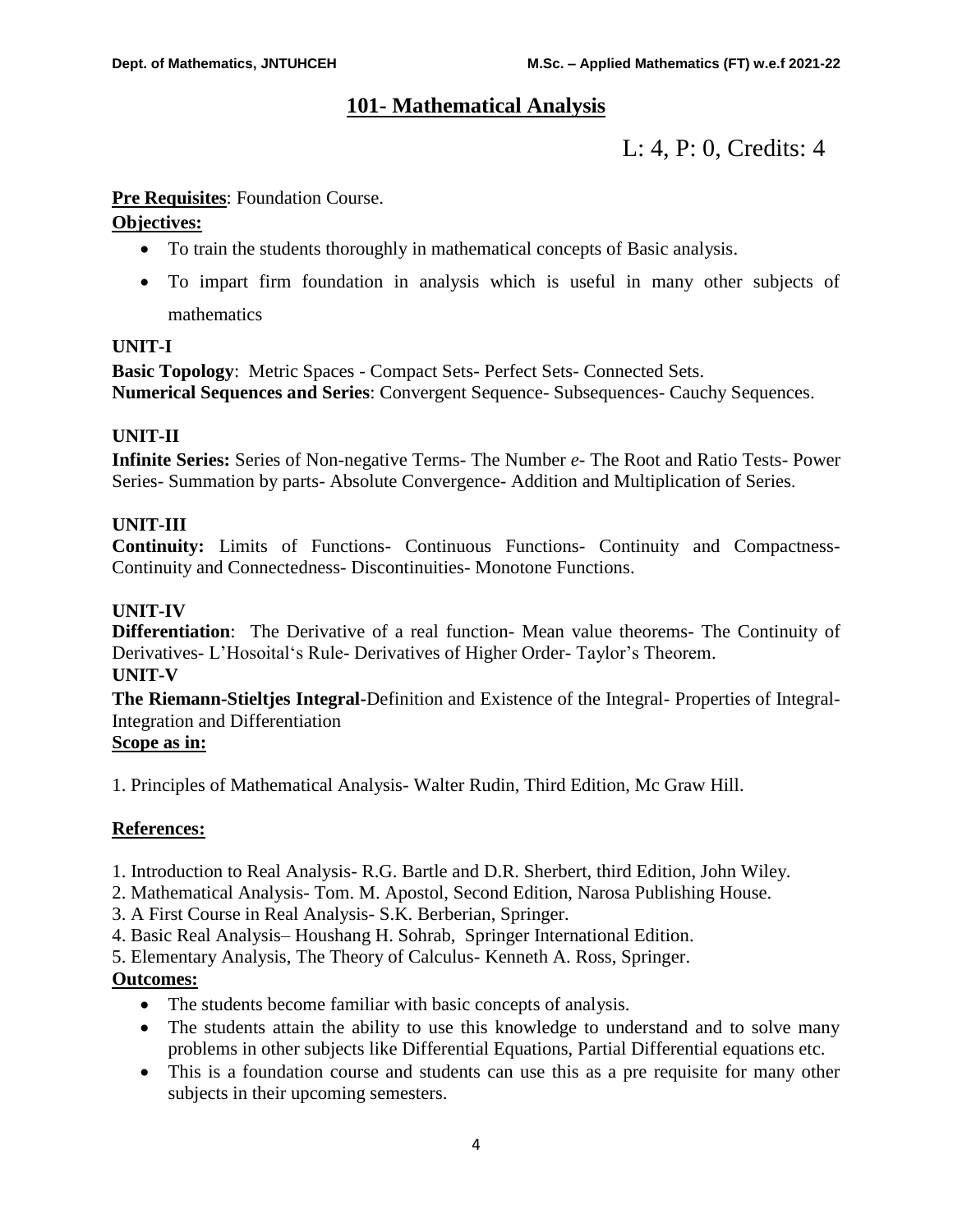## 101- Mathematical Analysis

L: 4, P: 0, Credits: 4

**Pre Requisites**: Foundation Course.

**Objectives:**

- To train the students thoroughly in mathematical concepts of Basic analysis.
- To impart firm foundation in analysis which is useful in many other subjects of mathematics

**UNIT-I**

**Basic Topology**: Metric Spaces - Compact Sets- Perfect Sets- Connected Sets.
**Numerical Sequences and Series**: Convergent Sequence- Subsequences- Cauchy Sequences.

**UNIT-II**

**Infinite Series:** Series of Non-negative Terms- The Number *e*- The Root and Ratio Tests- Power Series- Summation by parts- Absolute Convergence- Addition and Multiplication of Series.

**UNIT-III**

**Continuity:** Limits of Functions- Continuous Functions- Continuity and Compactness- Continuity and Connectedness- Discontinuities- Monotone Functions.

**UNIT-IV**

**Differentiation**: The Derivative of a real function- Mean value theorems- The Continuity of Derivatives- L'Hosoital's Rule- Derivatives of Higher Order- Taylor's Theorem.

**UNIT-V**

**The Riemann-Stieltjes Integral-**Definition and Existence of the Integral- Properties of Integral- Integration and Differentiation

**Scope as in:**

1. Principles of Mathematical Analysis- Walter Rudin, Third Edition, Mc Graw Hill.

**References:**

1. Introduction to Real Analysis- R.G. Bartle and D.R. Sherbert, third Edition, John Wiley.
2. Mathematical Analysis- Tom. M. Apostol, Second Edition, Narosa Publishing House.
3. A First Course in Real Analysis- S.K. Berberian, Springer.
4. Basic Real Analysis– Houshang H. Sohrab, Springer International Edition.
5. Elementary Analysis, The Theory of Calculus- Kenneth A. Ross, Springer.

**Outcomes:**

- The students become familiar with basic concepts of analysis.
- The students attain the ability to use this knowledge to understand and to solve many problems in other subjects like Differential Equations, Partial Differential equations etc.
- This is a foundation course and students can use this as a pre requisite for many other subjects in their upcoming semesters.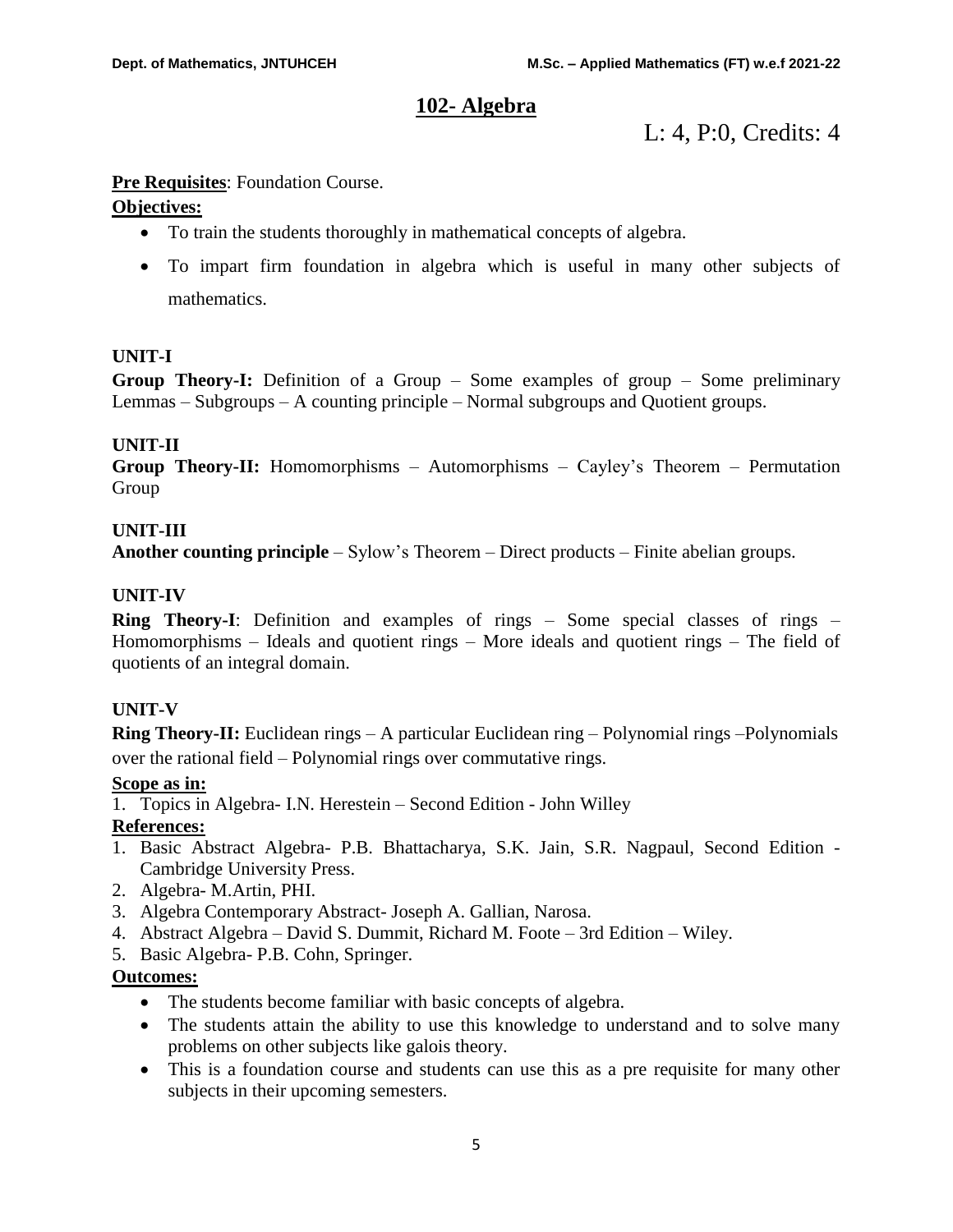# 102- Algebra

L: 4, P:0, Credits: 4

**Pre Requisites**: Foundation Course.

**Objectives:**

- To train the students thoroughly in mathematical concepts of algebra.
- To impart firm foundation in algebra which is useful in many other subjects of mathematics.

**UNIT-I**

**Group Theory-I:** Definition of a Group – Some examples of group – Some preliminary Lemmas – Subgroups – A counting principle – Normal subgroups and Quotient groups.

**UNIT-II**

**Group Theory-II:** Homomorphisms – Automorphisms – Cayley's Theorem – Permutation Group

**UNIT-III**

**Another counting principle** – Sylow's Theorem – Direct products – Finite abelian groups.

**UNIT-IV**

**Ring Theory-I**: Definition and examples of rings – Some special classes of rings – Homomorphisms – Ideals and quotient rings – More ideals and quotient rings – The field of quotients of an integral domain.

**UNIT-V**

**Ring Theory-II:** Euclidean rings – A particular Euclidean ring – Polynomial rings –Polynomials over the rational field – Polynomial rings over commutative rings.

**Scope as in:**

1. Topics in Algebra- I.N. Herestein – Second Edition - John Willey

**References:**

1. Basic Abstract Algebra- P.B. Bhattacharya, S.K. Jain, S.R. Nagpaul, Second Edition - Cambridge University Press.
2. Algebra- M.Artin, PHI.
3. Algebra Contemporary Abstract- Joseph A. Gallian, Narosa.
4. Abstract Algebra – David S. Dummit, Richard M. Foote – 3rd Edition – Wiley.
5. Basic Algebra- P.B. Cohn, Springer.

**Outcomes:**

- The students become familiar with basic concepts of algebra.
- The students attain the ability to use this knowledge to understand and to solve many problems on other subjects like galois theory.
- This is a foundation course and students can use this as a pre requisite for many other subjects in their upcoming semesters.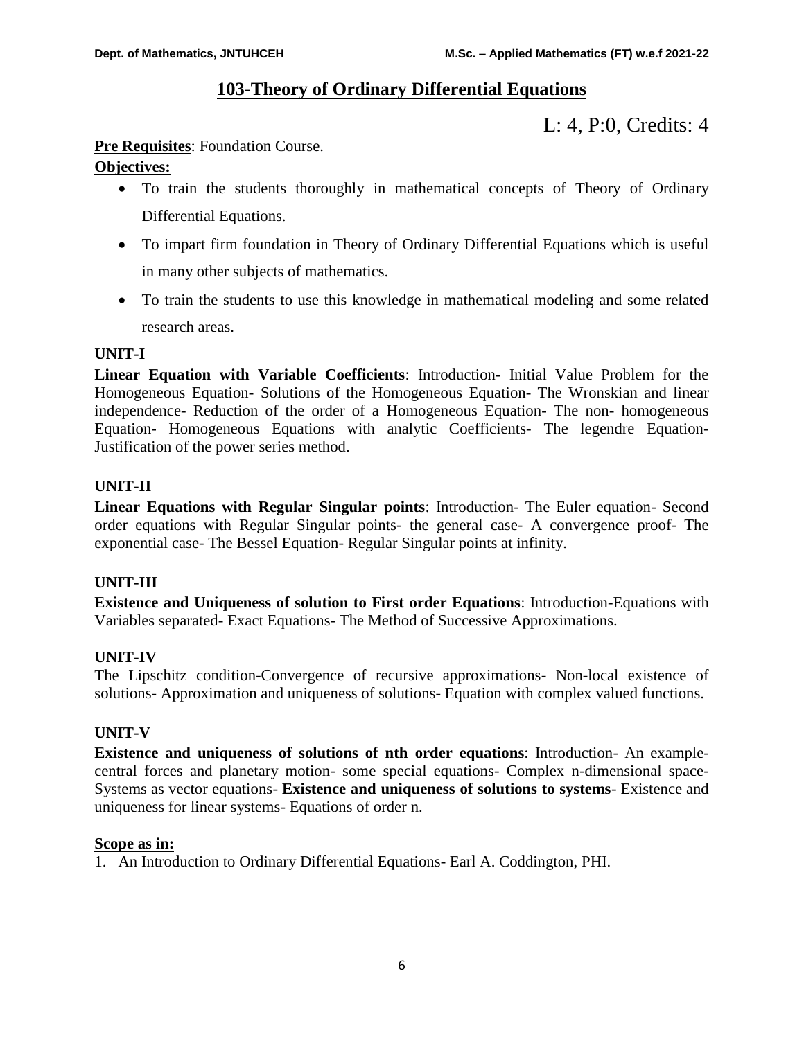# 103-Theory of Ordinary Differential Equations

L: 4, P:0, Credits: 4

**Pre Requisites**: Foundation Course.

**Objectives:**

- To train the students thoroughly in mathematical concepts of Theory of Ordinary Differential Equations.
- To impart firm foundation in Theory of Ordinary Differential Equations which is useful in many other subjects of mathematics.
- To train the students to use this knowledge in mathematical modeling and some related research areas.

**UNIT-I**

**Linear Equation with Variable Coefficients**: Introduction- Initial Value Problem for the Homogeneous Equation- Solutions of the Homogeneous Equation- The Wronskian and linear independence- Reduction of the order of a Homogeneous Equation- The non- homogeneous Equation- Homogeneous Equations with analytic Coefficients- The legendre Equation- Justification of the power series method.

**UNIT-II**

**Linear Equations with Regular Singular points**: Introduction- The Euler equation- Second order equations with Regular Singular points- the general case- A convergence proof- The exponential case- The Bessel Equation- Regular Singular points at infinity.

**UNIT-III**

**Existence and Uniqueness of solution to First order Equations**: Introduction-Equations with Variables separated- Exact Equations- The Method of Successive Approximations.

**UNIT-IV**

The Lipschitz condition-Convergence of recursive approximations- Non-local existence of solutions- Approximation and uniqueness of solutions- Equation with complex valued functions.

**UNIT-V**

**Existence and uniqueness of solutions of nth order equations**: Introduction- An example-central forces and planetary motion- some special equations- Complex n-dimensional space-Systems as vector equations- **Existence and uniqueness of solutions to systems**- Existence and uniqueness for linear systems- Equations of order n.

**Scope as in:**

1. An Introduction to Ordinary Differential Equations- Earl A. Coddington, PHI.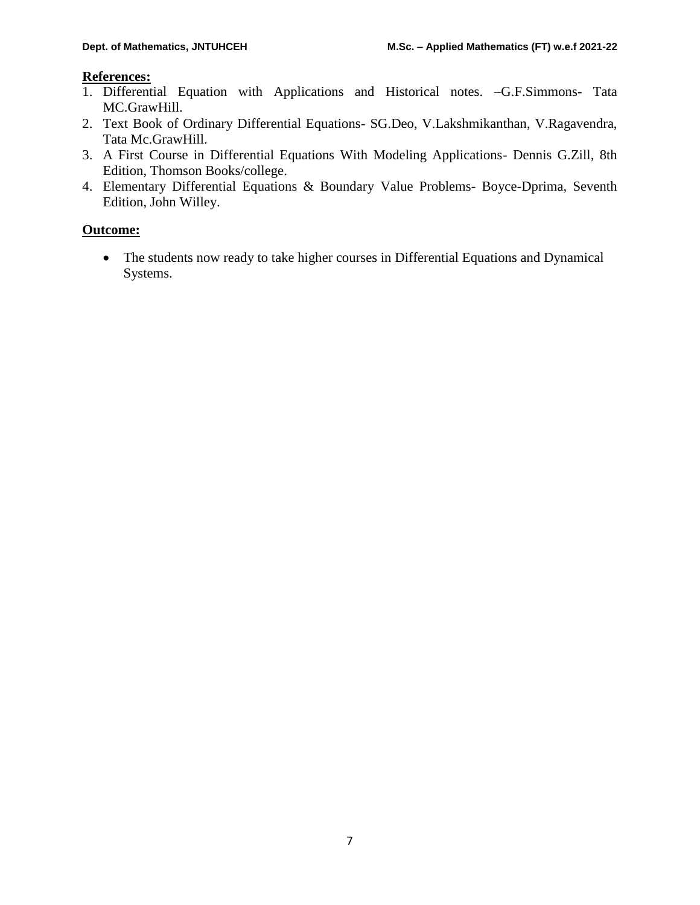**References:**

1. Differential Equation with Applications and Historical notes. –G.F.Simmons- Tata MC.GrawHill.
2. Text Book of Ordinary Differential Equations- SG.Deo, V.Lakshmikanthan, V.Ragavendra, Tata Mc.GrawHill.
3. A First Course in Differential Equations With Modeling Applications- Dennis G.Zill, 8th Edition, Thomson Books/college.
4. Elementary Differential Equations & Boundary Value Problems- Boyce-Dprima, Seventh Edition, John Willey.

**Outcome:**

- The students now ready to take higher courses in Differential Equations and Dynamical Systems.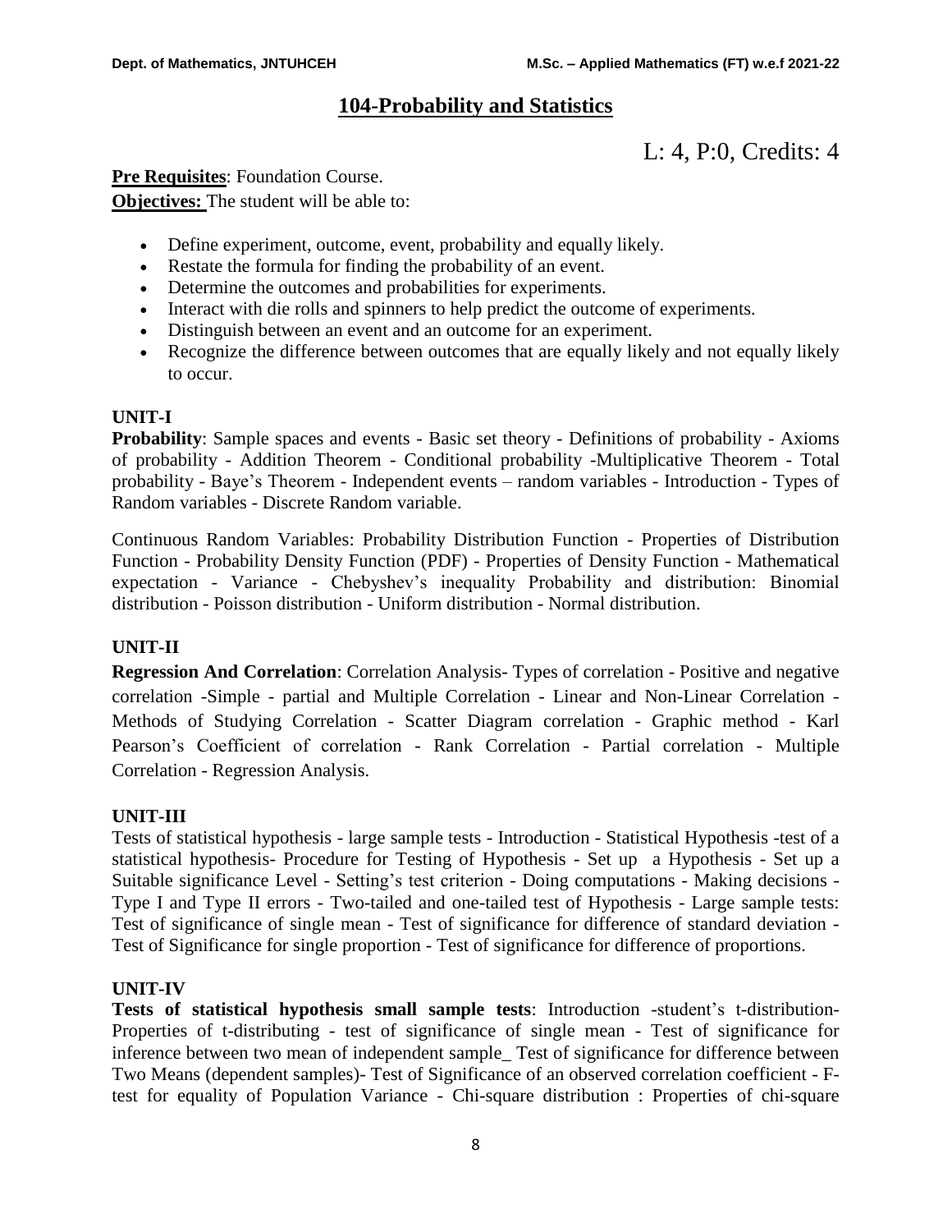## 104-Probability and Statistics

L: 4, P:0, Credits: 4

**Pre Requisites**: Foundation Course.

**Objectives:** The student will be able to:

- Define experiment, outcome, event, probability and equally likely.
- Restate the formula for finding the probability of an event.
- Determine the outcomes and probabilities for experiments.
- Interact with die rolls and spinners to help predict the outcome of experiments.
- Distinguish between an event and an outcome for an experiment.
- Recognize the difference between outcomes that are equally likely and not equally likely to occur.

### UNIT-I

**Probability**: Sample spaces and events - Basic set theory - Definitions of probability - Axioms of probability - Addition Theorem - Conditional probability -Multiplicative Theorem - Total probability - Baye's Theorem - Independent events – random variables - Introduction - Types of Random variables - Discrete Random variable.

Continuous Random Variables: Probability Distribution Function - Properties of Distribution Function - Probability Density Function (PDF) - Properties of Density Function - Mathematical expectation - Variance - Chebyshev's inequality Probability and distribution: Binomial distribution - Poisson distribution - Uniform distribution - Normal distribution.

### UNIT-II

**Regression And Correlation**: Correlation Analysis- Types of correlation - Positive and negative correlation -Simple - partial and Multiple Correlation - Linear and Non-Linear Correlation - Methods of Studying Correlation - Scatter Diagram correlation - Graphic method - Karl Pearson's Coefficient of correlation - Rank Correlation - Partial correlation - Multiple Correlation - Regression Analysis.

### UNIT-III

Tests of statistical hypothesis - large sample tests - Introduction - Statistical Hypothesis -test of a statistical hypothesis- Procedure for Testing of Hypothesis - Set up a Hypothesis - Set up a Suitable significance Level - Setting's test criterion - Doing computations - Making decisions - Type I and Type II errors - Two-tailed and one-tailed test of Hypothesis - Large sample tests: Test of significance of single mean - Test of significance for difference of standard deviation - Test of Significance for single proportion - Test of significance for difference of proportions.

### UNIT-IV

**Tests of statistical hypothesis small sample tests**: Introduction -student's t-distribution- Properties of t-distributing - test of significance of single mean - Test of significance for inference between two mean of independent sample_ Test of significance for difference between Two Means (dependent samples)- Test of Significance of an observed correlation coefficient - F-test for equality of Population Variance - Chi-square distribution : Properties of chi-square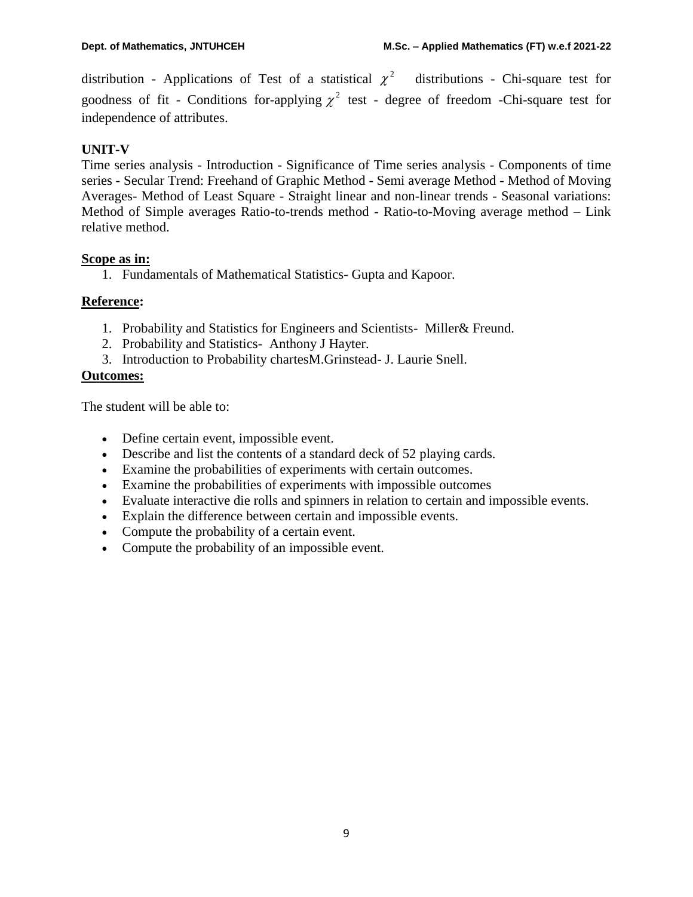distribution - Applications of Test of a statistical $\chi^2$ distributions - Chi-square test for goodness of fit - Conditions for-applying $\chi^2$ test - degree of freedom -Chi-square test for independence of attributes.

**UNIT-V**

Time series analysis - Introduction - Significance of Time series analysis - Components of time series - Secular Trend: Freehand of Graphic Method - Semi average Method - Method of Moving Averages- Method of Least Square - Straight linear and non-linear trends - Seasonal variations: Method of Simple averages Ratio-to-trends method - Ratio-to-Moving average method – Link relative method.

**Scope as in:**

1. Fundamentals of Mathematical Statistics- Gupta and Kapoor.

**Reference:**

1. Probability and Statistics for Engineers and Scientists- Miller& Freund.
2. Probability and Statistics- Anthony J Hayter.
3. Introduction to Probability chartesM.Grinstead- J. Laurie Snell.

**Outcomes:**

The student will be able to:

- Define certain event, impossible event.
- Describe and list the contents of a standard deck of 52 playing cards.
- Examine the probabilities of experiments with certain outcomes.
- Examine the probabilities of experiments with impossible outcomes
- Evaluate interactive die rolls and spinners in relation to certain and impossible events.
- Explain the difference between certain and impossible events.
- Compute the probability of a certain event.
- Compute the probability of an impossible event.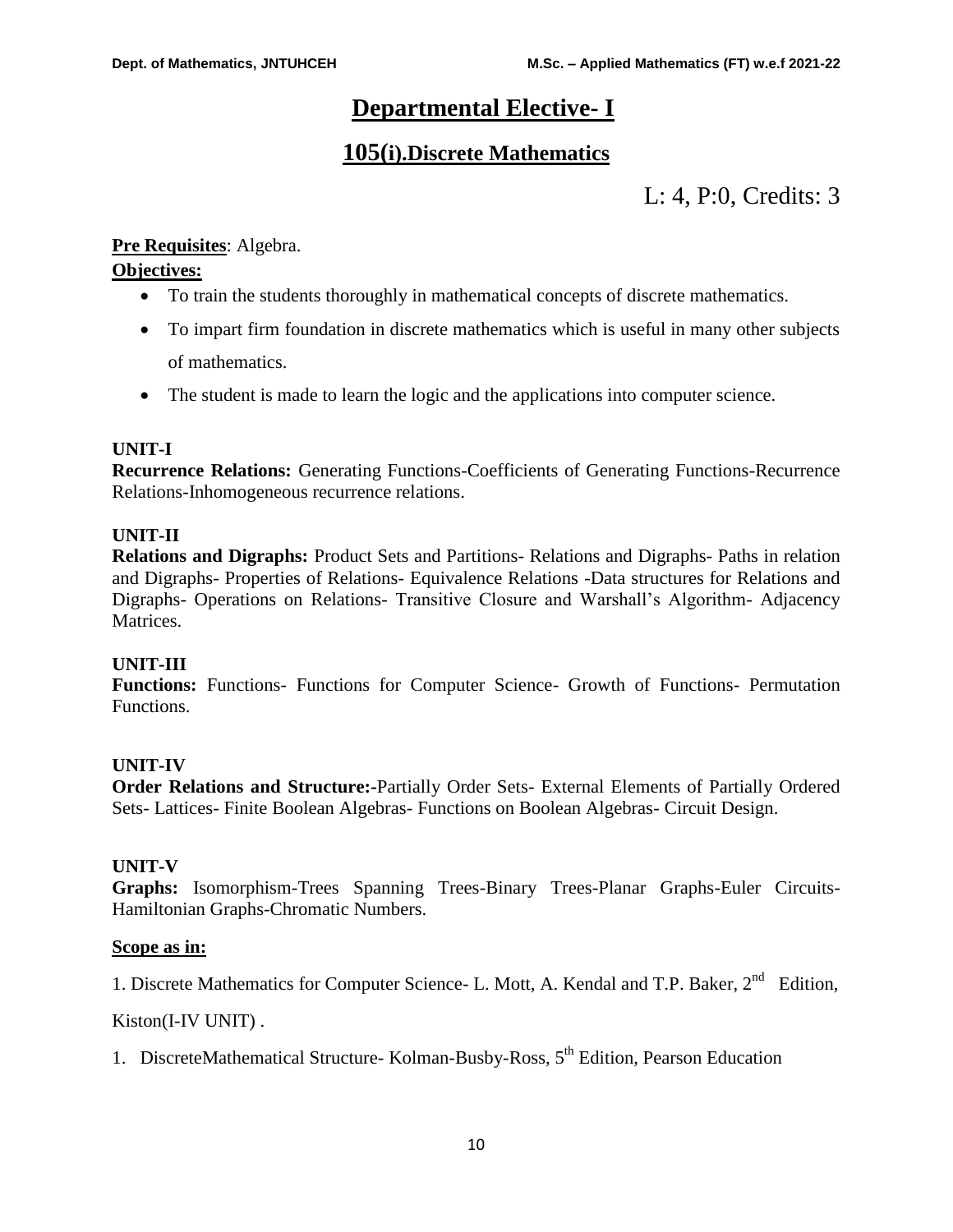# Departmental Elective- I

## 105(i).Discrete Mathematics

L: 4, P:0, Credits: 3

**Pre Requisites**: Algebra.

**Objectives:**

- To train the students thoroughly in mathematical concepts of discrete mathematics.
- To impart firm foundation in discrete mathematics which is useful in many other subjects of mathematics.
- The student is made to learn the logic and the applications into computer science.

**UNIT-I**

**Recurrence Relations:** Generating Functions-Coefficients of Generating Functions-Recurrence Relations-Inhomogeneous recurrence relations.

**UNIT-II**

**Relations and Digraphs:** Product Sets and Partitions- Relations and Digraphs- Paths in relation and Digraphs- Properties of Relations- Equivalence Relations -Data structures for Relations and Digraphs- Operations on Relations- Transitive Closure and Warshall's Algorithm- Adjacency Matrices.

**UNIT-III**

**Functions:** Functions- Functions for Computer Science- Growth of Functions- Permutation Functions.

**UNIT-IV**

**Order Relations and Structure:-**Partially Order Sets- External Elements of Partially Ordered Sets- Lattices- Finite Boolean Algebras- Functions on Boolean Algebras- Circuit Design.

**UNIT-V**

**Graphs:** Isomorphism-Trees Spanning Trees-Binary Trees-Planar Graphs-Euler Circuits-Hamiltonian Graphs-Chromatic Numbers.

**Scope as in:**

1. Discrete Mathematics for Computer Science- L. Mott, A. Kendal and T.P. Baker, 2nd Edition, Kiston(I-IV UNIT) .

1. DiscreteMathematical Structure- Kolman-Busby-Ross, 5th Edition, Pearson Education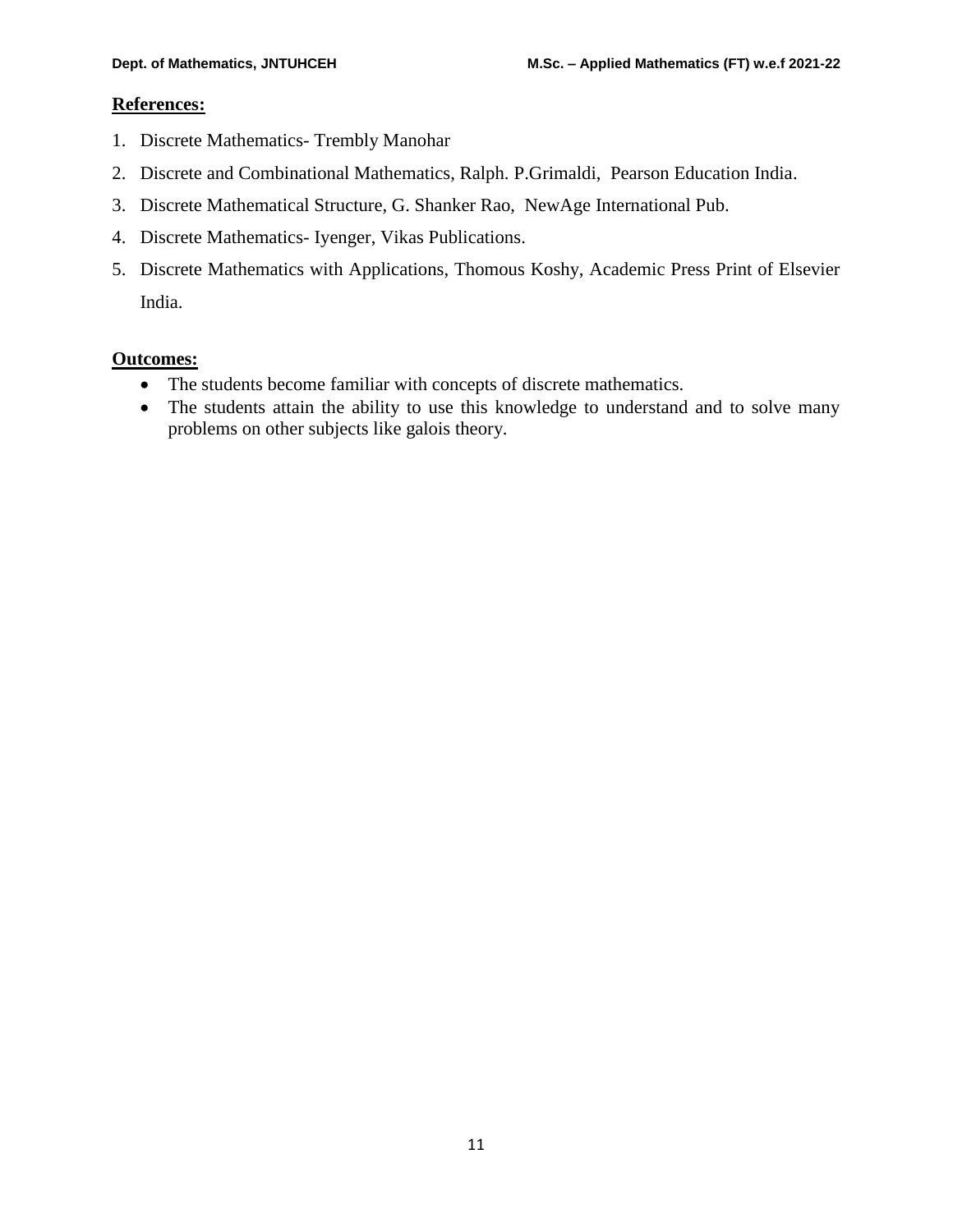**References:**

1. Discrete Mathematics- Trembly Manohar
2. Discrete and Combinational Mathematics, Ralph. P.Grimaldi, Pearson Education India.
3. Discrete Mathematical Structure, G. Shanker Rao, NewAge International Pub.
4. Discrete Mathematics- Iyenger, Vikas Publications.
5. Discrete Mathematics with Applications, Thomous Koshy, Academic Press Print of Elsevier India.

**Outcomes:**

- The students become familiar with concepts of discrete mathematics.
- The students attain the ability to use this knowledge to understand and to solve many problems on other subjects like galois theory.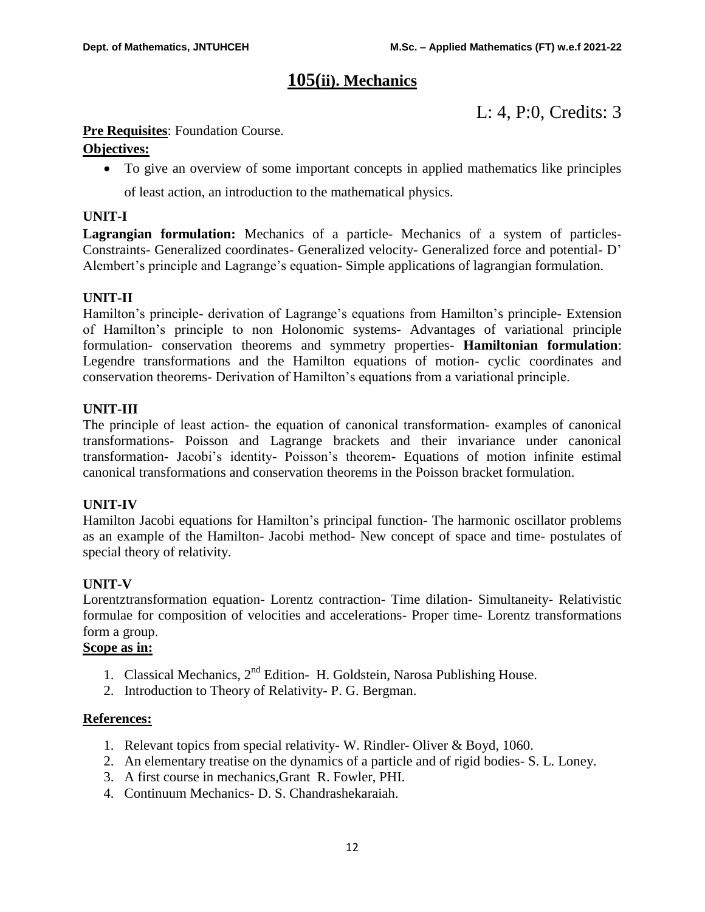# 105(ii). Mechanics

L: 4, P:0, Credits: 3

**Pre Requisites**: Foundation Course.

**Objectives:**

- To give an overview of some important concepts in applied mathematics like principles of least action, an introduction to the mathematical physics.

### UNIT-I

**Lagrangian formulation:** Mechanics of a particle- Mechanics of a system of particles- Constraints- Generalized coordinates- Generalized velocity- Generalized force and potential- D' Alembert's principle and Lagrange's equation- Simple applications of lagrangian formulation.

### UNIT-II

Hamilton's principle- derivation of Lagrange's equations from Hamilton's principle- Extension of Hamilton's principle to non Holonomic systems- Advantages of variational principle formulation- conservation theorems and symmetry properties- **Hamiltonian formulation**: Legendre transformations and the Hamilton equations of motion- cyclic coordinates and conservation theorems- Derivation of Hamilton's equations from a variational principle.

### UNIT-III

The principle of least action- the equation of canonical transformation- examples of canonical transformations- Poisson and Lagrange brackets and their invariance under canonical transformation- Jacobi's identity- Poisson's theorem- Equations of motion infinite estimal canonical transformations and conservation theorems in the Poisson bracket formulation.

### UNIT-IV

Hamilton Jacobi equations for Hamilton's principal function- The harmonic oscillator problems as an example of the Hamilton- Jacobi method- New concept of space and time- postulates of special theory of relativity.

### UNIT-V

Lorentztransformation equation- Lorentz contraction- Time dilation- Simultaneity- Relativistic formulae for composition of velocities and accelerations- Proper time- Lorentz transformations form a group.

**Scope as in:**

1. Classical Mechanics, 2nd Edition- H. Goldstein, Narosa Publishing House.
2. Introduction to Theory of Relativity- P. G. Bergman.

**References:**

1. Relevant topics from special relativity- W. Rindler- Oliver & Boyd, 1060.
2. An elementary treatise on the dynamics of a particle and of rigid bodies- S. L. Loney.
3. A first course in mechanics,Grant R. Fowler, PHI.
4. Continuum Mechanics- D. S. Chandrashekaraiah.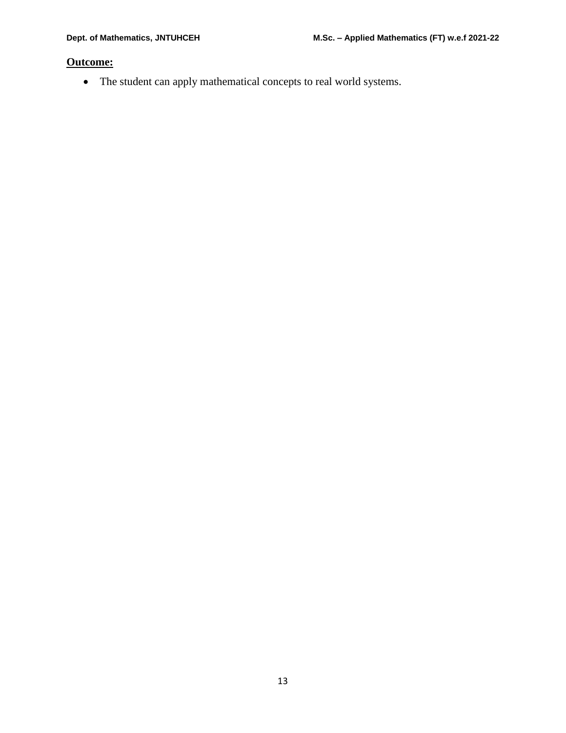**Outcome:**

- The student can apply mathematical concepts to real world systems.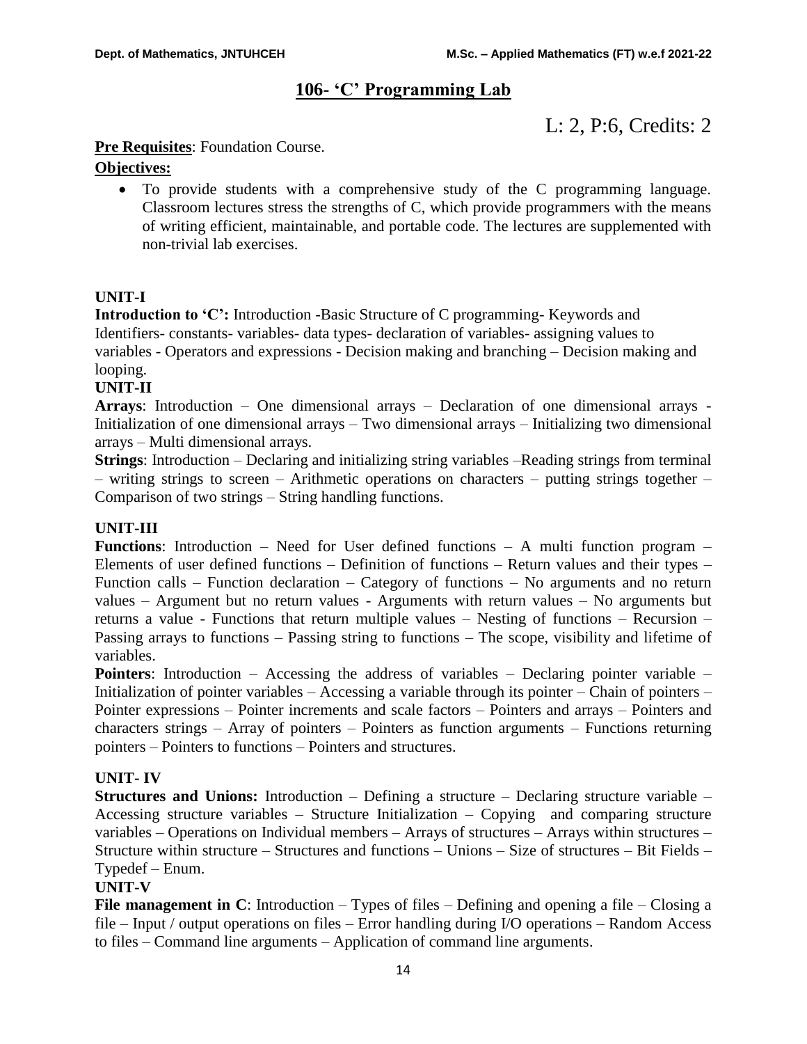## 106- 'C' Programming Lab

L: 2, P:6, Credits: 2

**Pre Requisites**: Foundation Course.

**Objectives:**

- To provide students with a comprehensive study of the C programming language. Classroom lectures stress the strengths of C, which provide programmers with the means of writing efficient, maintainable, and portable code. The lectures are supplemented with non-trivial lab exercises.

**UNIT-I**

**Introduction to 'C':** Introduction -Basic Structure of C programming- Keywords and Identifiers- constants- variables- data types- declaration of variables- assigning values to variables - Operators and expressions - Decision making and branching – Decision making and looping.

**UNIT-II**

**Arrays**: Introduction – One dimensional arrays – Declaration of one dimensional arrays - Initialization of one dimensional arrays – Two dimensional arrays – Initializing two dimensional arrays – Multi dimensional arrays.

**Strings**: Introduction – Declaring and initializing string variables –Reading strings from terminal – writing strings to screen – Arithmetic operations on characters – putting strings together – Comparison of two strings – String handling functions.

**UNIT-III**

**Functions**: Introduction – Need for User defined functions – A multi function program – Elements of user defined functions – Definition of functions – Return values and their types – Function calls – Function declaration – Category of functions – No arguments and no return values – Argument but no return values - Arguments with return values – No arguments but returns a value - Functions that return multiple values – Nesting of functions – Recursion – Passing arrays to functions – Passing string to functions – The scope, visibility and lifetime of variables.

**Pointers**: Introduction – Accessing the address of variables – Declaring pointer variable – Initialization of pointer variables – Accessing a variable through its pointer – Chain of pointers – Pointer expressions – Pointer increments and scale factors – Pointers and arrays – Pointers and characters strings – Array of pointers – Pointers as function arguments – Functions returning pointers – Pointers to functions – Pointers and structures.

**UNIT- IV**

**Structures and Unions:** Introduction – Defining a structure – Declaring structure variable – Accessing structure variables – Structure Initialization – Copying and comparing structure variables – Operations on Individual members – Arrays of structures – Arrays within structures – Structure within structure – Structures and functions – Unions – Size of structures – Bit Fields – Typedef – Enum.

**UNIT-V**

**File management in C**: Introduction – Types of files – Defining and opening a file – Closing a file – Input / output operations on files – Error handling during I/O operations – Random Access to files – Command line arguments – Application of command line arguments.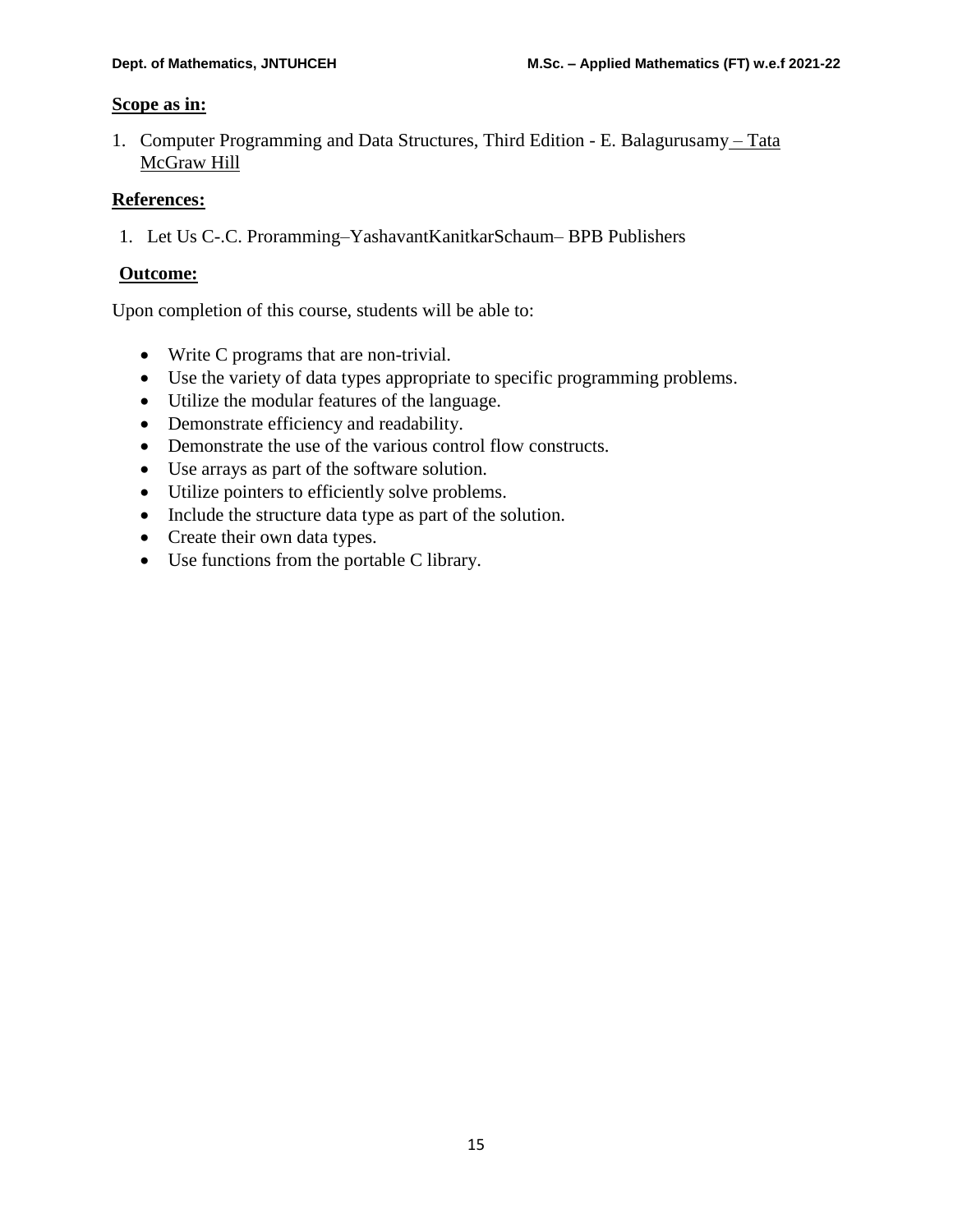**Scope as in:**

1. Computer Programming and Data Structures, Third Edition - E. Balagurusamy – Tata McGraw Hill

**References:**

1. Let Us C-.C. Proramming–YashavantKanitkarSchaum– BPB Publishers

**Outcome:**

Upon completion of this course, students will be able to:

- Write C programs that are non-trivial.
- Use the variety of data types appropriate to specific programming problems.
- Utilize the modular features of the language.
- Demonstrate efficiency and readability.
- Demonstrate the use of the various control flow constructs.
- Use arrays as part of the software solution.
- Utilize pointers to efficiently solve problems.
- Include the structure data type as part of the solution.
- Create their own data types.
- Use functions from the portable C library.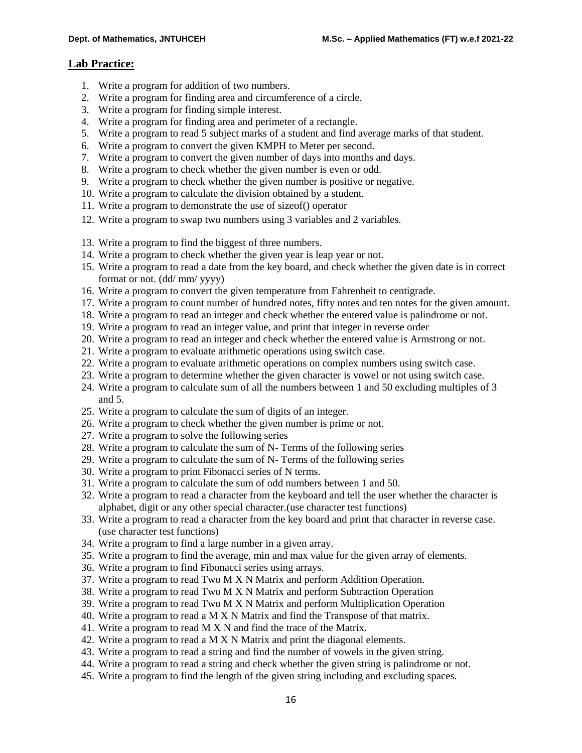## Lab Practice:

1. Write a program for addition of two numbers.
2. Write a program for finding area and circumference of a circle.
3. Write a program for finding simple interest.
4. Write a program for finding area and perimeter of a rectangle.
5. Write a program to read 5 subject marks of a student and find average marks of that student.
6. Write a program to convert the given KMPH to Meter per second.
7. Write a program to convert the given number of days into months and days.
8. Write a program to check whether the given number is even or odd.
9. Write a program to check whether the given number is positive or negative.
10. Write a program to calculate the division obtained by a student.
11. Write a program to demonstrate the use of sizeof() operator
12. Write a program to swap two numbers using 3 variables and 2 variables.
13. Write a program to find the biggest of three numbers.
14. Write a program to check whether the given year is leap year or not.
15. Write a program to read a date from the key board, and check whether the given date is in correct format or not. (dd/ mm/ yyyy)
16. Write a program to convert the given temperature from Fahrenheit to centigrade.
17. Write a program to count number of hundred notes, fifty notes and ten notes for the given amount.
18. Write a program to read an integer and check whether the entered value is palindrome or not.
19. Write a program to read an integer value, and print that integer in reverse order
20. Write a program to read an integer and check whether the entered value is Armstrong or not.
21. Write a program to evaluate arithmetic operations using switch case.
22. Write a program to evaluate arithmetic operations on complex numbers using switch case.
23. Write a program to determine whether the given character is vowel or not using switch case.
24. Write a program to calculate sum of all the numbers between 1 and 50 excluding multiples of 3 and 5.
25. Write a program to calculate the sum of digits of an integer.
26. Write a program to check whether the given number is prime or not.
27. Write a program to solve the following series
28. Write a program to calculate the sum of N- Terms of the following series
29. Write a program to calculate the sum of N- Terms of the following series
30. Write a program to print Fibonacci series of N terms.
31. Write a program to calculate the sum of odd numbers between 1 and 50.
32. Write a program to read a character from the keyboard and tell the user whether the character is alphabet, digit or any other special character.(use character test functions)
33. Write a program to read a character from the key board and print that character in reverse case. (use character test functions)
34. Write a program to find a large number in a given array.
35. Write a program to find the average, min and max value for the given array of elements.
36. Write a program to find Fibonacci series using arrays.
37. Write a program to read Two M X N Matrix and perform Addition Operation.
38. Write a program to read Two M X N Matrix and perform Subtraction Operation
39. Write a program to read Two M X N Matrix and perform Multiplication Operation
40. Write a program to read a M X N Matrix and find the Transpose of that matrix.
41. Write a program to read M X N and find the trace of the Matrix.
42. Write a program to read a M X N Matrix and print the diagonal elements.
43. Write a program to read a string and find the number of vowels in the given string.
44. Write a program to read a string and check whether the given string is palindrome or not.
45. Write a program to find the length of the given string including and excluding spaces.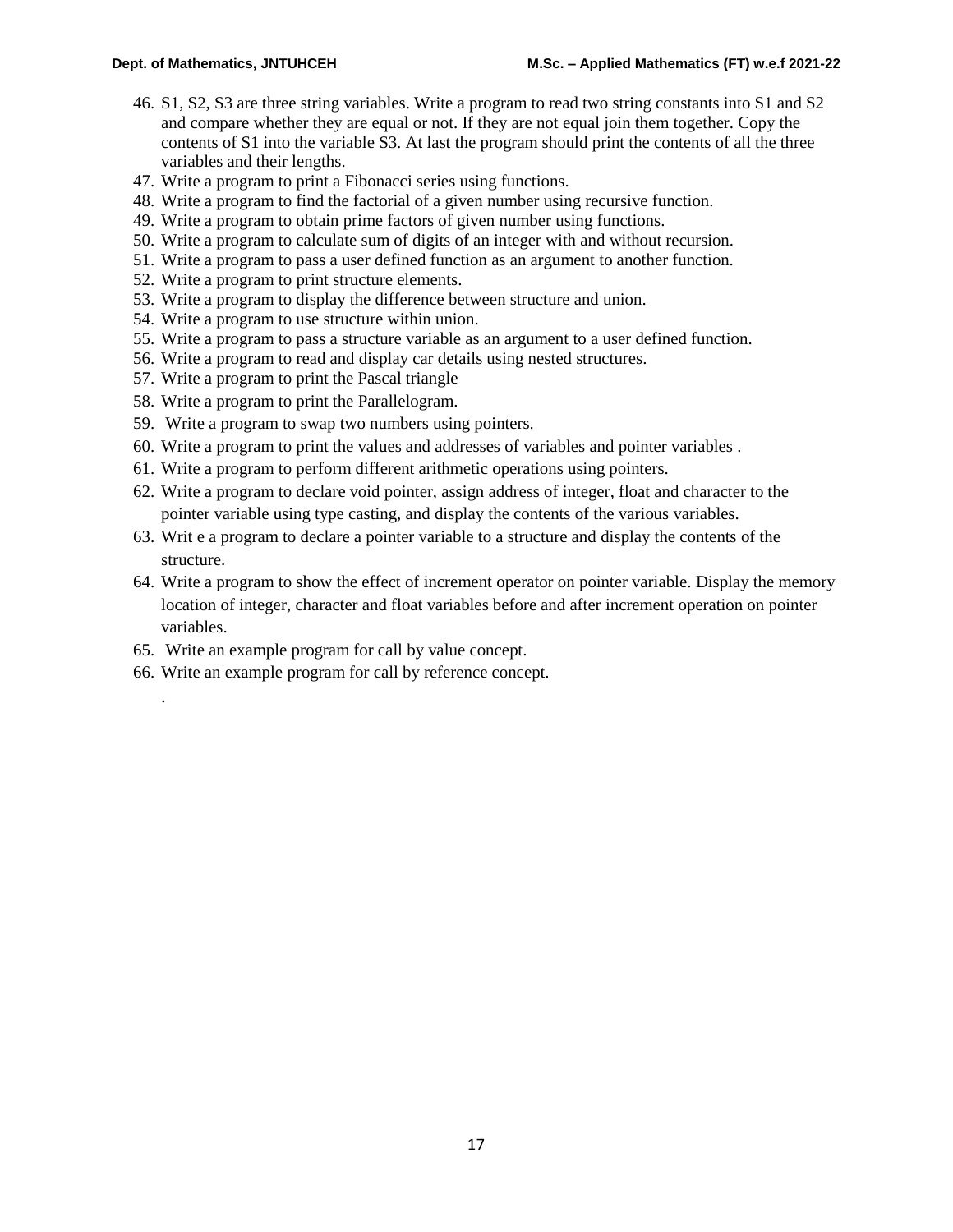46. S1, S2, S3 are three string variables. Write a program to read two string constants into S1 and S2 and compare whether they are equal or not. If they are not equal join them together. Copy the contents of S1 into the variable S3. At last the program should print the contents of all the three variables and their lengths.
47. Write a program to print a Fibonacci series using functions.
48. Write a program to find the factorial of a given number using recursive function.
49. Write a program to obtain prime factors of given number using functions.
50. Write a program to calculate sum of digits of an integer with and without recursion.
51. Write a program to pass a user defined function as an argument to another function.
52. Write a program to print structure elements.
53. Write a program to display the difference between structure and union.
54. Write a program to use structure within union.
55. Write a program to pass a structure variable as an argument to a user defined function.
56. Write a program to read and display car details using nested structures.
57. Write a program to print the Pascal triangle
58. Write a program to print the Parallelogram.
59. Write a program to swap two numbers using pointers.
60. Write a program to print the values and addresses of variables and pointer variables .
61. Write a program to perform different arithmetic operations using pointers.
62. Write a program to declare void pointer, assign address of integer, float and character to the pointer variable using type casting, and display the contents of the various variables.
63. Writ e a program to declare a pointer variable to a structure and display the contents of the structure.
64. Write a program to show the effect of increment operator on pointer variable. Display the memory location of integer, character and float variables before and after increment operation on pointer variables.
65. Write an example program for call by value concept.
66. Write an example program for call by reference concept.

.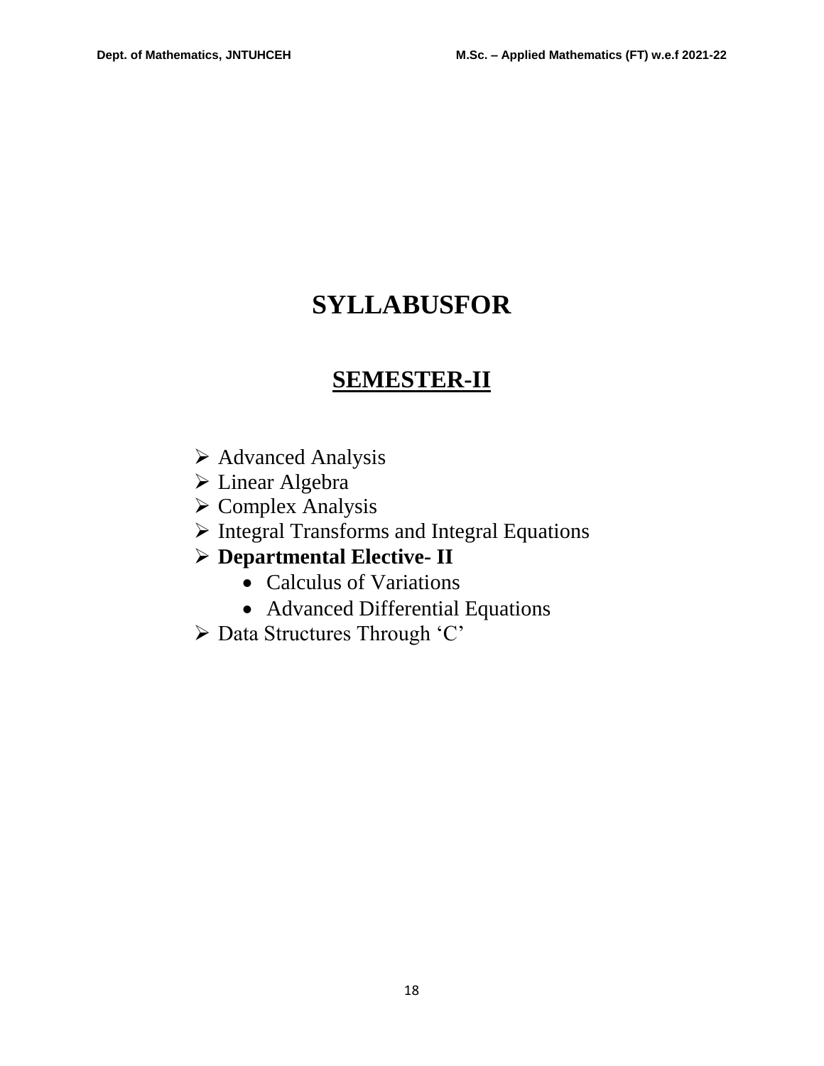# SYLLABUSFOR

## SEMESTER-II

- Advanced Analysis
- Linear Algebra
- Complex Analysis
- Integral Transforms and Integral Equations
- **Departmental Elective- II**
  - Calculus of Variations
  - Advanced Differential Equations
- Data Structures Through 'C'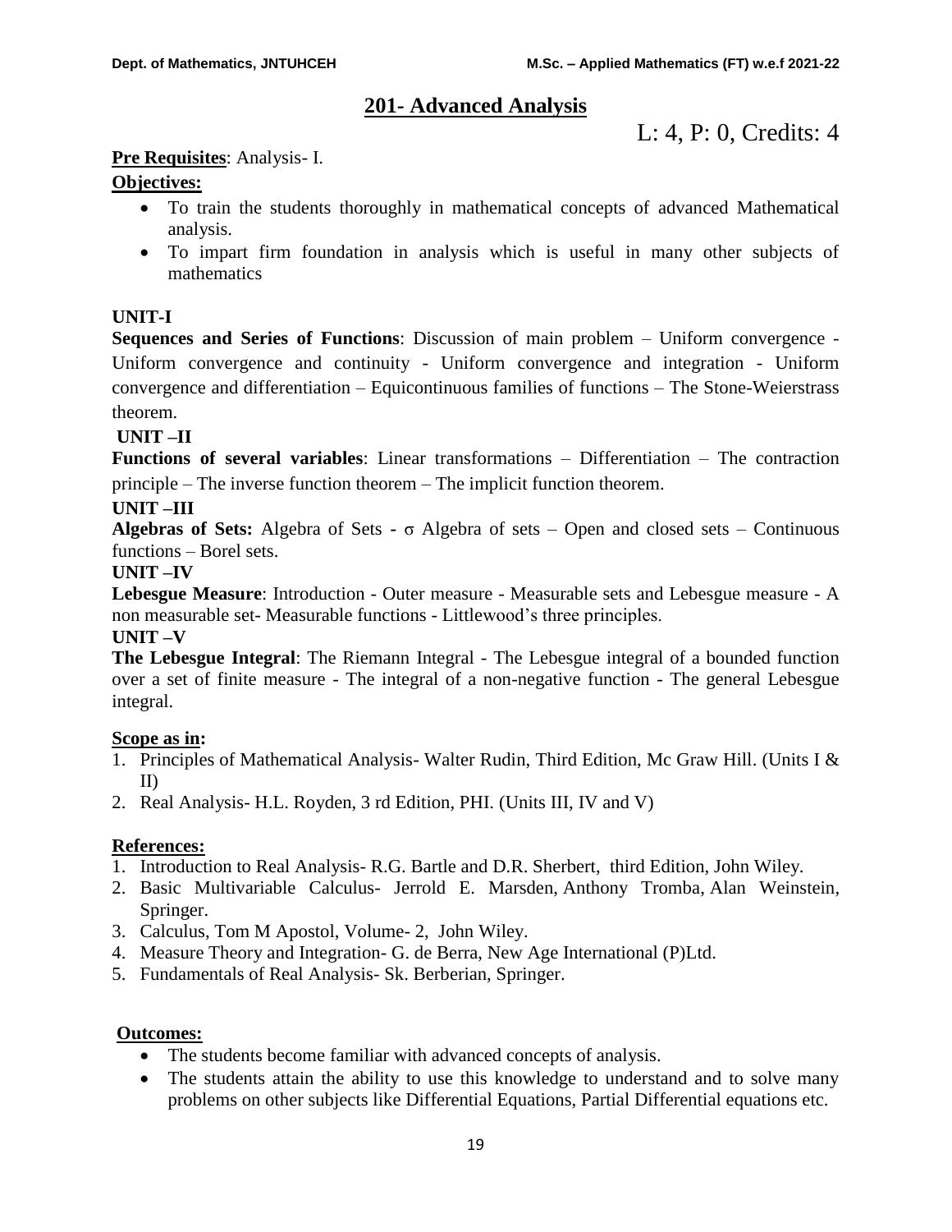## 201- Advanced Analysis

L: 4, P: 0, Credits: 4

**Pre Requisites**: Analysis- I.

**Objectives:**

- To train the students thoroughly in mathematical concepts of advanced Mathematical analysis.
- To impart firm foundation in analysis which is useful in many other subjects of mathematics

**UNIT-I**

**Sequences and Series of Functions**: Discussion of main problem – Uniform convergence - Uniform convergence and continuity - Uniform convergence and integration - Uniform convergence and differentiation – Equicontinuous families of functions – The Stone-Weierstrass theorem.

**UNIT –II**

**Functions of several variables**: Linear transformations – Differentiation – The contraction principle – The inverse function theorem – The implicit function theorem.

**UNIT –III**

**Algebras of Sets:** Algebra of Sets - $\sigma$ Algebra of sets – Open and closed sets – Continuous functions – Borel sets.

**UNIT –IV**

**Lebesgue Measure**: Introduction - Outer measure - Measurable sets and Lebesgue measure - A non measurable set- Measurable functions - Littlewood's three principles.

**UNIT –V**

**The Lebesgue Integral**: The Riemann Integral - The Lebesgue integral of a bounded function over a set of finite measure - The integral of a non-negative function - The general Lebesgue integral.

**Scope as in:**

1. Principles of Mathematical Analysis- Walter Rudin, Third Edition, Mc Graw Hill. (Units I & II)
2. Real Analysis- H.L. Royden, 3 rd Edition, PHI. (Units III, IV and V)

**References:**

1. Introduction to Real Analysis- R.G. Bartle and D.R. Sherbert, third Edition, John Wiley.
2. Basic Multivariable Calculus- Jerrold E. Marsden, Anthony Tromba, Alan Weinstein, Springer.
3. Calculus, Tom M Apostol, Volume- 2, John Wiley.
4. Measure Theory and Integration- G. de Berra, New Age International (P)Ltd.
5. Fundamentals of Real Analysis- Sk. Berberian, Springer.

**Outcomes:**

- The students become familiar with advanced concepts of analysis.
- The students attain the ability to use this knowledge to understand and to solve many problems on other subjects like Differential Equations, Partial Differential equations etc.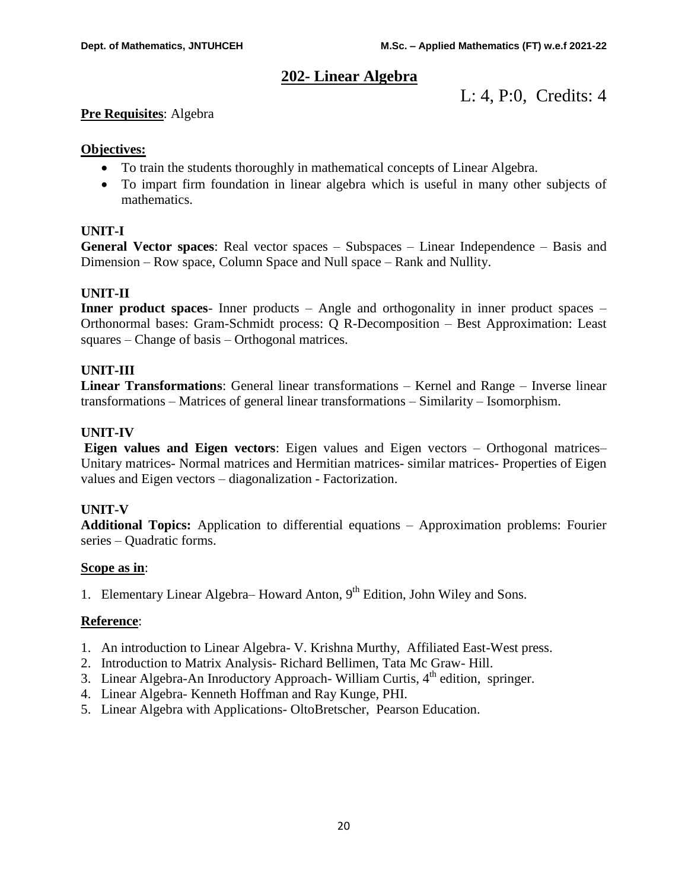## 202- Linear Algebra

L: 4, P:0, Credits: 4

**Pre Requisites**: Algebra

**Objectives:**

- To train the students thoroughly in mathematical concepts of Linear Algebra.
- To impart firm foundation in linear algebra which is useful in many other subjects of mathematics.

**UNIT-I**

**General Vector spaces**: Real vector spaces – Subspaces – Linear Independence – Basis and Dimension – Row space, Column Space and Null space – Rank and Nullity.

**UNIT-II**

**Inner product spaces**- Inner products – Angle and orthogonality in inner product spaces – Orthonormal bases: Gram-Schmidt process: Q R-Decomposition – Best Approximation: Least squares – Change of basis – Orthogonal matrices.

**UNIT-III**

**Linear Transformations**: General linear transformations – Kernel and Range – Inverse linear transformations – Matrices of general linear transformations – Similarity – Isomorphism.

**UNIT-IV**

**Eigen values and Eigen vectors**: Eigen values and Eigen vectors – Orthogonal matrices– Unitary matrices- Normal matrices and Hermitian matrices- similar matrices- Properties of Eigen values and Eigen vectors – diagonalization - Factorization.

**UNIT-V**

**Additional Topics:** Application to differential equations – Approximation problems: Fourier series – Quadratic forms.

**Scope as in**:

1. Elementary Linear Algebra– Howard Anton, 9th Edition, John Wiley and Sons.

**Reference**:

1. An introduction to Linear Algebra- V. Krishna Murthy, Affiliated East-West press.
2. Introduction to Matrix Analysis- Richard Bellimen, Tata Mc Graw- Hill.
3. Linear Algebra-An Inroductory Approach- William Curtis, 4th edition, springer.
4. Linear Algebra- Kenneth Hoffman and Ray Kunge, PHI.
5. Linear Algebra with Applications- OltoBretscher, Pearson Education.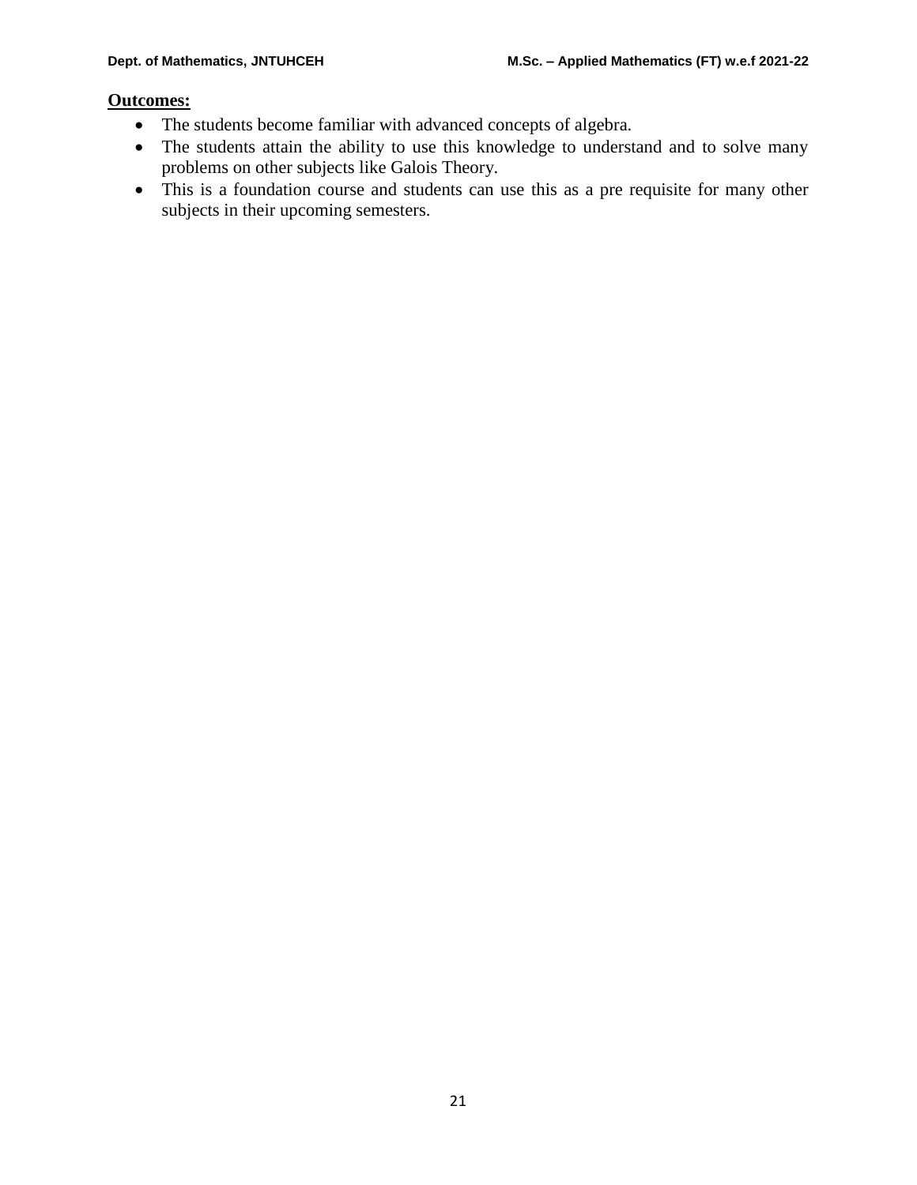**Outcomes:**

- The students become familiar with advanced concepts of algebra.
- The students attain the ability to use this knowledge to understand and to solve many problems on other subjects like Galois Theory.
- This is a foundation course and students can use this as a pre requisite for many other subjects in their upcoming semesters.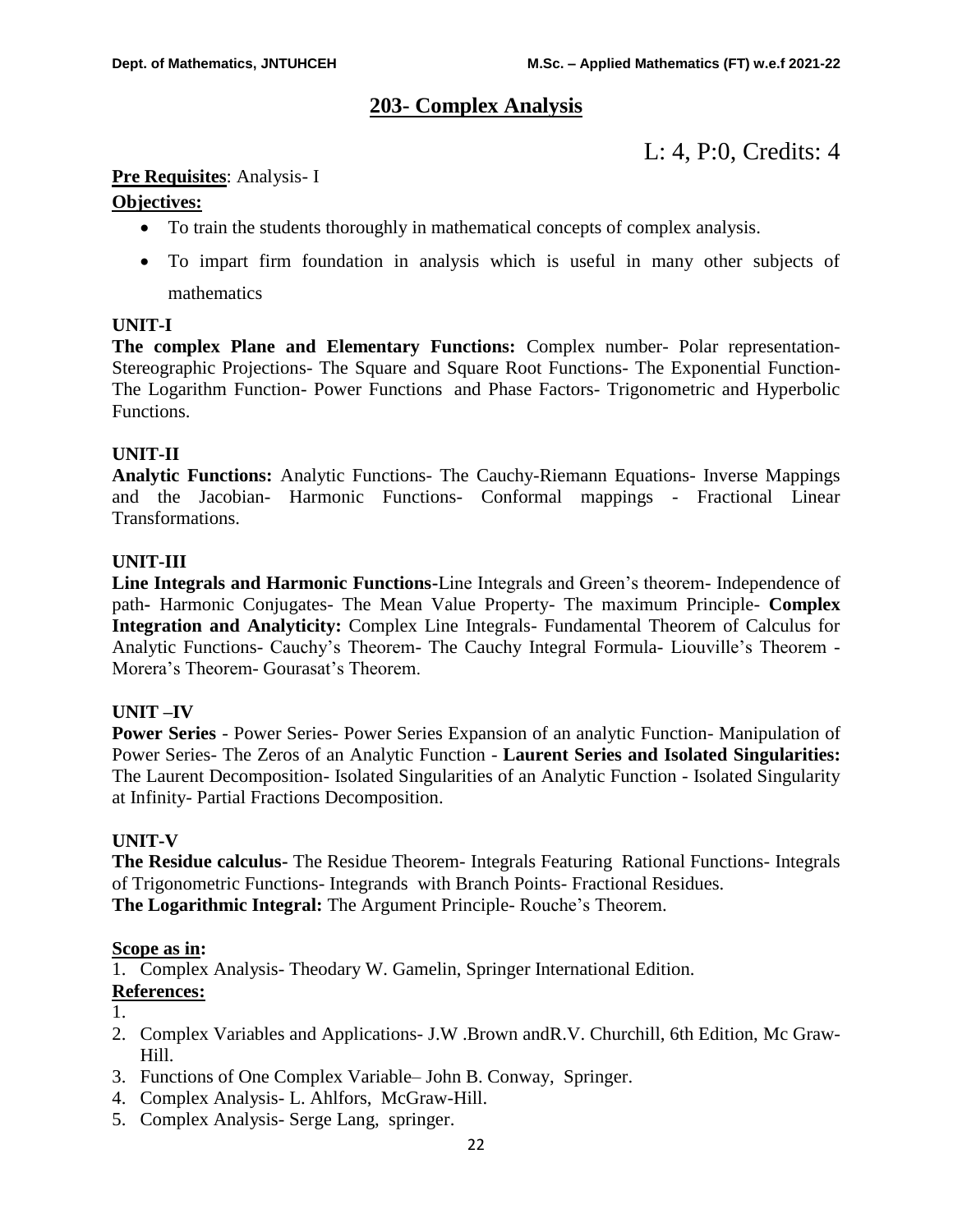## 203- Complex Analysis

L: 4, P:0, Credits: 4

**Pre Requisites**: Analysis- I

**Objectives:**

- To train the students thoroughly in mathematical concepts of complex analysis.
- To impart firm foundation in analysis which is useful in many other subjects of mathematics

**UNIT-I**

**The complex Plane and Elementary Functions:** Complex number- Polar representation- Stereographic Projections- The Square and Square Root Functions- The Exponential Function- The Logarithm Function- Power Functions and Phase Factors- Trigonometric and Hyperbolic Functions.

**UNIT-II**

**Analytic Functions:** Analytic Functions- The Cauchy-Riemann Equations- Inverse Mappings and the Jacobian- Harmonic Functions- Conformal mappings - Fractional Linear Transformations.

**UNIT-III**

**Line Integrals and Harmonic Functions**-Line Integrals and Green's theorem- Independence of path**-** Harmonic Conjugates- The Mean Value Property- The maximum Principle- **Complex Integration and Analyticity:** Complex Line Integrals- Fundamental Theorem of Calculus for Analytic Functions- Cauchy's Theorem- The Cauchy Integral Formula- Liouville's Theorem - Morera's Theorem- Gourasat's Theorem.

**UNIT –IV**

**Power Series** - Power Series- Power Series Expansion of an analytic Function- Manipulation of Power Series- The Zeros of an Analytic Function - **Laurent Series and Isolated Singularities:** The Laurent Decomposition- Isolated Singularities of an Analytic Function - Isolated Singularity at Infinity- Partial Fractions Decomposition.

**UNIT-V**

**The Residue calculus-** The Residue Theorem- Integrals Featuring Rational Functions- Integrals of Trigonometric Functions- Integrands with Branch Points- Fractional Residues.

**The Logarithmic Integral:** The Argument Principle- Rouche's Theorem.

**Scope as in:**

1. Complex Analysis- Theodary W. Gamelin, Springer International Edition.

**References:**

1. 
2. Complex Variables and Applications- J.W .Brown andR.V. Churchill, 6th Edition, Mc Graw-Hill.
3. Functions of One Complex Variable– John B. Conway, Springer.
4. Complex Analysis- L. Ahlfors, McGraw-Hill.
5. Complex Analysis- Serge Lang, springer.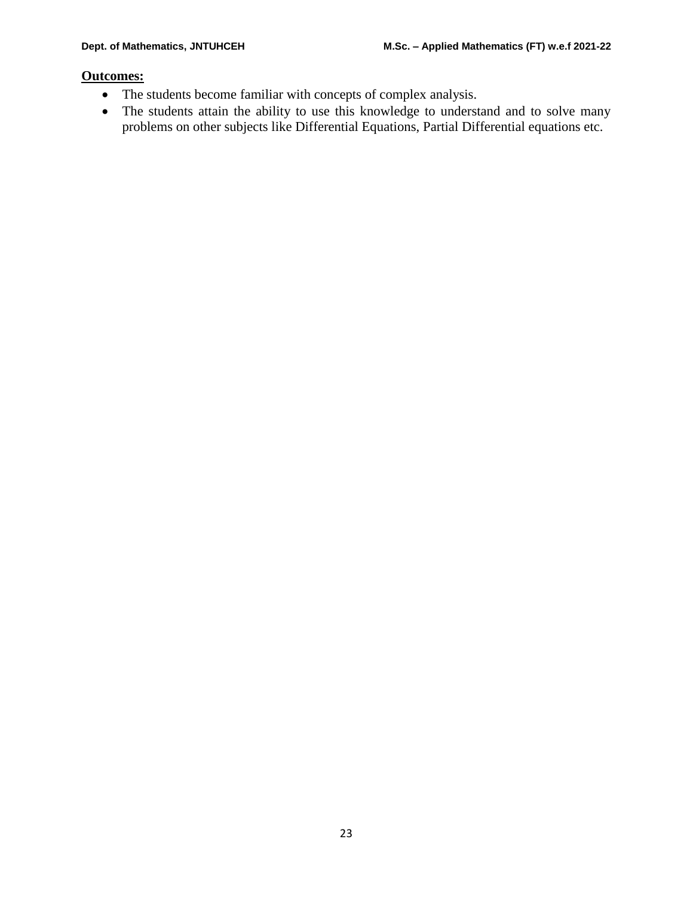**Outcomes:**

- The students become familiar with concepts of complex analysis.
- The students attain the ability to use this knowledge to understand and to solve many problems on other subjects like Differential Equations, Partial Differential equations etc.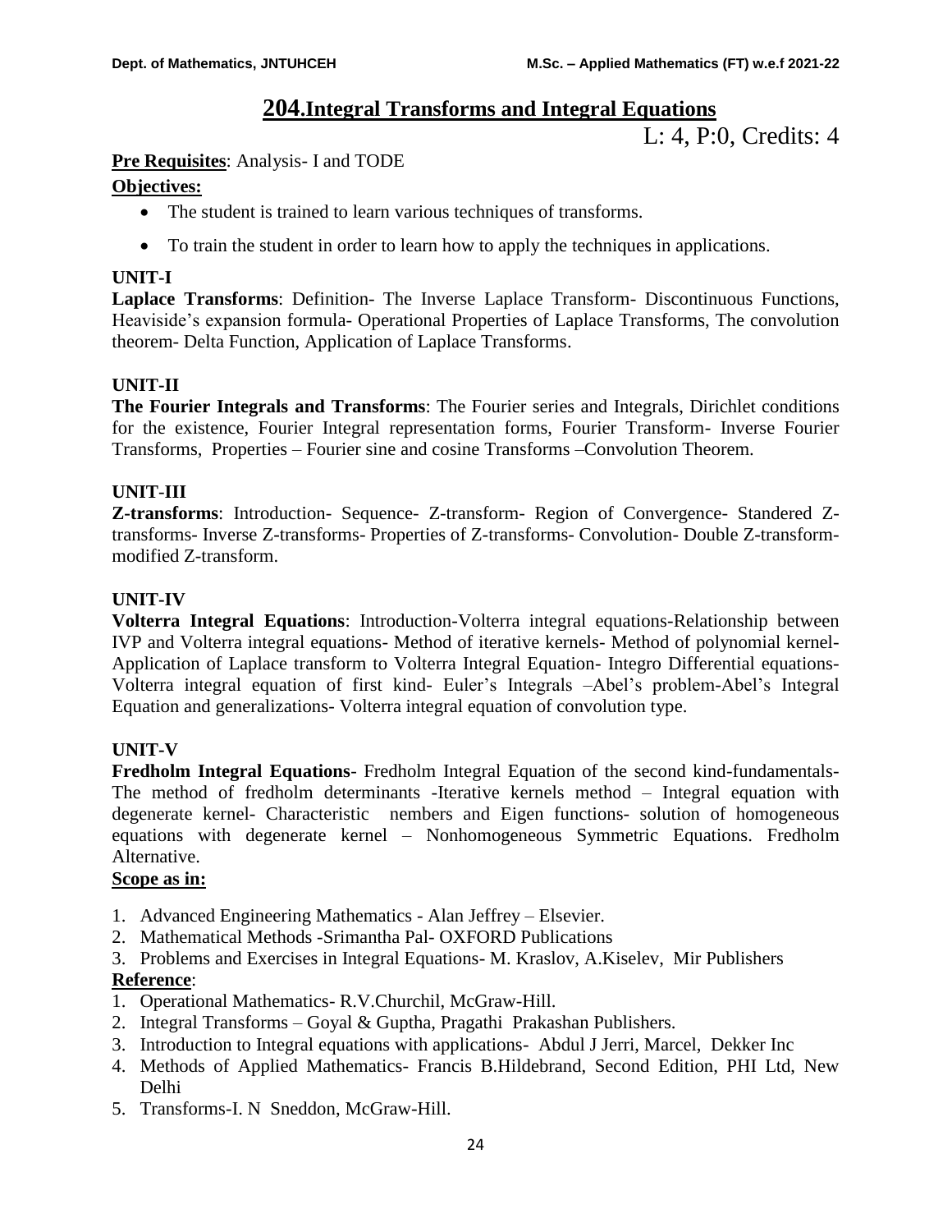## 204. Integral Transforms and Integral Equations

L: 4, P:0, Credits: 4

**Pre Requisites**: Analysis- I and TODE

**Objectives:**

- The student is trained to learn various techniques of transforms.
- To train the student in order to learn how to apply the techniques in applications.

### UNIT-I

**Laplace Transforms**: Definition- The Inverse Laplace Transform- Discontinuous Functions, Heaviside's expansion formula- Operational Properties of Laplace Transforms, The convolution theorem- Delta Function, Application of Laplace Transforms.

### UNIT-II

**The Fourier Integrals and Transforms**: The Fourier series and Integrals, Dirichlet conditions for the existence, Fourier Integral representation forms, Fourier Transform- Inverse Fourier Transforms, Properties – Fourier sine and cosine Transforms –Convolution Theorem.

### UNIT-III

**Z-transforms**: Introduction- Sequence- Z-transform- Region of Convergence- Standered Z-transforms- Inverse Z-transforms- Properties of Z-transforms- Convolution- Double Z-transform-modified Z-transform.

### UNIT-IV

**Volterra Integral Equations**: Introduction-Volterra integral equations-Relationship between IVP and Volterra integral equations- Method of iterative kernels- Method of polynomial kernel- Application of Laplace transform to Volterra Integral Equation- Integro Differential equations- Volterra integral equation of first kind- Euler's Integrals –Abel's problem-Abel's Integral Equation and generalizations- Volterra integral equation of convolution type.

### UNIT-V

**Fredholm Integral Equations**- Fredholm Integral Equation of the second kind-fundamentals- The method of fredholm determinants -Iterative kernels method – Integral equation with degenerate kernel- Characteristic nembers and Eigen functions- solution of homogeneous equations with degenerate kernel – Nonhomogeneous Symmetric Equations. Fredholm Alternative.

**Scope as in:**

1. Advanced Engineering Mathematics - Alan Jeffrey – Elsevier.
2. Mathematical Methods -Srimantha Pal- OXFORD Publications
3. Problems and Exercises in Integral Equations- M. Kraslov, A.Kiselev, Mir Publishers

**Reference**:

1. Operational Mathematics- R.V.Churchil, McGraw-Hill.
2. Integral Transforms – Goyal & Guptha, Pragathi Prakashan Publishers.
3. Introduction to Integral equations with applications- Abdul J Jerri, Marcel, Dekker Inc
4. Methods of Applied Mathematics- Francis B.Hildebrand, Second Edition, PHI Ltd, New Delhi
5. Transforms-I. N Sneddon, McGraw-Hill.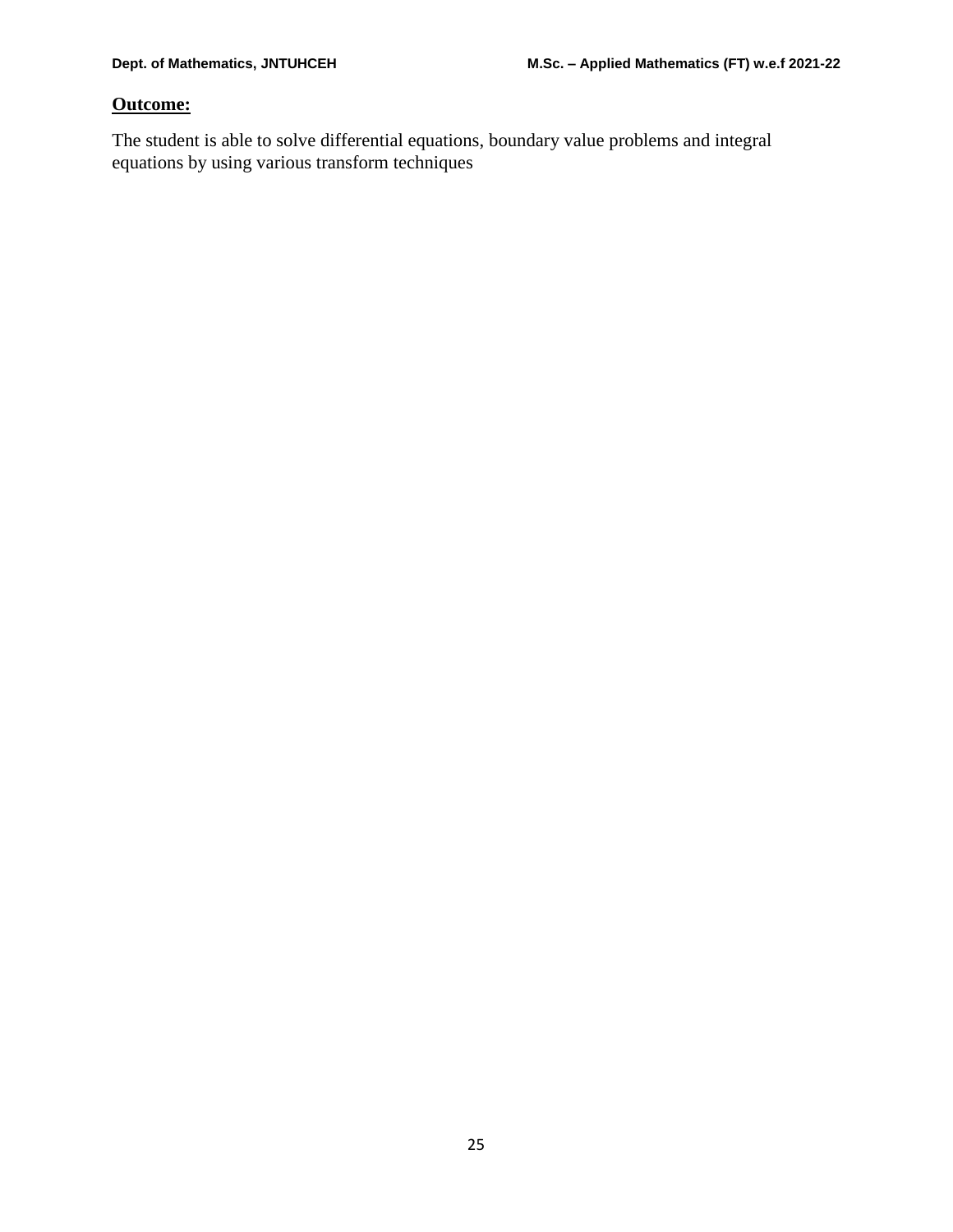**Outcome:**

The student is able to solve differential equations, boundary value problems and integral equations by using various transform techniques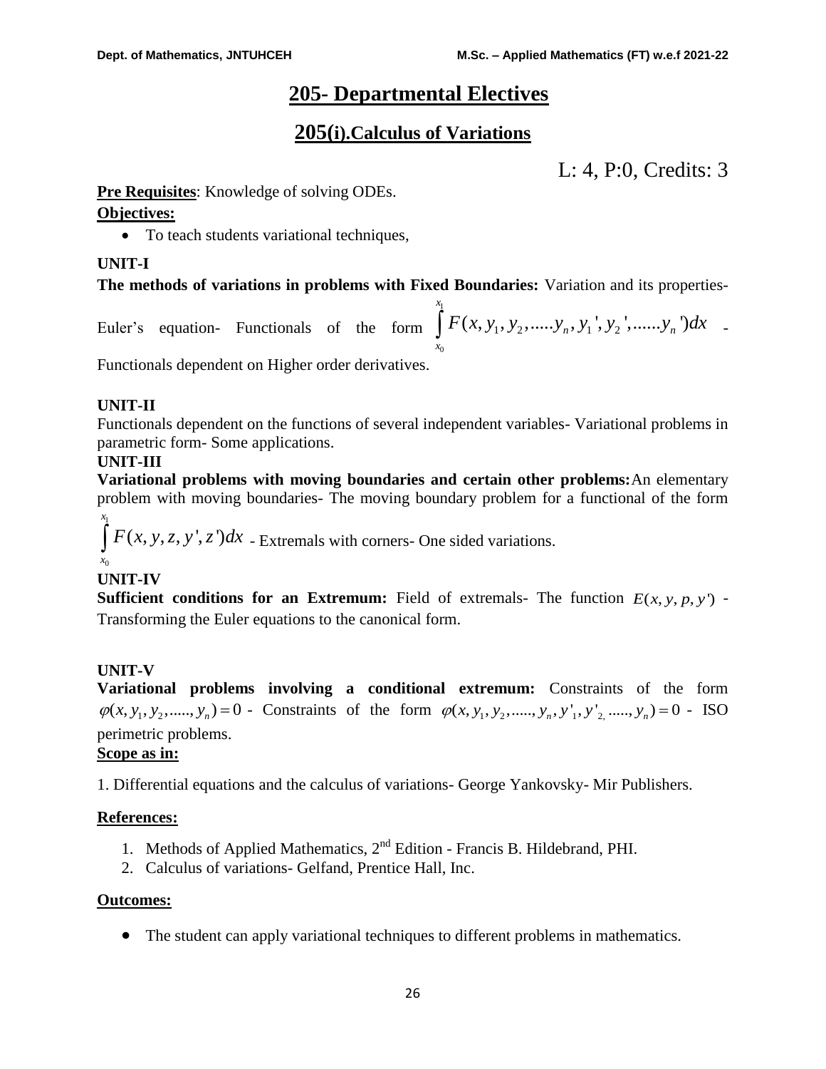# 205- Departmental Electives

## 205(i).Calculus of Variations

L: 4, P:0, Credits: 3

**Pre Requisites**: Knowledge of solving ODEs.

**Objectives:**

- To teach students variational techniques,

**UNIT-I**

**The methods of variations in problems with Fixed Boundaries:** Variation and its properties- Euler's equation- Functionals of the form $\int_{x_0}^{x_1} F(x, y_1, y_2, .....y_n, y_1', y_2', ......y_n')dx$ - Functionals dependent on Higher order derivatives.

**UNIT-II**

Functionals dependent on the functions of several independent variables- Variational problems in parametric form- Some applications.

**UNIT-III**

**Variational problems with moving boundaries and certain other problems:** An elementary problem with moving boundaries- The moving boundary problem for a functional of the form $\int_{x_0}^{x_1} F(x, y, z, y', z')dx$ - Extremals with corners- One sided variations.

**UNIT-IV**

**Sufficient conditions for an Extremum:** Field of extremals- The function $E(x, y, p, y')$ - Transforming the Euler equations to the canonical form.

**UNIT-V**

**Variational problems involving a conditional extremum:** Constraints of the form $\varphi(x, y_1, y_2, ....., y_n) = 0$ - Constraints of the form $\varphi(x, y_1, y_2, ....., y_n, y'_1, y'_{2,} ....., y_n) = 0$ - ISO perimetric problems.

**Scope as in:**

1. Differential equations and the calculus of variations- George Yankovsky- Mir Publishers.

**References:**

1. Methods of Applied Mathematics, 2nd Edition - Francis B. Hildebrand, PHI.
2. Calculus of variations- Gelfand, Prentice Hall, Inc.

**Outcomes:**

- The student can apply variational techniques to different problems in mathematics.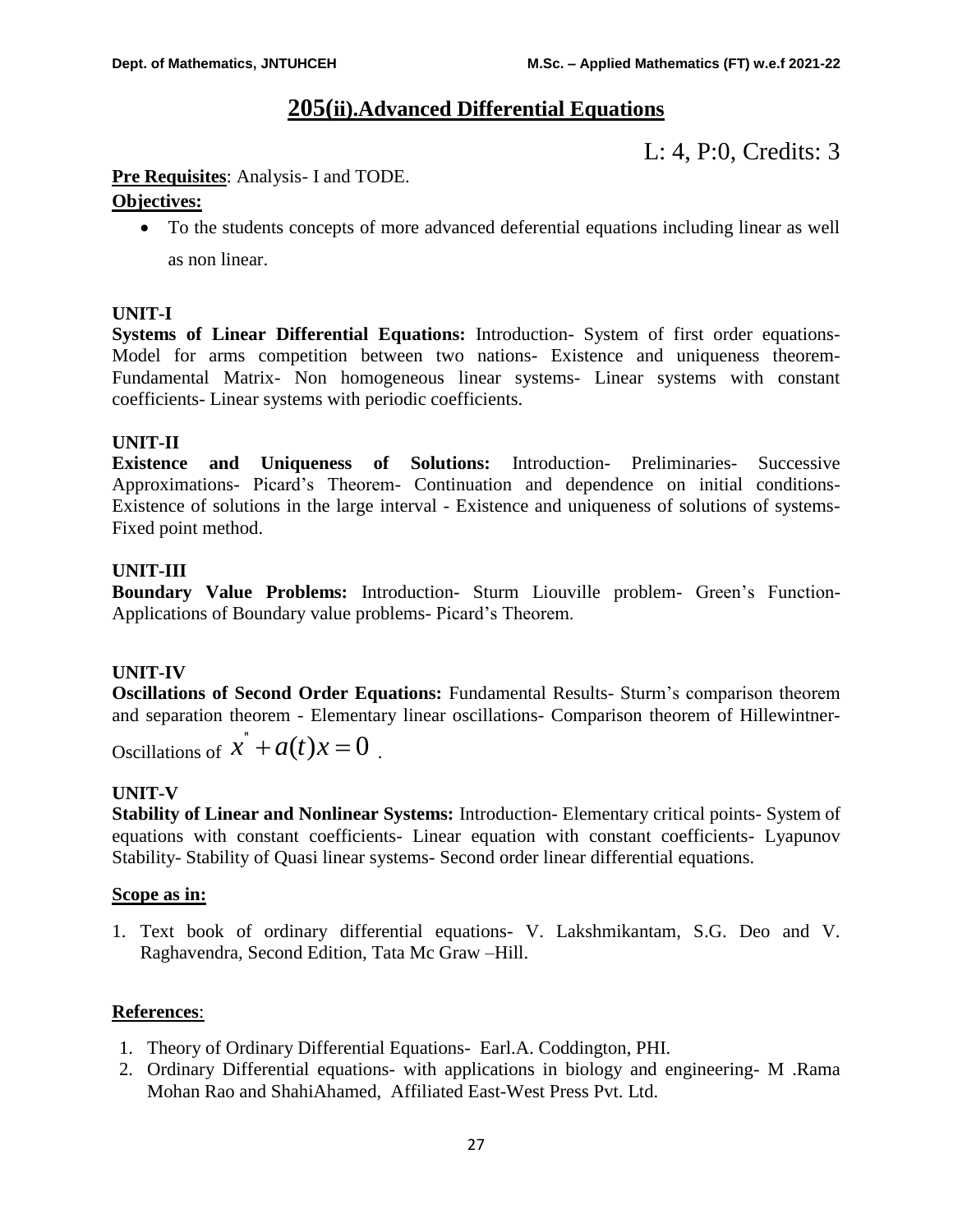## 205(ii).Advanced Differential Equations

L: 4, P:0, Credits: 3

**Pre Requisites**: Analysis- I and TODE.

**Objectives:**

- To the students concepts of more advanced deferential equations including linear as well as non linear.

**UNIT-I**

**Systems of Linear Differential Equations:** Introduction- System of first order equations- Model for arms competition between two nations- Existence and uniqueness theorem- Fundamental Matrix- Non homogeneous linear systems- Linear systems with constant coefficients- Linear systems with periodic coefficients.

**UNIT-II**

**Existence and Uniqueness of Solutions:** Introduction- Preliminaries- Successive Approximations- Picard's Theorem- Continuation and dependence on initial conditions- Existence of solutions in the large interval - Existence and uniqueness of solutions of systems- Fixed point method.

**UNIT-III**

**Boundary Value Problems:** Introduction- Sturm Liouville problem- Green's Function- Applications of Boundary value problems- Picard's Theorem.

**UNIT-IV**

**Oscillations of Second Order Equations:** Fundamental Results- Sturm's comparison theorem and separation theorem - Elementary linear oscillations- Comparison theorem of Hillewintner- Oscillations of $x'' + a(t)x = 0$ .

**UNIT-V**

**Stability of Linear and Nonlinear Systems:** Introduction- Elementary critical points- System of equations with constant coefficients- Linear equation with constant coefficients- Lyapunov Stability- Stability of Quasi linear systems- Second order linear differential equations.

**Scope as in:**

1. Text book of ordinary differential equations- V. Lakshmikantam, S.G. Deo and V. Raghavendra, Second Edition, Tata Mc Graw –Hill.

**References**:

1. Theory of Ordinary Differential Equations- Earl.A. Coddington, PHI.
2. Ordinary Differential equations- with applications in biology and engineering- M .Rama Mohan Rao and ShahiAhamed, Affiliated East-West Press Pvt. Ltd.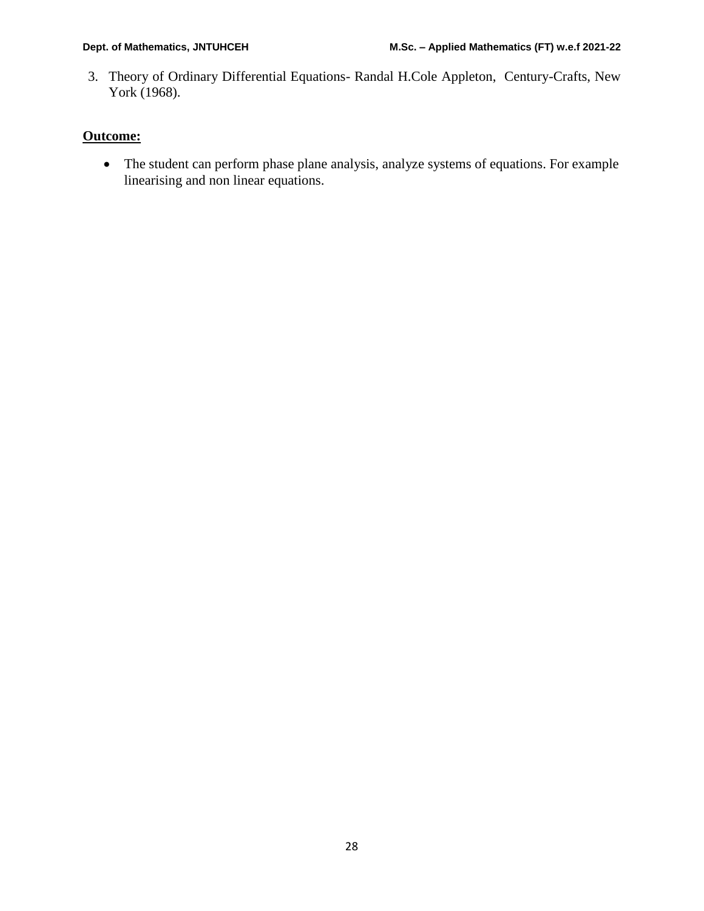3. Theory of Ordinary Differential Equations- Randal H.Cole Appleton, Century-Crafts, New York (1968).

**Outcome:**

- The student can perform phase plane analysis, analyze systems of equations. For example linearising and non linear equations.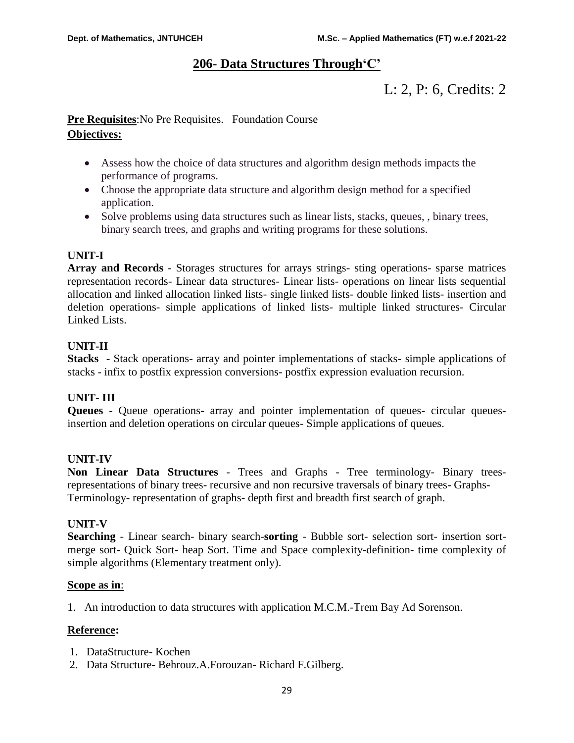## 206- Data Structures Through'C'

L: 2, P: 6, Credits: 2

**Pre Requisites**:No Pre Requisites. Foundation Course

**Objectives:**

- Assess how the choice of data structures and algorithm design methods impacts the performance of programs.
- Choose the appropriate data structure and algorithm design method for a specified application.
- Solve problems using data structures such as linear lists, stacks, queues, , binary trees, binary search trees, and graphs and writing programs for these solutions.

**UNIT-I**

**Array and Records** - Storages structures for arrays strings- sting operations- sparse matrices representation records- Linear data structures- Linear lists- operations on linear lists sequential allocation and linked allocation linked lists- single linked lists- double linked lists- insertion and deletion operations- simple applications of linked lists- multiple linked structures- Circular Linked Lists.

**UNIT-II**

**Stacks** - Stack operations- array and pointer implementations of stacks- simple applications of stacks - infix to postfix expression conversions- postfix expression evaluation recursion.

**UNIT- III**

**Queues** - Queue operations- array and pointer implementation of queues- circular queues- insertion and deletion operations on circular queues- Simple applications of queues.

**UNIT-IV**

**Non Linear Data Structures** - Trees and Graphs - Tree terminology- Binary trees- representations of binary trees- recursive and non recursive traversals of binary trees- Graphs- Terminology- representation of graphs- depth first and breadth first search of graph.

**UNIT-V**

**Searching** - Linear search- binary search-**sorting** - Bubble sort- selection sort- insertion sort- merge sort- Quick Sort- heap Sort. Time and Space complexity-definition- time complexity of simple algorithms (Elementary treatment only).

**Scope as in**:

1. An introduction to data structures with application M.C.M.-Trem Bay Ad Sorenson.

**Reference:**

1. DataStructure- Kochen
2. Data Structure- Behrouz.A.Forouzan- Richard F.Gilberg.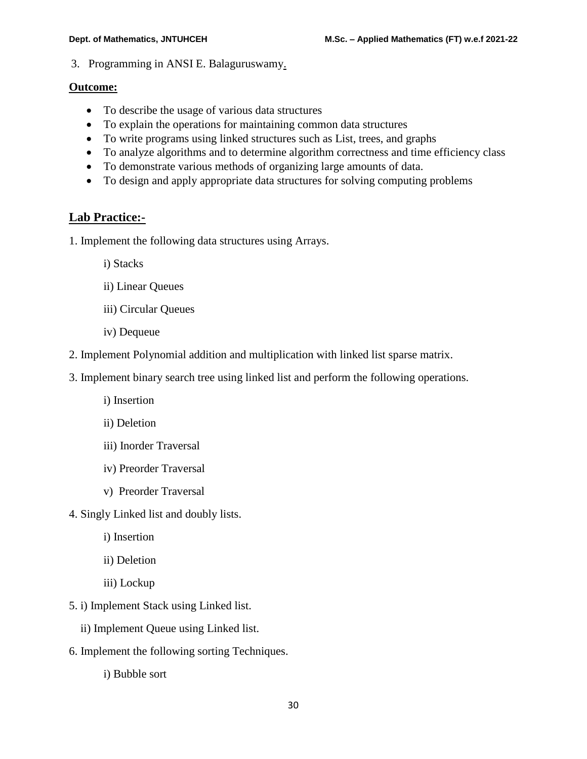3. Programming in ANSI E. Balaguruswamy.

**Outcome:**

- To describe the usage of various data structures
- To explain the operations for maintaining common data structures
- To write programs using linked structures such as List, trees, and graphs
- To analyze algorithms and to determine algorithm correctness and time efficiency class
- To demonstrate various methods of organizing large amounts of data.
- To design and apply appropriate data structures for solving computing problems

## Lab Practice:-

1. Implement the following data structures using Arrays.

    i) Stacks

    ii) Linear Queues

    iii) Circular Queues

    iv) Dequeue

2. Implement Polynomial addition and multiplication with linked list sparse matrix.

3. Implement binary search tree using linked list and perform the following operations.

    i) Insertion

    ii) Deletion

    iii) Inorder Traversal

    iv) Preorder Traversal

    v) Preorder Traversal

4. Singly Linked list and doubly lists.

    i) Insertion

    ii) Deletion

    iii) Lockup

5. i) Implement Stack using Linked list.

    ii) Implement Queue using Linked list.

6. Implement the following sorting Techniques.

    i) Bubble sort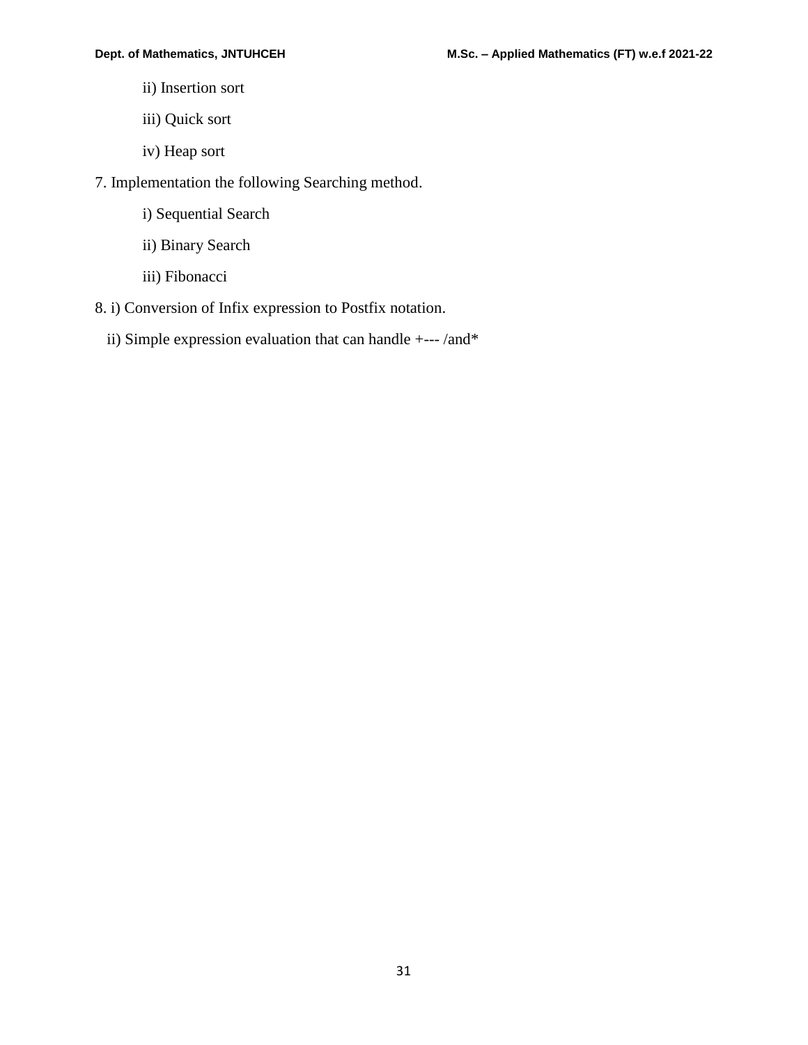ii) Insertion sort

iii) Quick sort

iv) Heap sort

7. Implementation the following Searching method.

i) Sequential Search

ii) Binary Search

iii) Fibonacci

8. i) Conversion of Infix expression to Postfix notation.

ii) Simple expression evaluation that can handle +--- /and*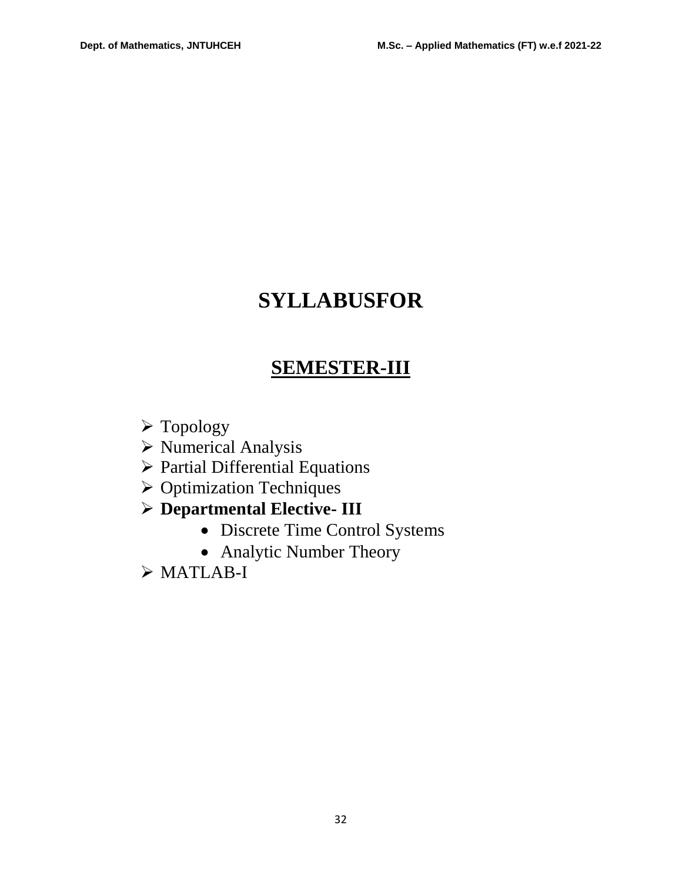# SYLLABUSFOR

## SEMESTER-III

- Topology
- Numerical Analysis
- Partial Differential Equations
- Optimization Techniques
- **Departmental Elective- III**
    - Discrete Time Control Systems
    - Analytic Number Theory
- MATLAB-I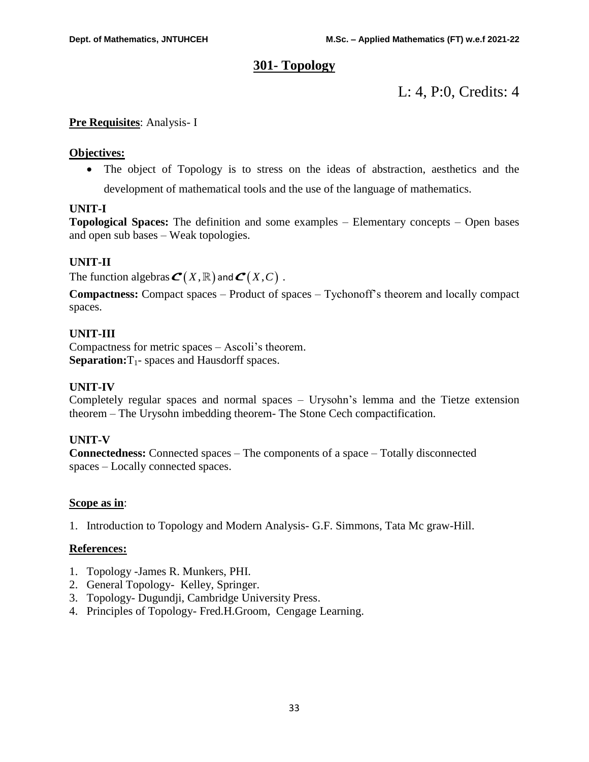## 301- Topology

L: 4, P:0, Credits: 4

**Pre Requisites**: Analysis- I

**Objectives:**

- The object of Topology is to stress on the ideas of abstraction, aesthetics and the development of mathematical tools and the use of the language of mathematics.

**UNIT-I**

**Topological Spaces:** The definition and some examples – Elementary concepts – Open bases and open sub bases – Weak topologies.

**UNIT-II**

The function algebras $\mathcal{C}(X,\mathbb{R})$ and $\mathcal{C}(X,C)$ .

**Compactness:** Compact spaces – Product of spaces – Tychonoff's theorem and locally compact spaces.

**UNIT-III**

Compactness for metric spaces – Ascoli's theorem.
**Separation:** $T_1$- spaces and Hausdorff spaces.

**UNIT-IV**

Completely regular spaces and normal spaces – Urysohn's lemma and the Tietze extension theorem – The Urysohn imbedding theorem- The Stone Cech compactification.

**UNIT-V**

**Connectedness:** Connected spaces – The components of a space – Totally disconnected spaces – Locally connected spaces.

**Scope as in**:

1. Introduction to Topology and Modern Analysis- G.F. Simmons, Tata Mc graw-Hill.

**References:**

1. Topology -James R. Munkers, PHI.
2. General Topology- Kelley, Springer.
3. Topology- Dugundji, Cambridge University Press.
4. Principles of Topology- Fred.H.Groom, Cengage Learning.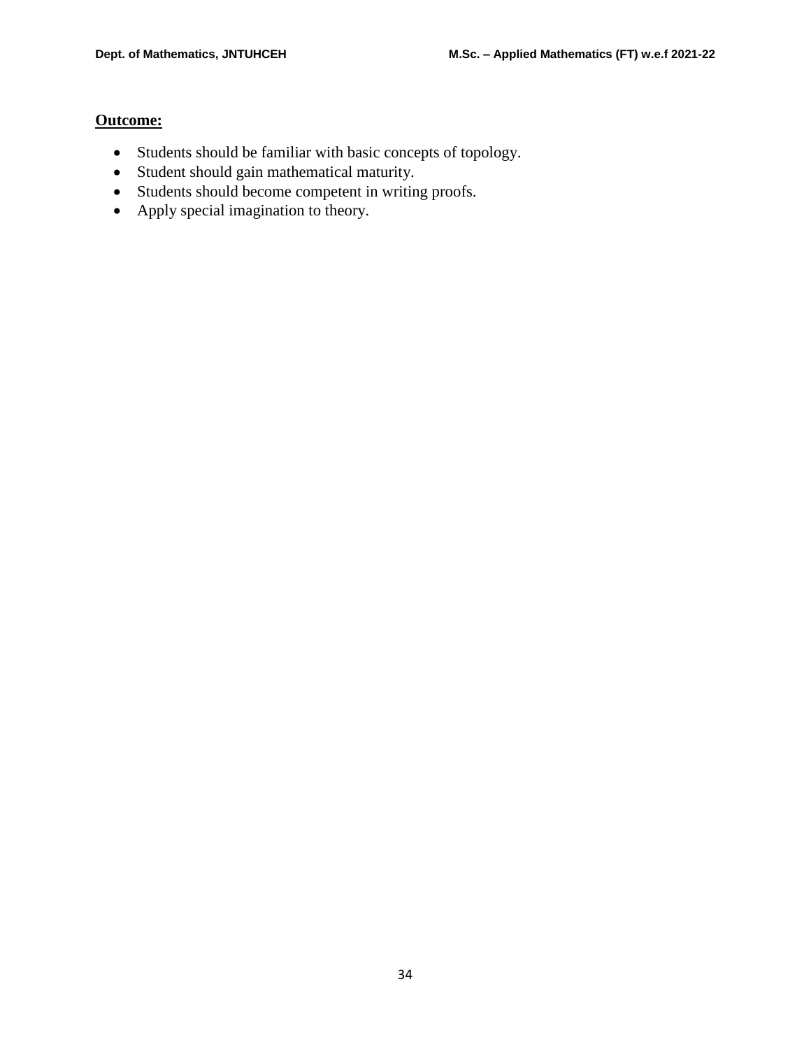**Outcome:**

- Students should be familiar with basic concepts of topology.
- Student should gain mathematical maturity.
- Students should become competent in writing proofs.
- Apply special imagination to theory.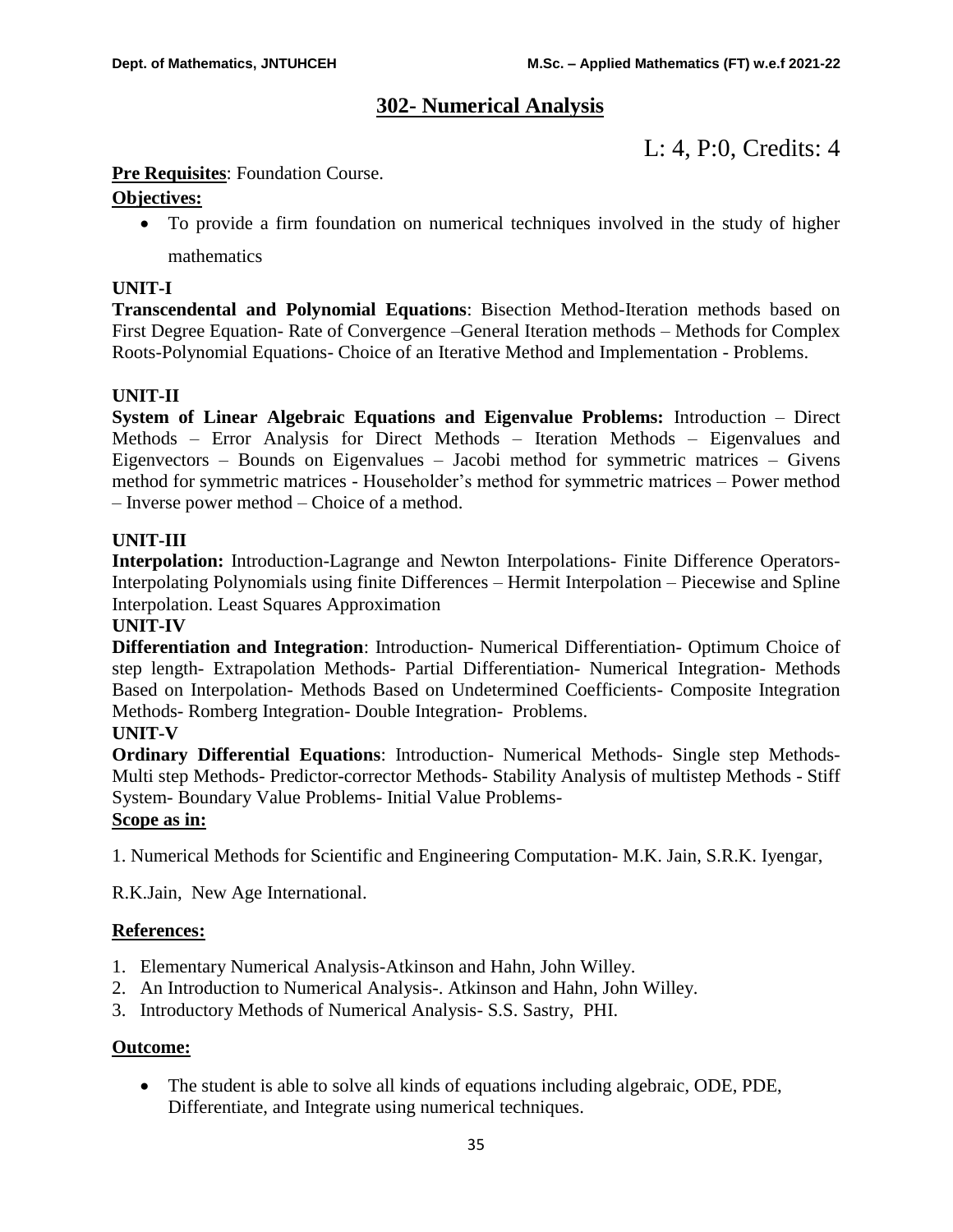# 302- Numerical Analysis

L: 4, P:0, Credits: 4

**Pre Requisites**: Foundation Course.

**Objectives:**

- To provide a firm foundation on numerical techniques involved in the study of higher mathematics

**UNIT-I**

**Transcendental and Polynomial Equations**: Bisection Method-Iteration methods based on First Degree Equation- Rate of Convergence –General Iteration methods – Methods for Complex Roots-Polynomial Equations- Choice of an Iterative Method and Implementation - Problems.

**UNIT-II**

**System of Linear Algebraic Equations and Eigenvalue Problems:** Introduction – Direct Methods – Error Analysis for Direct Methods – Iteration Methods – Eigenvalues and Eigenvectors – Bounds on Eigenvalues – Jacobi method for symmetric matrices – Givens method for symmetric matrices - Householder's method for symmetric matrices – Power method – Inverse power method – Choice of a method.

**UNIT-III**

**Interpolation:** Introduction-Lagrange and Newton Interpolations- Finite Difference Operators-Interpolating Polynomials using finite Differences – Hermit Interpolation – Piecewise and Spline Interpolation. Least Squares Approximation

**UNIT-IV**

**Differentiation and Integration**: Introduction- Numerical Differentiation- Optimum Choice of step length- Extrapolation Methods- Partial Differentiation- Numerical Integration- Methods Based on Interpolation- Methods Based on Undetermined Coefficients- Composite Integration Methods- Romberg Integration- Double Integration- Problems.

**UNIT-V**

**Ordinary Differential Equations**: Introduction- Numerical Methods- Single step Methods- Multi step Methods- Predictor-corrector Methods- Stability Analysis of multistep Methods - Stiff System- Boundary Value Problems- Initial Value Problems-

**Scope as in:**

1. Numerical Methods for Scientific and Engineering Computation- M.K. Jain, S.R.K. Iyengar, R.K.Jain, New Age International.

**References:**

1. Elementary Numerical Analysis-Atkinson and Hahn, John Willey.
2. An Introduction to Numerical Analysis-. Atkinson and Hahn, John Willey.
3. Introductory Methods of Numerical Analysis- S.S. Sastry, PHI.

**Outcome:**

- The student is able to solve all kinds of equations including algebraic, ODE, PDE, Differentiate, and Integrate using numerical techniques.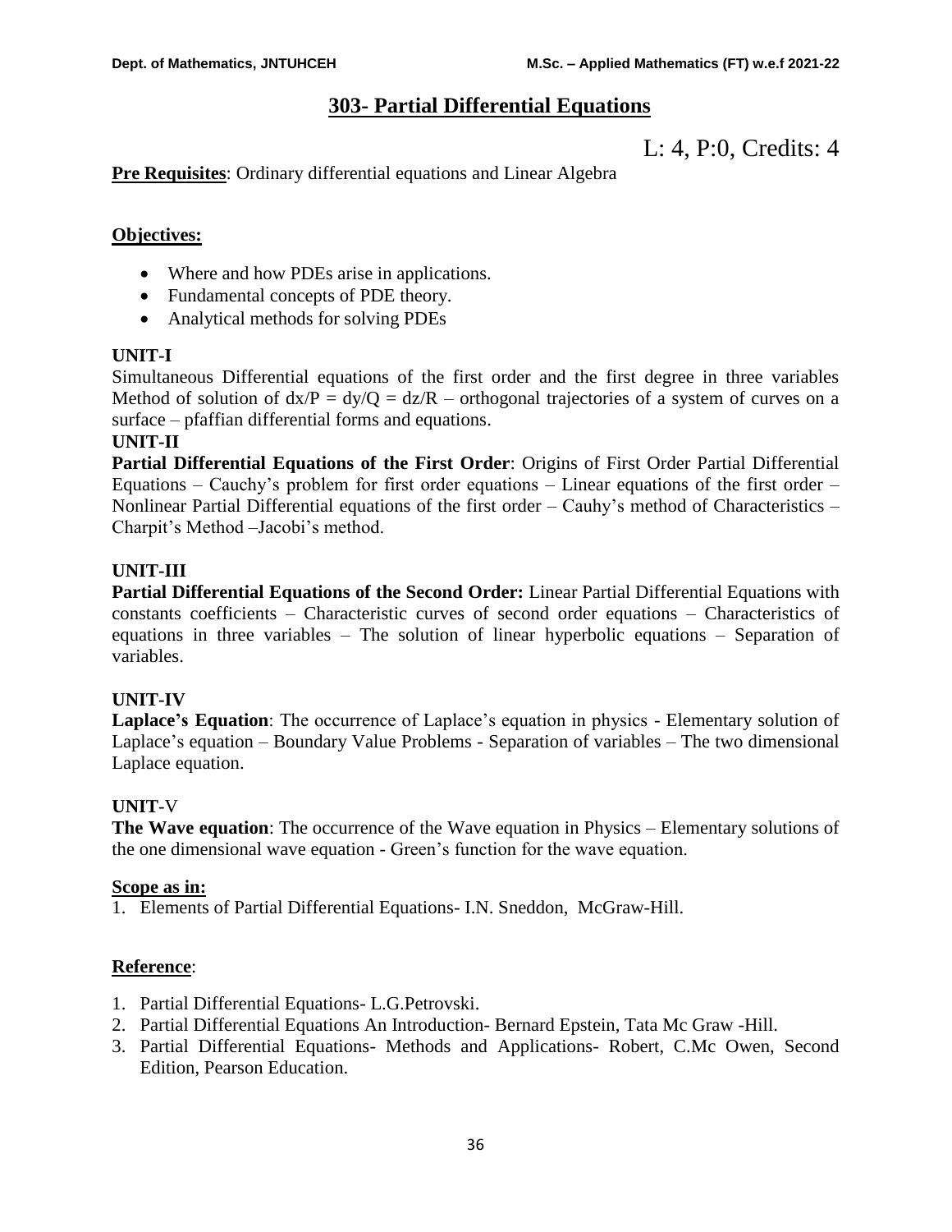# 303- Partial Differential Equations

L: 4, P:0, Credits: 4

**Pre Requisites**: Ordinary differential equations and Linear Algebra

**Objectives:**

- Where and how PDEs arise in applications.
- Fundamental concepts of PDE theory.
- Analytical methods for solving PDEs

**UNIT-I**

Simultaneous Differential equations of the first order and the first degree in three variables Method of solution of $dx/P = dy/Q = dz/R$ – orthogonal trajectories of a system of curves on a surface – pfaffian differential forms and equations.

**UNIT-II**

**Partial Differential Equations of the First Order**: Origins of First Order Partial Differential Equations – Cauchy's problem for first order equations – Linear equations of the first order – Nonlinear Partial Differential equations of the first order – Cauhy's method of Characteristics – Charpit's Method –Jacobi's method.

**UNIT-III**

**Partial Differential Equations of the Second Order:** Linear Partial Differential Equations with constants coefficients – Characteristic curves of second order equations – Characteristics of equations in three variables – The solution of linear hyperbolic equations – Separation of variables.

**UNIT-IV**

**Laplace's Equation**: The occurrence of Laplace's equation in physics - Elementary solution of Laplace's equation – Boundary Value Problems - Separation of variables – The two dimensional Laplace equation.

**UNIT**-V

**The Wave equation**: The occurrence of the Wave equation in Physics – Elementary solutions of the one dimensional wave equation - Green's function for the wave equation.

**Scope as in:**

1. Elements of Partial Differential Equations- I.N. Sneddon, McGraw-Hill.

**Reference**:

1. Partial Differential Equations- L.G.Petrovski.
2. Partial Differential Equations An Introduction- Bernard Epstein, Tata Mc Graw -Hill.
3. Partial Differential Equations- Methods and Applications- Robert, C.Mc Owen, Second Edition, Pearson Education.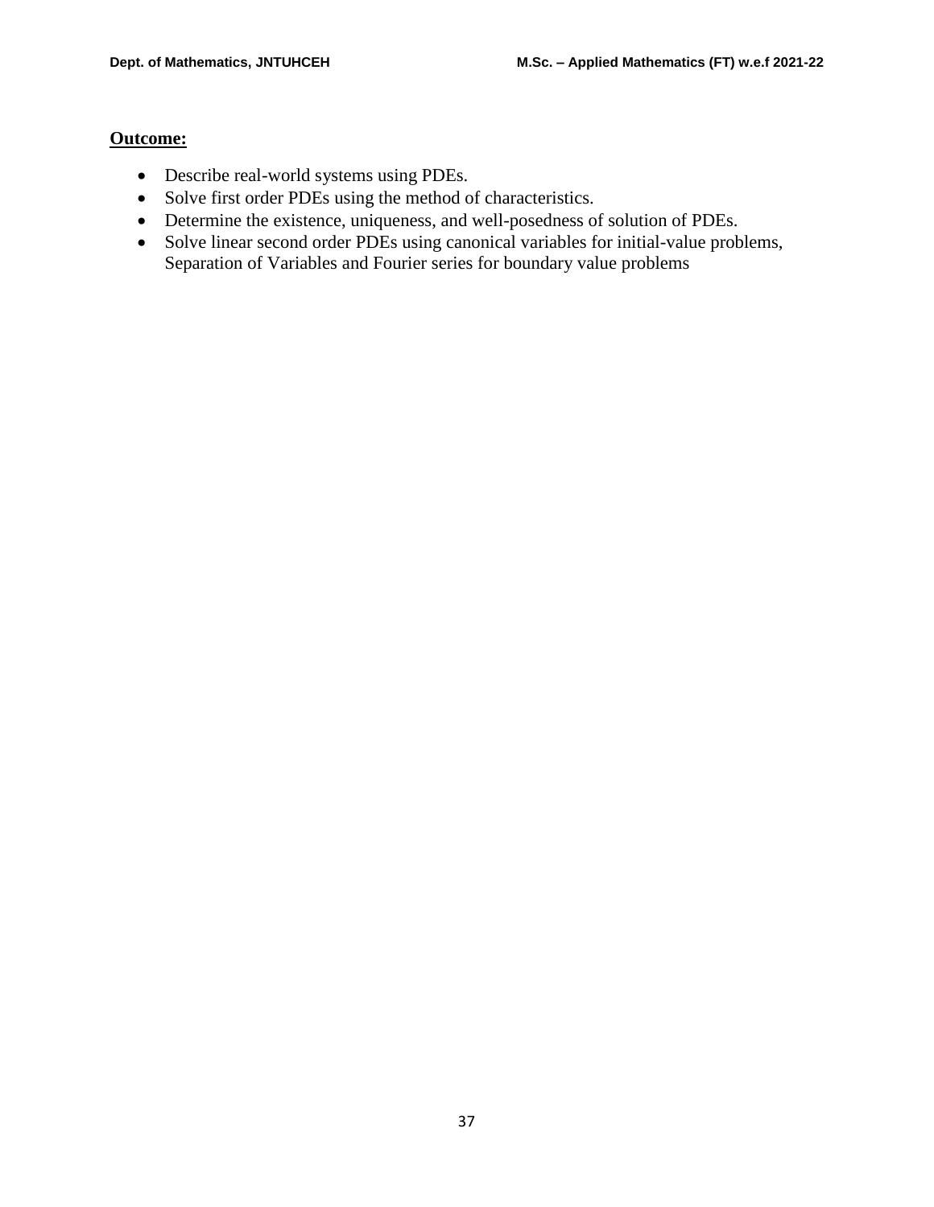**Outcome:**

- Describe real-world systems using PDEs.
- Solve first order PDEs using the method of characteristics.
- Determine the existence, uniqueness, and well-posedness of solution of PDEs.
- Solve linear second order PDEs using canonical variables for initial-value problems, Separation of Variables and Fourier series for boundary value problems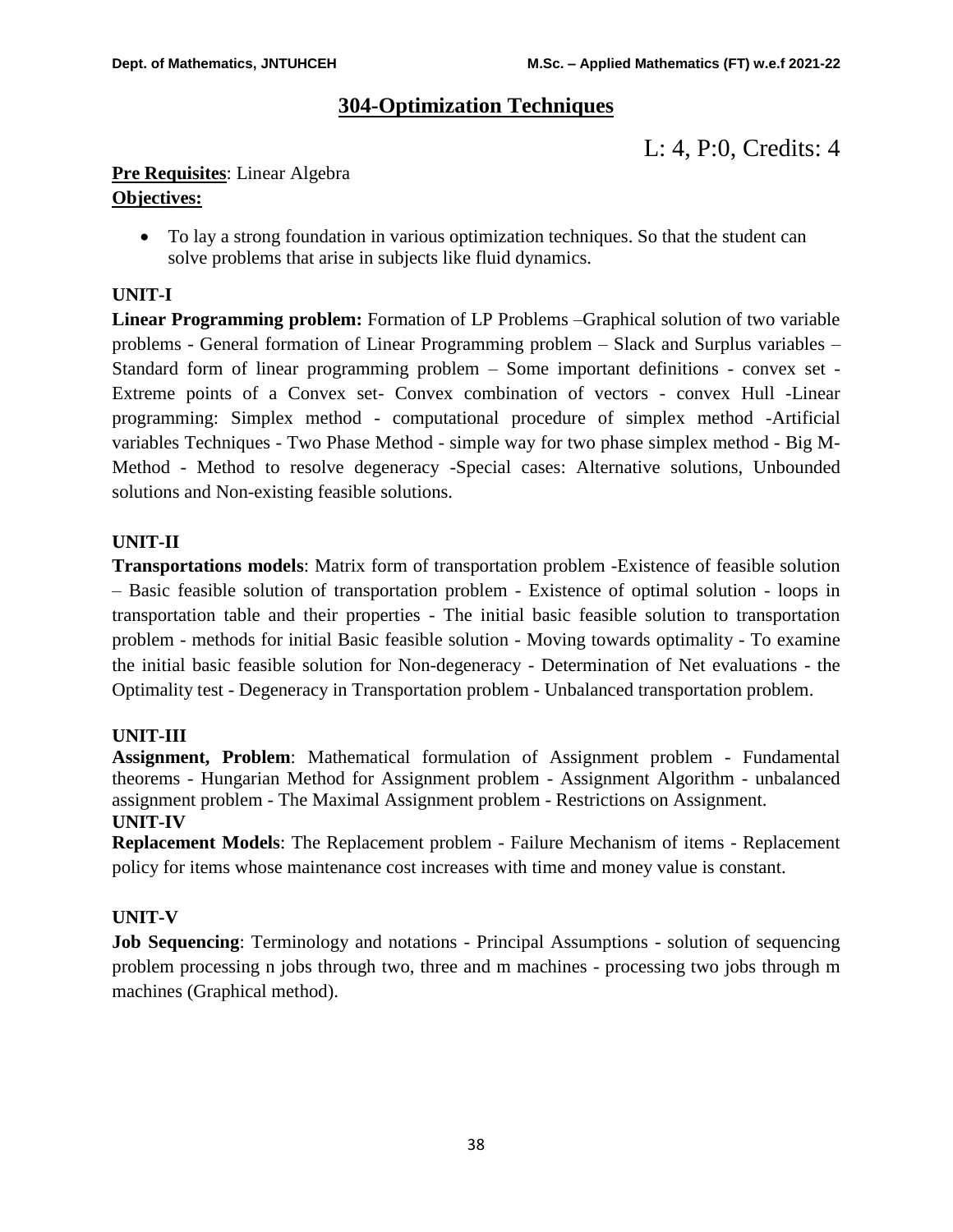# 304-Optimization Techniques

L: 4, P:0, Credits: 4

**Pre Requisites**: Linear Algebra

**Objectives:**

- To lay a strong foundation in various optimization techniques. So that the student can solve problems that arise in subjects like fluid dynamics.

**UNIT-I**

**Linear Programming problem:** Formation of LP Problems –Graphical solution of two variable problems - General formation of Linear Programming problem – Slack and Surplus variables – Standard form of linear programming problem – Some important definitions - convex set - Extreme points of a Convex set- Convex combination of vectors - convex Hull -Linear programming: Simplex method - computational procedure of simplex method -Artificial variables Techniques - Two Phase Method - simple way for two phase simplex method - Big M-Method - Method to resolve degeneracy -Special cases: Alternative solutions, Unbounded solutions and Non-existing feasible solutions.

**UNIT-II**

**Transportations models**: Matrix form of transportation problem -Existence of feasible solution – Basic feasible solution of transportation problem - Existence of optimal solution - loops in transportation table and their properties - The initial basic feasible solution to transportation problem - methods for initial Basic feasible solution - Moving towards optimality - To examine the initial basic feasible solution for Non-degeneracy - Determination of Net evaluations - the Optimality test - Degeneracy in Transportation problem - Unbalanced transportation problem.

**UNIT-III**

**Assignment, Problem**: Mathematical formulation of Assignment problem - Fundamental theorems - Hungarian Method for Assignment problem - Assignment Algorithm - unbalanced assignment problem - The Maximal Assignment problem - Restrictions on Assignment.

**UNIT-IV**

**Replacement Models**: The Replacement problem - Failure Mechanism of items - Replacement policy for items whose maintenance cost increases with time and money value is constant.

**UNIT-V**

**Job Sequencing**: Terminology and notations - Principal Assumptions - solution of sequencing problem processing n jobs through two, three and m machines - processing two jobs through m machines (Graphical method).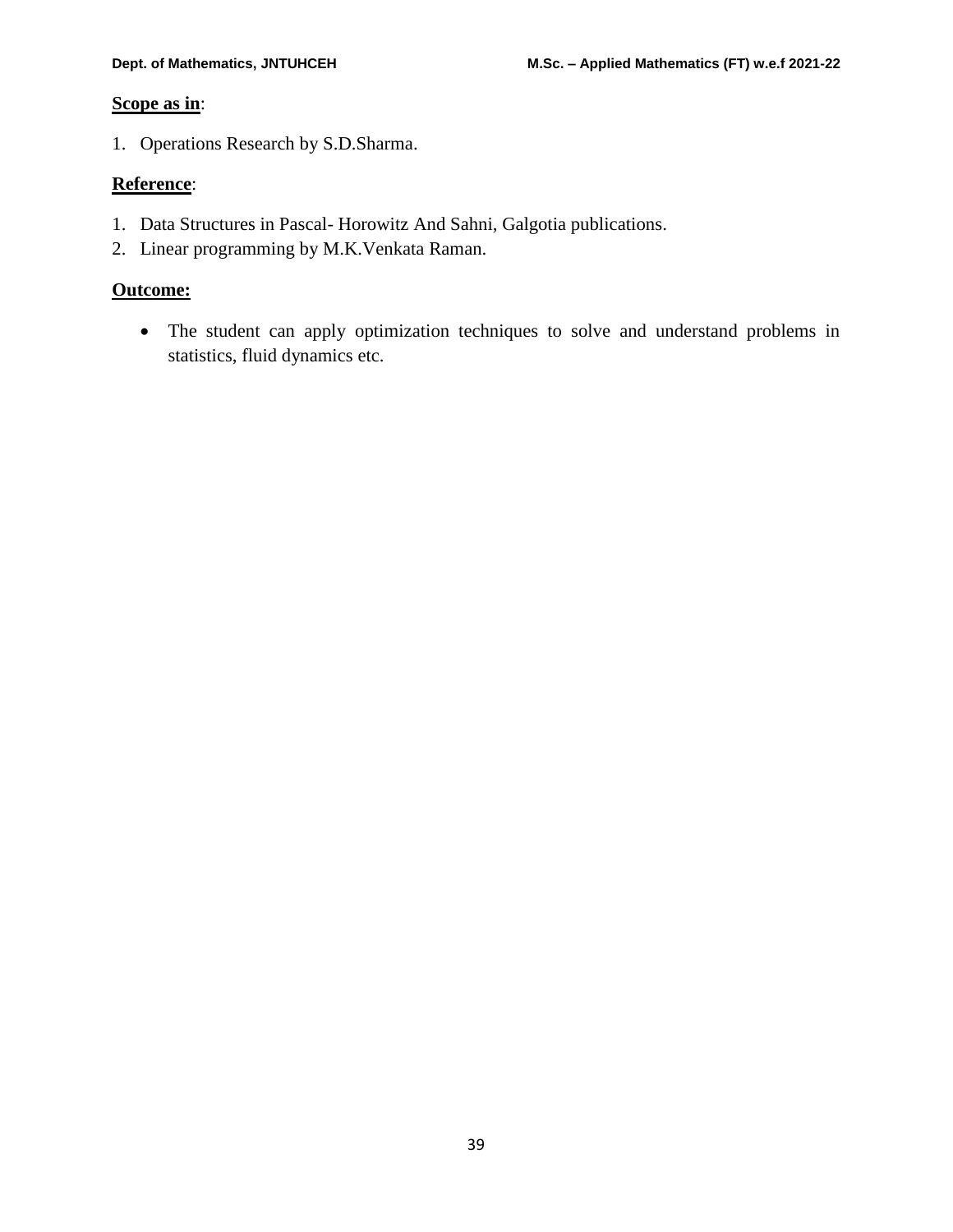**Scope as in**:

1. Operations Research by S.D.Sharma.

**Reference**:

1. Data Structures in Pascal- Horowitz And Sahni, Galgotia publications.
2. Linear programming by M.K.Venkata Raman.

**Outcome:**

- The student can apply optimization techniques to solve and understand problems in statistics, fluid dynamics etc.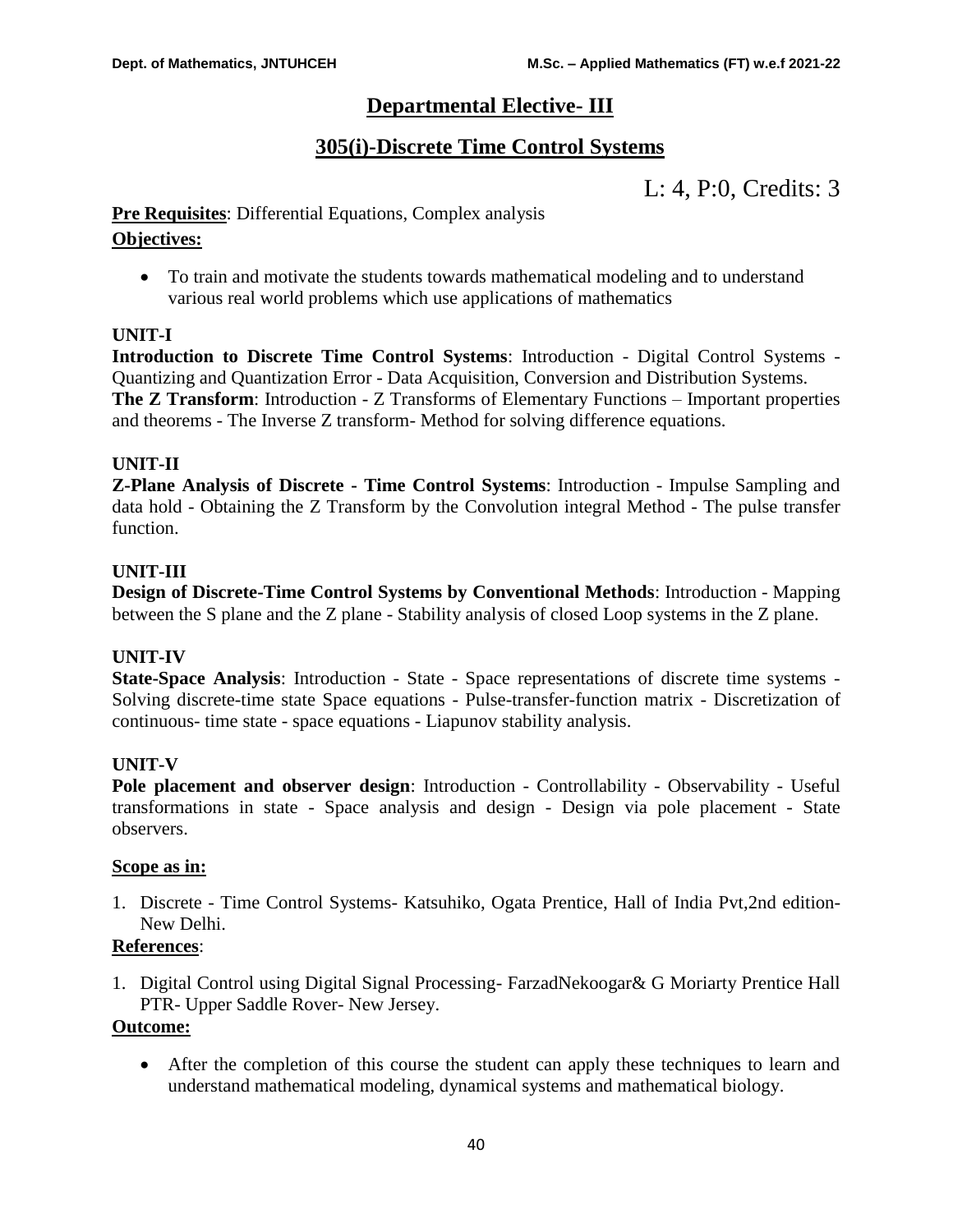# Departmental Elective- III

## 305(i)-Discrete Time Control Systems

L: 4, P:0, Credits: 3

**Pre Requisites**: Differential Equations, Complex analysis

**Objectives:**

- To train and motivate the students towards mathematical modeling and to understand various real world problems which use applications of mathematics

**UNIT-I**

**Introduction to Discrete Time Control Systems**: Introduction - Digital Control Systems - Quantizing and Quantization Error - Data Acquisition, Conversion and Distribution Systems.

**The Z Transform**: Introduction - Z Transforms of Elementary Functions – Important properties and theorems - The Inverse Z transform- Method for solving difference equations.

**UNIT-II**

**Z-Plane Analysis of Discrete - Time Control Systems**: Introduction - Impulse Sampling and data hold - Obtaining the Z Transform by the Convolution integral Method - The pulse transfer function.

**UNIT-III**

**Design of Discrete-Time Control Systems by Conventional Methods**: Introduction - Mapping between the S plane and the Z plane - Stability analysis of closed Loop systems in the Z plane.

**UNIT-IV**

**State-Space Analysis**: Introduction - State - Space representations of discrete time systems - Solving discrete-time state Space equations - Pulse-transfer-function matrix - Discretization of continuous- time state - space equations - Liapunov stability analysis.

**UNIT-V**

**Pole placement and observer design**: Introduction - Controllability - Observability - Useful transformations in state - Space analysis and design - Design via pole placement - State observers.

**Scope as in:**

1. Discrete - Time Control Systems- Katsuhiko, Ogata Prentice, Hall of India Pvt,2nd edition- New Delhi.

**References**:

1. Digital Control using Digital Signal Processing- FarzadNekoogar& G Moriarty Prentice Hall PTR- Upper Saddle Rover- New Jersey.

**Outcome:**

- After the completion of this course the student can apply these techniques to learn and understand mathematical modeling, dynamical systems and mathematical biology.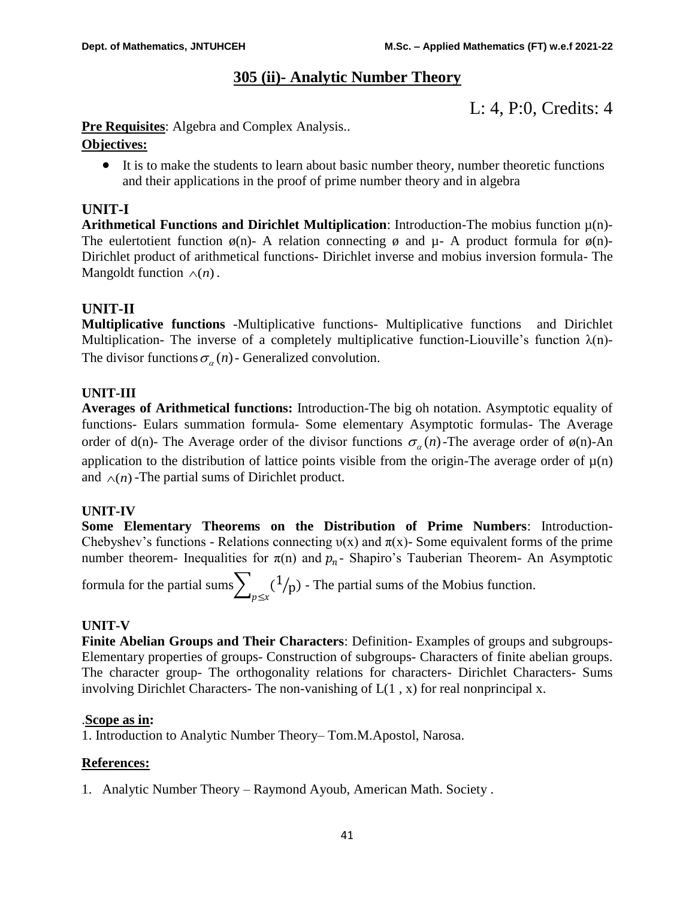# 305 (ii)- Analytic Number Theory

L: 4, P:0, Credits: 4

**Pre Requisites**: Algebra and Complex Analysis..

**Objectives:**

- It is to make the students to learn about basic number theory, number theoretic functions and their applications in the proof of prime number theory and in algebra

## UNIT-I

**Arithmetical Functions and Dirichlet Multiplication**: Introduction-The mobius function μ(n)- The eulertotient function ø(n)- A relation connecting ø and μ- A product formula for ø(n)- Dirichlet product of arithmetical functions- Dirichlet inverse and mobius inversion formula- The Mangoldt function $\wedge(n)$.

## UNIT-II

**Multiplicative functions** -Multiplicative functions- Multiplicative functions and Dirichlet Multiplication- The inverse of a completely multiplicative function-Liouville's function λ(n)- The divisor functions $\sigma_{\alpha}(n)$ - Generalized convolution.

## UNIT-III

**Averages of Arithmetical functions:** Introduction-The big oh notation. Asymptotic equality of functions- Eulars summation formula- Some elementary Asymptotic formulas- The Average order of d(n)- The Average order of the divisor functions $\sigma_{\alpha}(n)$-The average order of ø(n)-An application to the distribution of lattice points visible from the origin-The average order of μ(n) and $\wedge(n)$ -The partial sums of Dirichlet product.

## UNIT-IV

**Some Elementary Theorems on the Distribution of Prime Numbers**: Introduction- Chebyshev's functions - Relations connecting υ(x) and π(x)- Some equivalent forms of the prime number theorem- Inequalities for π(n) and $p_n$- Shapiro's Tauberian Theorem- An Asymptotic formula for the partial sums $\sum_{p \leq x} (1/p)$ - The partial sums of the Mobius function.

## UNIT-V

**Finite Abelian Groups and Their Characters**: Definition- Examples of groups and subgroups- Elementary properties of groups- Construction of subgroups- Characters of finite abelian groups. The character group- The orthogonality relations for characters- Dirichlet Characters- Sums involving Dirichlet Characters- The non-vanishing of L(1 , x) for real nonprincipal x.

.**Scope as in:**

1. Introduction to Analytic Number Theory– Tom.M.Apostol, Narosa.

**References:**

1. Analytic Number Theory – Raymond Ayoub, American Math. Society .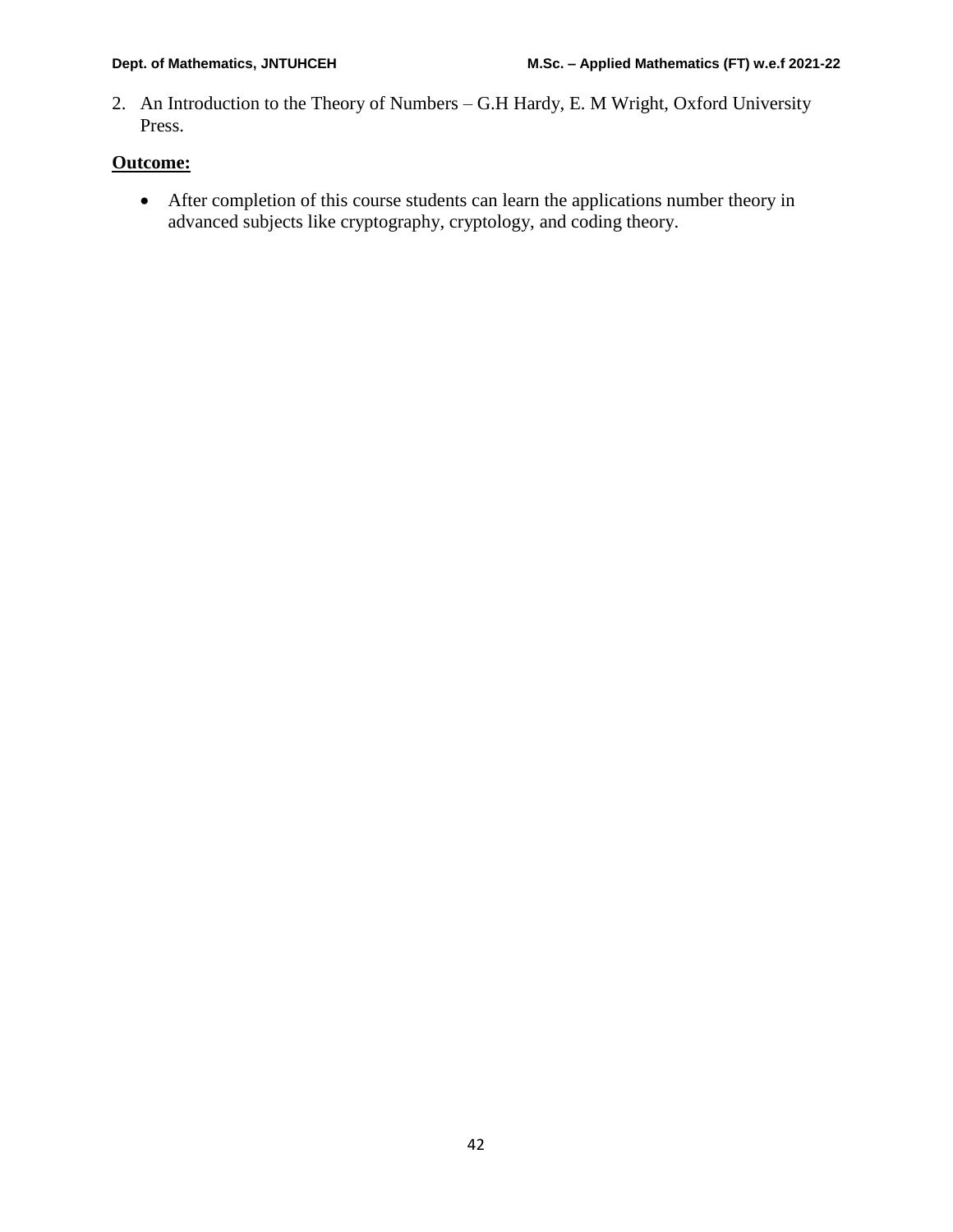2. An Introduction to the Theory of Numbers – G.H Hardy, E. M Wright, Oxford University Press.

**Outcome:**

- After completion of this course students can learn the applications number theory in advanced subjects like cryptography, cryptology, and coding theory.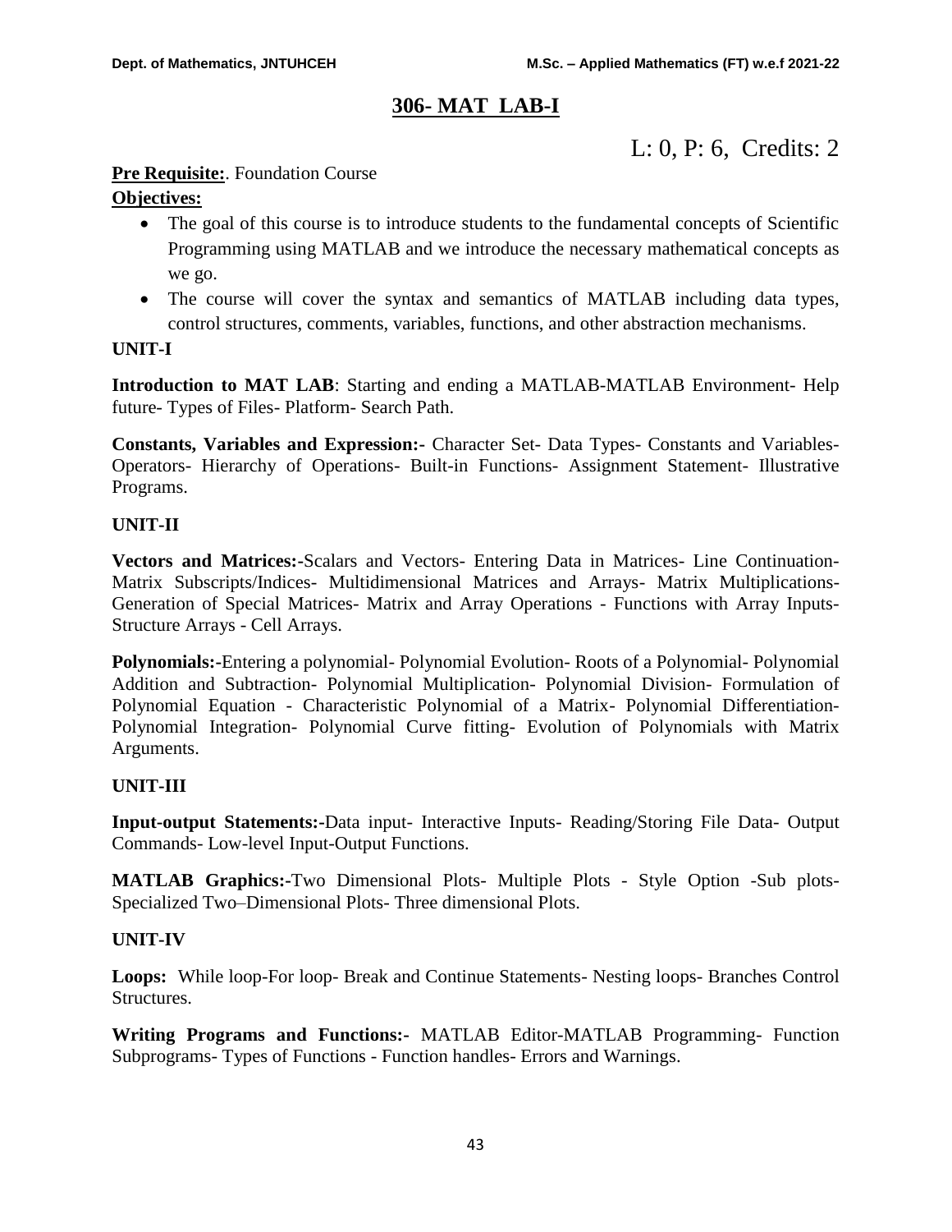# 306- MAT LAB-I

L: 0, P: 6, Credits: 2

**Pre Requisite:**. Foundation Course

**Objectives:**

- The goal of this course is to introduce students to the fundamental concepts of Scientific Programming using MATLAB and we introduce the necessary mathematical concepts as we go.
- The course will cover the syntax and semantics of MATLAB including data types, control structures, comments, variables, functions, and other abstraction mechanisms.

**UNIT-I**

**Introduction to MAT LAB**: Starting and ending a MATLAB-MATLAB Environment- Help future- Types of Files- Platform- Search Path.

**Constants, Variables and Expression:-** Character Set- Data Types- Constants and Variables- Operators- Hierarchy of Operations- Built-in Functions- Assignment Statement- Illustrative Programs.

**UNIT-II**

**Vectors and Matrices:-**Scalars and Vectors- Entering Data in Matrices- Line Continuation- Matrix Subscripts/Indices- Multidimensional Matrices and Arrays- Matrix Multiplications- Generation of Special Matrices- Matrix and Array Operations - Functions with Array Inputs- Structure Arrays - Cell Arrays.

**Polynomials:-**Entering a polynomial- Polynomial Evolution- Roots of a Polynomial- Polynomial Addition and Subtraction- Polynomial Multiplication- Polynomial Division- Formulation of Polynomial Equation - Characteristic Polynomial of a Matrix- Polynomial Differentiation- Polynomial Integration- Polynomial Curve fitting- Evolution of Polynomials with Matrix Arguments.

**UNIT-III**

**Input-output Statements:-**Data input- Interactive Inputs- Reading/Storing File Data- Output Commands- Low-level Input-Output Functions.

**MATLAB Graphics:-**Two Dimensional Plots- Multiple Plots - Style Option -Sub plots- Specialized Two–Dimensional Plots- Three dimensional Plots.

**UNIT-IV**

**Loops:** While loop-For loop- Break and Continue Statements- Nesting loops- Branches Control Structures.

**Writing Programs and Functions:-** MATLAB Editor-MATLAB Programming- Function Subprograms- Types of Functions - Function handles- Errors and Warnings.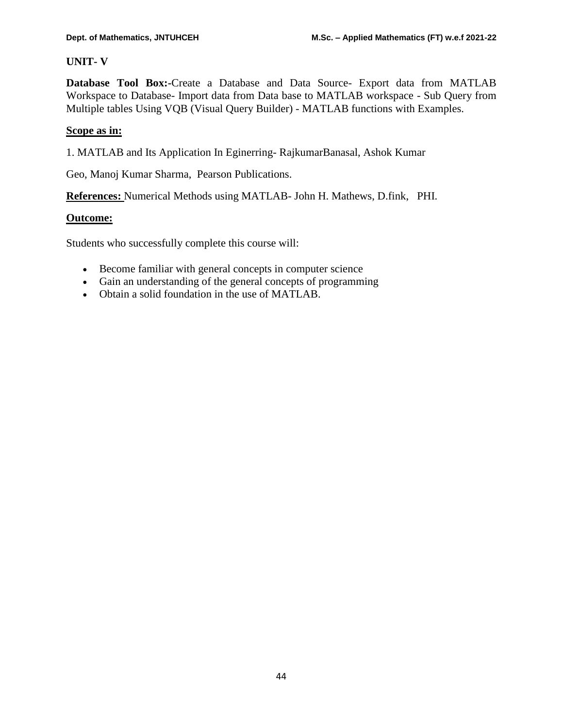**UNIT- V**

**Database Tool Box:-**Create a Database and Data Source- Export data from MATLAB Workspace to Database- Import data from Data base to MATLAB workspace - Sub Query from Multiple tables Using VQB (Visual Query Builder) - MATLAB functions with Examples.

**Scope as in:**

1. MATLAB and Its Application In Eginerring- RajkumarBanasal, Ashok Kumar

Geo, Manoj Kumar Sharma, Pearson Publications.

**References:** Numerical Methods using MATLAB- John H. Mathews, D.fink, PHI.

**Outcome:**

Students who successfully complete this course will:

- Become familiar with general concepts in computer science
- Gain an understanding of the general concepts of programming
- Obtain a solid foundation in the use of MATLAB.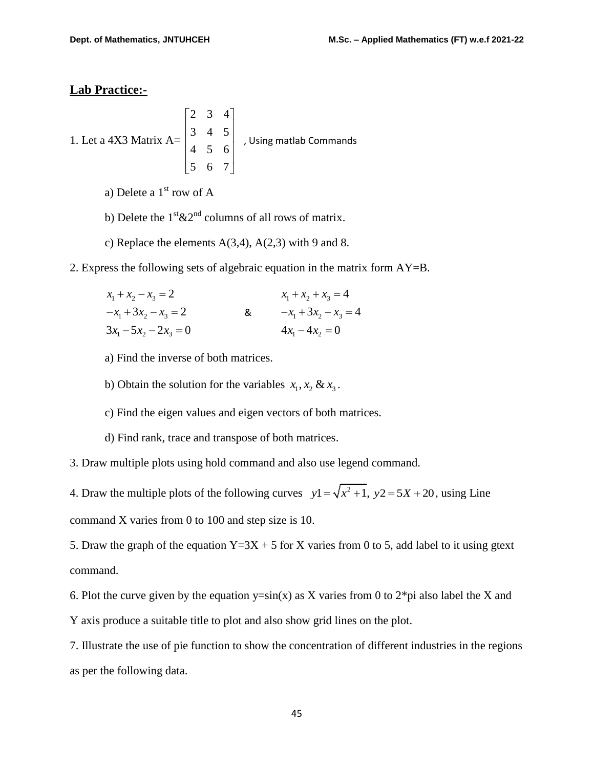**Lab Practice:-**

1. Let a 4X3 Matrix A= $\begin{bmatrix} 2 & 3 & 4 \\ 3 & 4 & 5 \\ 4 & 5 & 6 \\ 5 & 6 & 7 \end{bmatrix}$ , Using matlab Commands

   a) Delete a 1st row of A

   b) Delete the 1st&2nd columns of all rows of matrix.

   c) Replace the elements A(3,4), A(2,3) with 9 and 8.

2. Express the following sets of algebraic equation in the matrix form AY=B.

$$\begin{aligned} x_1 + x_2 - x_3 &= 2 \\ -x_1 + 3x_2 - x_3 &= 2 \\ 3x_1 - 5x_2 - 2x_3 &= 0 \end{aligned} \qquad \& \qquad \begin{aligned} x_1 + x_2 + x_3 &= 4 \\ -x_1 + 3x_2 - x_3 &= 4 \\ 4x_1 - 4x_2 &= 0 \end{aligned}$$

   a) Find the inverse of both matrices.

   b) Obtain the solution for the variables $x_1, x_2$ & $x_3$.

   c) Find the eigen values and eigen vectors of both matrices.

   d) Find rank, trace and transpose of both matrices.

3. Draw multiple plots using hold command and also use legend command.

4. Draw the multiple plots of the following curves $y1 = \sqrt{x^2 + 1},\ y2 = 5X + 20$, using Line command X varies from 0 to 100 and step size is 10.

5. Draw the graph of the equation Y=3X + 5 for X varies from 0 to 5, add label to it using gtext command.

6. Plot the curve given by the equation y=sin(x) as X varies from 0 to 2*pi also label the X and Y axis produce a suitable title to plot and also show grid lines on the plot.

7. Illustrate the use of pie function to show the concentration of different industries in the regions as per the following data.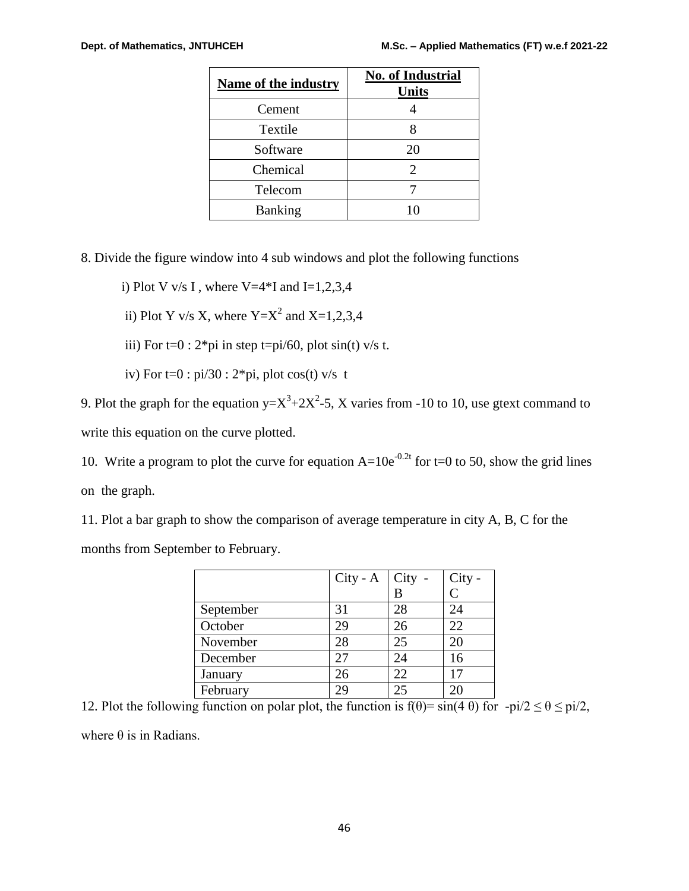| **Name of the industry** | **No. of Industrial Units** |
|---|---|
| Cement | 4 |
| Textile | 8 |
| Software | 20 |
| Chemical | 2 |
| Telecom | 7 |
| Banking | 10 |

8. Divide the figure window into 4 sub windows and plot the following functions

   i) Plot V v/s I , where V=4*I and I=1,2,3,4

   ii) Plot Y v/s X, where $Y=X^2$ and X=1,2,3,4

   iii) For t=0 : 2*pi in step t=pi/60, plot sin(t) v/s t.

   iv) For t=0 : pi/30 : 2*pi, plot cos(t) v/s t

9. Plot the graph for the equation $y=X^3+2X^2-5$, X varies from -10 to 10, use gtext command to write this equation on the curve plotted.

10. Write a program to plot the curve for equation $A=10e^{-0.2t}$ for t=0 to 50, show the grid lines on the graph.

11. Plot a bar graph to show the comparison of average temperature in city A, B, C for the months from September to February.

| | City - A | City - B | City - C |
|---|---|---|---|
| September | 31 | 28 | 24 |
| October | 29 | 26 | 22 |
| November | 28 | 25 | 20 |
| December | 27 | 24 | 16 |
| January | 26 | 22 | 17 |
| February | 29 | 25 | 20 |

12. Plot the following function on polar plot, the function is $f(\theta)= \sin(4\theta)$ for $-pi/2 \leq \theta \leq pi/2$, where θ is in Radians.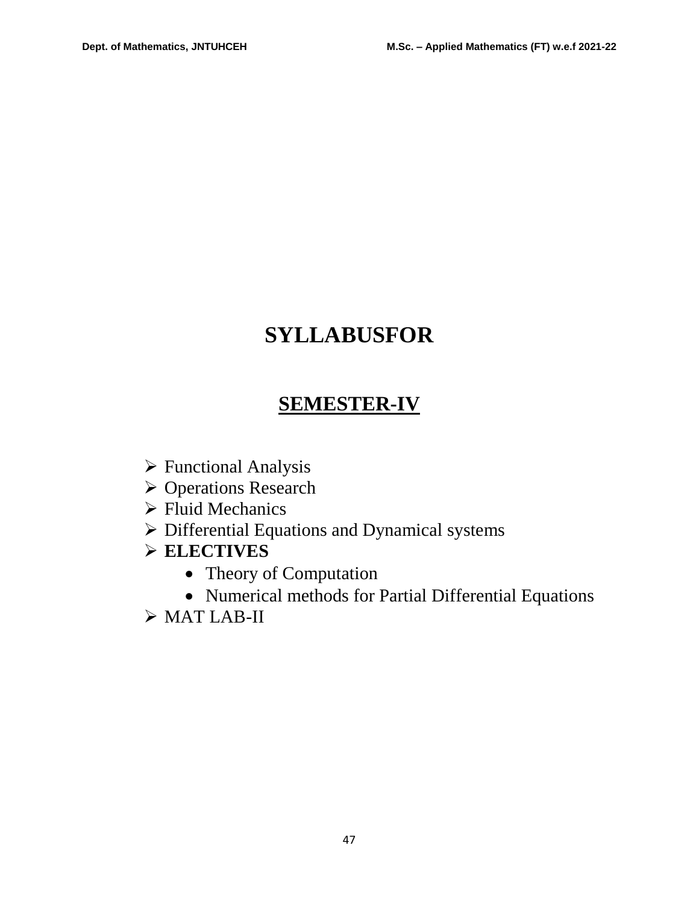# SYLLABUSFOR

## SEMESTER-IV

- Functional Analysis
- Operations Research
- Fluid Mechanics
- Differential Equations and Dynamical systems
- **ELECTIVES**
  - Theory of Computation
  - Numerical methods for Partial Differential Equations
- MAT LAB-II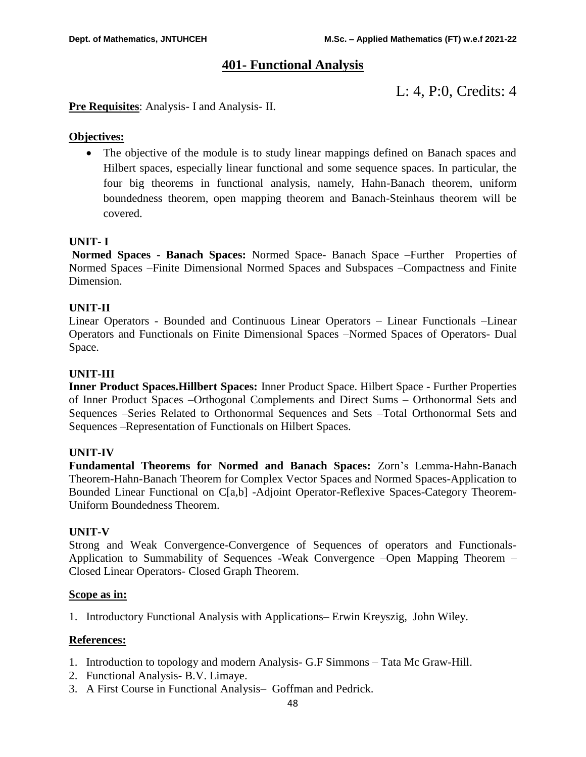## 401- Functional Analysis

L: 4, P:0, Credits: 4

**Pre Requisites**: Analysis- I and Analysis- II.

**Objectives:**

- The objective of the module is to study linear mappings defined on Banach spaces and Hilbert spaces, especially linear functional and some sequence spaces. In particular, the four big theorems in functional analysis, namely, Hahn-Banach theorem, uniform boundedness theorem, open mapping theorem and Banach-Steinhaus theorem will be covered.

**UNIT- I**

**Normed Spaces - Banach Spaces:** Normed Space- Banach Space –Further Properties of Normed Spaces –Finite Dimensional Normed Spaces and Subspaces –Compactness and Finite Dimension.

**UNIT-II**

Linear Operators - Bounded and Continuous Linear Operators – Linear Functionals –Linear Operators and Functionals on Finite Dimensional Spaces –Normed Spaces of Operators- Dual Space.

**UNIT-III**

**Inner Product Spaces.Hillbert Spaces:** Inner Product Space. Hilbert Space - Further Properties of Inner Product Spaces –Orthogonal Complements and Direct Sums – Orthonormal Sets and Sequences –Series Related to Orthonormal Sequences and Sets –Total Orthonormal Sets and Sequences –Representation of Functionals on Hilbert Spaces.

**UNIT-IV**

**Fundamental Theorems for Normed and Banach Spaces:** Zorn's Lemma-Hahn-Banach Theorem-Hahn-Banach Theorem for Complex Vector Spaces and Normed Spaces-Application to Bounded Linear Functional on C[a,b] -Adjoint Operator-Reflexive Spaces-Category Theorem-Uniform Boundedness Theorem.

**UNIT-V**

Strong and Weak Convergence-Convergence of Sequences of operators and Functionals-Application to Summability of Sequences -Weak Convergence –Open Mapping Theorem –Closed Linear Operators- Closed Graph Theorem.

**Scope as in:**

1. Introductory Functional Analysis with Applications– Erwin Kreyszig, John Wiley.

**References:**

1. Introduction to topology and modern Analysis- G.F Simmons – Tata Mc Graw-Hill.
2. Functional Analysis- B.V. Limaye.
3. A First Course in Functional Analysis– Goffman and Pedrick.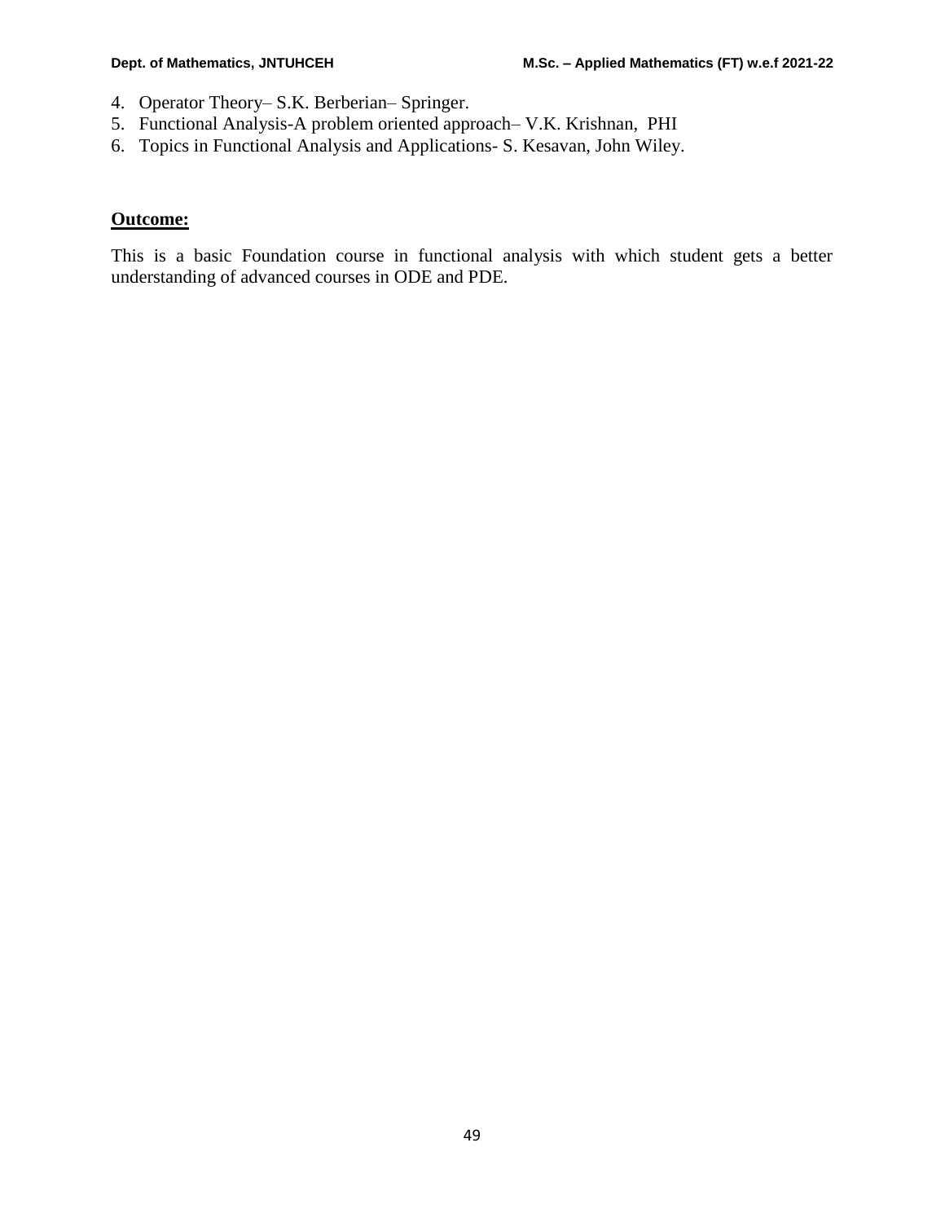4. Operator Theory– S.K. Berberian– Springer.
5. Functional Analysis-A problem oriented approach– V.K. Krishnan, PHI
6. Topics in Functional Analysis and Applications- S. Kesavan, John Wiley.

**Outcome:**

This is a basic Foundation course in functional analysis with which student gets a better understanding of advanced courses in ODE and PDE.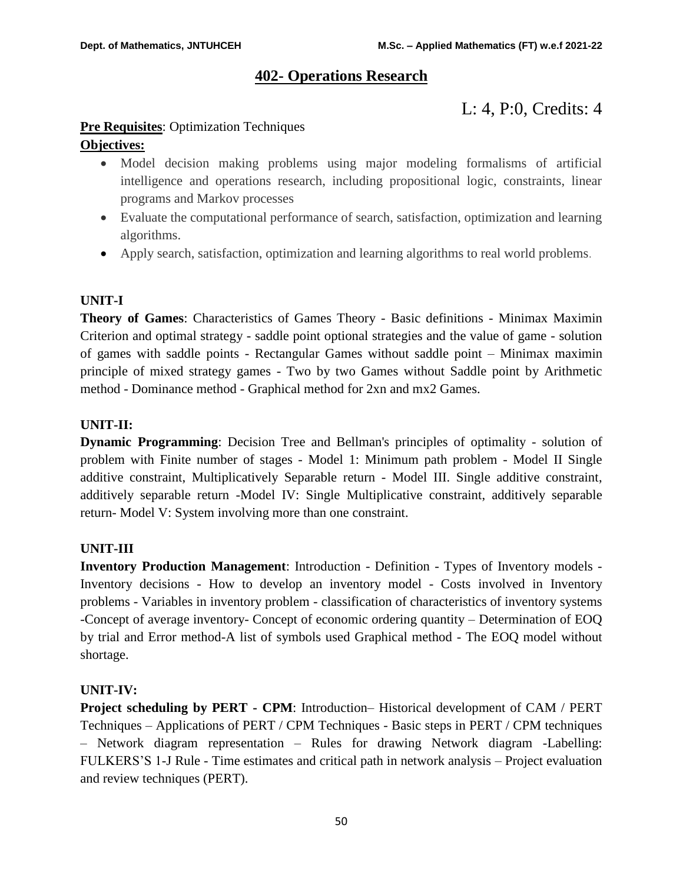## 402- Operations Research

L: 4, P:0, Credits: 4

**Pre Requisites**: Optimization Techniques

**Objectives:**

- Model decision making problems using major modeling formalisms of artificial intelligence and operations research, including propositional logic, constraints, linear programs and Markov processes
- Evaluate the computational performance of search, satisfaction, optimization and learning algorithms.
- Apply search, satisfaction, optimization and learning algorithms to real world problems.

**UNIT-I**

**Theory of Games**: Characteristics of Games Theory - Basic definitions - Minimax Maximin Criterion and optimal strategy - saddle point optional strategies and the value of game - solution of games with saddle points - Rectangular Games without saddle point – Minimax maximin principle of mixed strategy games - Two by two Games without Saddle point by Arithmetic method - Dominance method - Graphical method for 2xn and mx2 Games.

**UNIT-II:**

**Dynamic Programming**: Decision Tree and Bellman's principles of optimality - solution of problem with Finite number of stages - Model 1: Minimum path problem - Model II Single additive constraint, Multiplicatively Separable return - Model III. Single additive constraint, additively separable return -Model IV: Single Multiplicative constraint, additively separable return- Model V: System involving more than one constraint.

**UNIT-III**

**Inventory Production Management**: Introduction - Definition - Types of Inventory models - Inventory decisions - How to develop an inventory model - Costs involved in Inventory problems - Variables in inventory problem - classification of characteristics of inventory systems -Concept of average inventory- Concept of economic ordering quantity – Determination of EOQ by trial and Error method-A list of symbols used Graphical method - The EOQ model without shortage.

**UNIT-IV:**

**Project scheduling by PERT - CPM**: Introduction– Historical development of CAM / PERT Techniques – Applications of PERT / CPM Techniques - Basic steps in PERT / CPM techniques – Network diagram representation – Rules for drawing Network diagram -Labelling: FULKERS'S 1-J Rule - Time estimates and critical path in network analysis – Project evaluation and review techniques (PERT).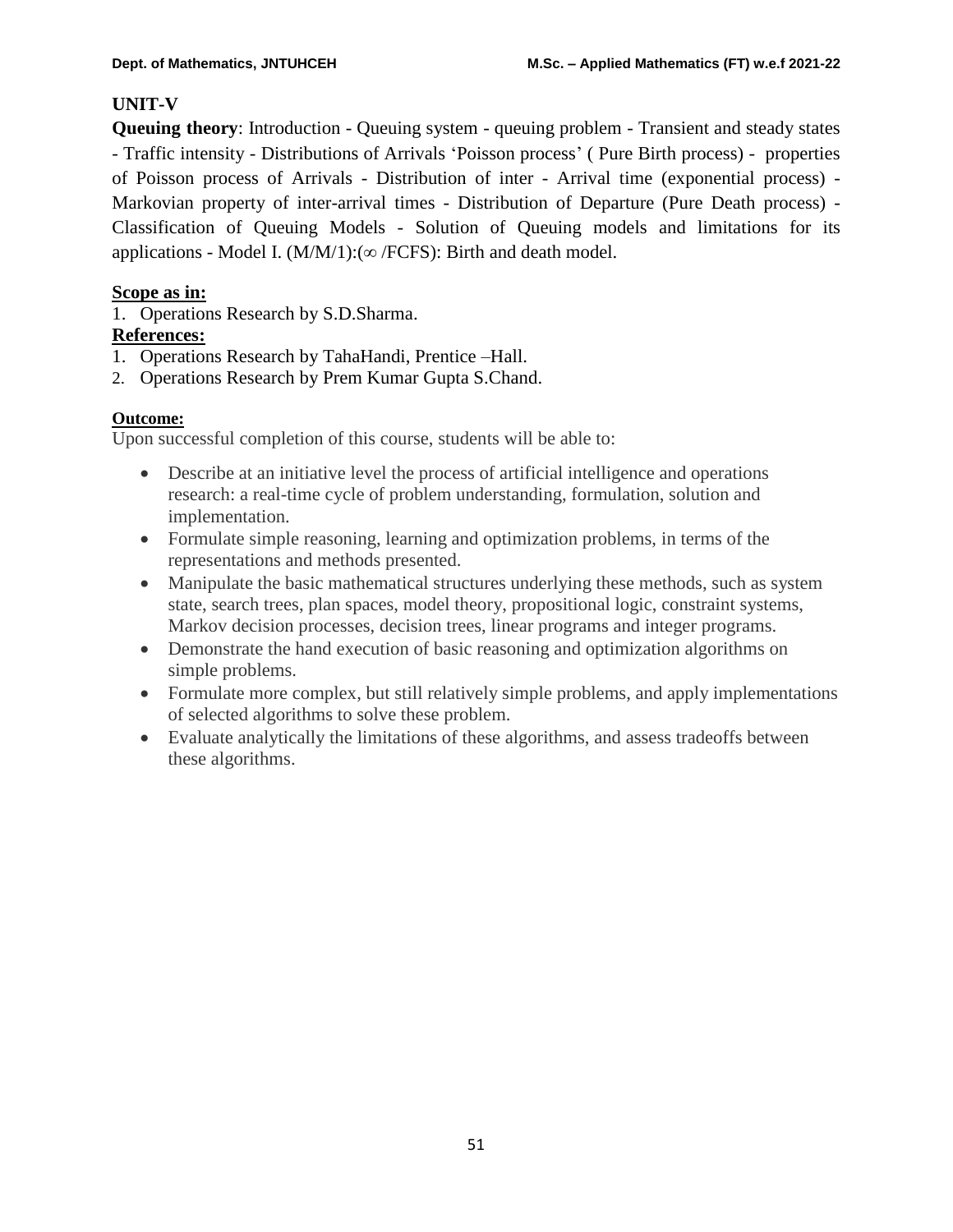## UNIT-V

**Queuing theory**: Introduction - Queuing system - queuing problem - Transient and steady states - Traffic intensity - Distributions of Arrivals 'Poisson process' ( Pure Birth process) - properties of Poisson process of Arrivals - Distribution of inter - Arrival time (exponential process) - Markovian property of inter-arrival times - Distribution of Departure (Pure Death process) - Classification of Queuing Models - Solution of Queuing models and limitations for its applications - Model I. (M/M/1):($\infty$ /FCFS): Birth and death model.

**Scope as in:**

1. Operations Research by S.D.Sharma.

**References:**

1. Operations Research by TahaHandi, Prentice –Hall.
2. Operations Research by Prem Kumar Gupta S.Chand.

**Outcome:**

Upon successful completion of this course, students will be able to:

- Describe at an initiative level the process of artificial intelligence and operations research: a real-time cycle of problem understanding, formulation, solution and implementation.
- Formulate simple reasoning, learning and optimization problems, in terms of the representations and methods presented.
- Manipulate the basic mathematical structures underlying these methods, such as system state, search trees, plan spaces, model theory, propositional logic, constraint systems, Markov decision processes, decision trees, linear programs and integer programs.
- Demonstrate the hand execution of basic reasoning and optimization algorithms on simple problems.
- Formulate more complex, but still relatively simple problems, and apply implementations of selected algorithms to solve these problem.
- Evaluate analytically the limitations of these algorithms, and assess tradeoffs between these algorithms.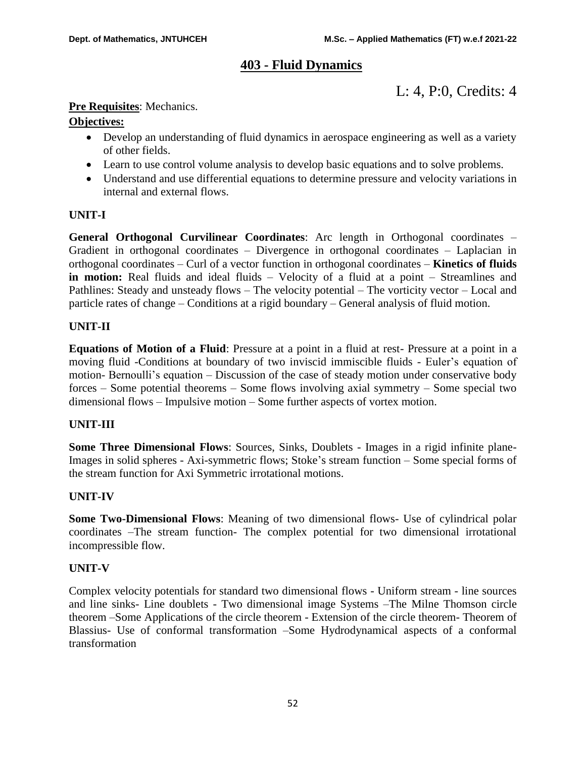# 403 - Fluid Dynamics

L: 4, P:0, Credits: 4

**Pre Requisites**: Mechanics.

**Objectives:**

- Develop an understanding of fluid dynamics in aerospace engineering as well as a variety of other fields.
- Learn to use control volume analysis to develop basic equations and to solve problems.
- Understand and use differential equations to determine pressure and velocity variations in internal and external flows.

## UNIT-I

**General Orthogonal Curvilinear Coordinates**: Arc length in Orthogonal coordinates – Gradient in orthogonal coordinates – Divergence in orthogonal coordinates – Laplacian in orthogonal coordinates – Curl of a vector function in orthogonal coordinates – **Kinetics of fluids in motion:** Real fluids and ideal fluids – Velocity of a fluid at a point – Streamlines and Pathlines: Steady and unsteady flows – The velocity potential – The vorticity vector – Local and particle rates of change – Conditions at a rigid boundary – General analysis of fluid motion.

## UNIT-II

**Equations of Motion of a Fluid**: Pressure at a point in a fluid at rest- Pressure at a point in a moving fluid -Conditions at boundary of two inviscid immiscible fluids - Euler's equation of motion- Bernoulli's equation – Discussion of the case of steady motion under conservative body forces – Some potential theorems – Some flows involving axial symmetry – Some special two dimensional flows – Impulsive motion – Some further aspects of vortex motion.

## UNIT-III

**Some Three Dimensional Flows**: Sources, Sinks, Doublets - Images in a rigid infinite plane- Images in solid spheres - Axi-symmetric flows; Stoke's stream function – Some special forms of the stream function for Axi Symmetric irrotational motions.

## UNIT-IV

**Some Two-Dimensional Flows**: Meaning of two dimensional flows- Use of cylindrical polar coordinates –The stream function- The complex potential for two dimensional irrotational incompressible flow.

## UNIT-V

Complex velocity potentials for standard two dimensional flows - Uniform stream - line sources and line sinks- Line doublets - Two dimensional image Systems –The Milne Thomson circle theorem –Some Applications of the circle theorem - Extension of the circle theorem- Theorem of Blassius- Use of conformal transformation –Some Hydrodynamical aspects of a conformal transformation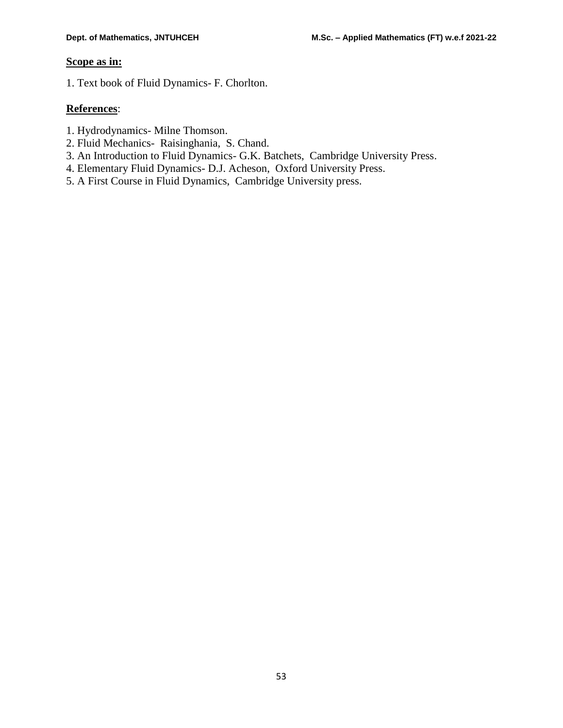**Scope as in:**

1. Text book of Fluid Dynamics- F. Chorlton.

**References**:

1. Hydrodynamics- Milne Thomson.
2. Fluid Mechanics- Raisinghania, S. Chand.
3. An Introduction to Fluid Dynamics- G.K. Batchets, Cambridge University Press.
4. Elementary Fluid Dynamics- D.J. Acheson, Oxford University Press.
5. A First Course in Fluid Dynamics, Cambridge University press.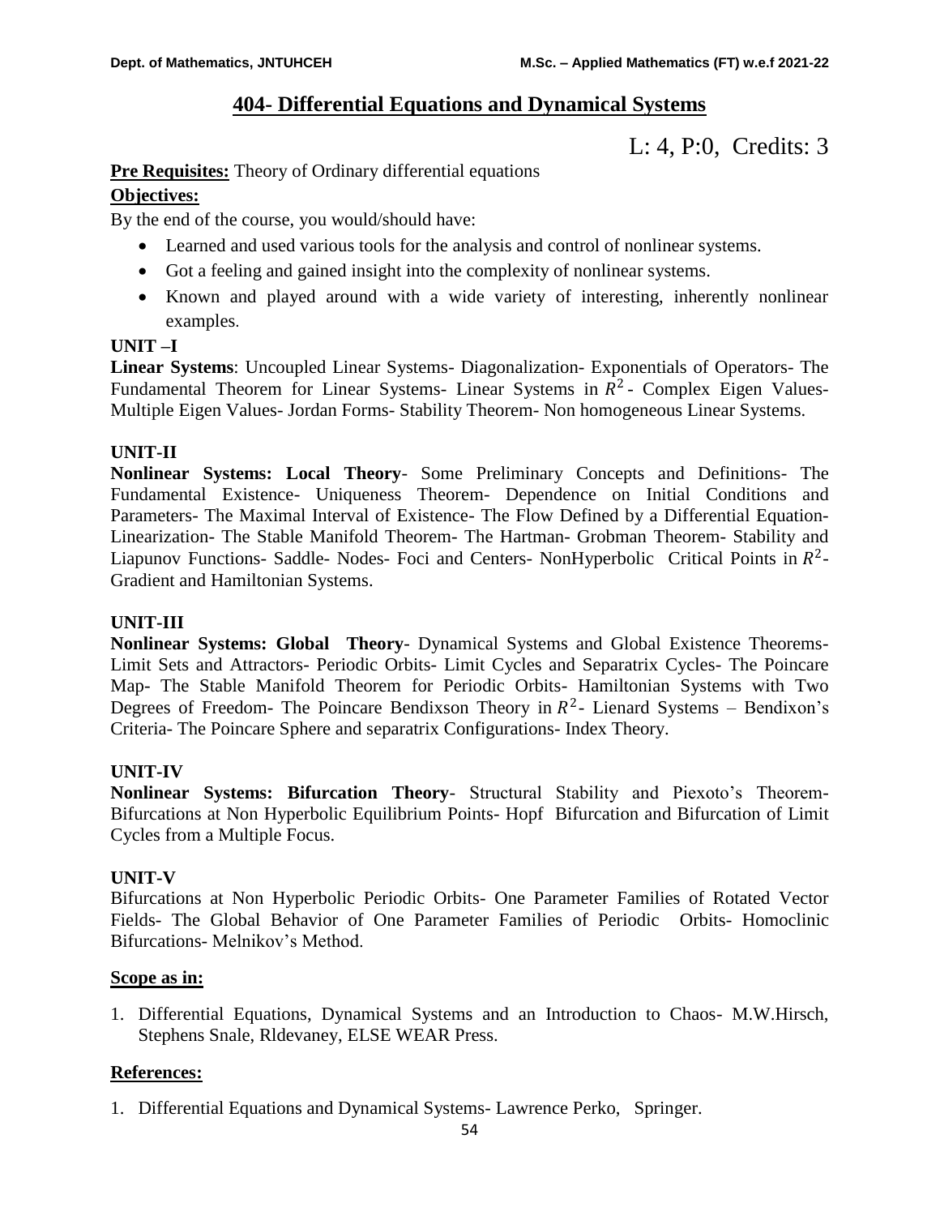## 404- Differential Equations and Dynamical Systems

L: 4, P:0, Credits: 3

**Pre Requisites:** Theory of Ordinary differential equations

**Objectives:**

By the end of the course, you would/should have:

- Learned and used various tools for the analysis and control of nonlinear systems.
- Got a feeling and gained insight into the complexity of nonlinear systems.
- Known and played around with a wide variety of interesting, inherently nonlinear examples.

**UNIT –I**

**Linear Systems**: Uncoupled Linear Systems- Diagonalization- Exponentials of Operators- The Fundamental Theorem for Linear Systems- Linear Systems in $R^2$- Complex Eigen Values- Multiple Eigen Values- Jordan Forms- Stability Theorem- Non homogeneous Linear Systems.

**UNIT-II**

**Nonlinear Systems: Local Theory**- Some Preliminary Concepts and Definitions- The Fundamental Existence- Uniqueness Theorem- Dependence on Initial Conditions and Parameters- The Maximal Interval of Existence- The Flow Defined by a Differential Equation- Linearization- The Stable Manifold Theorem- The Hartman- Grobman Theorem- Stability and Liapunov Functions- Saddle- Nodes- Foci and Centers- NonHyperbolic Critical Points in $R^2$- Gradient and Hamiltonian Systems.

**UNIT-III**

**Nonlinear Systems: Global Theory**- Dynamical Systems and Global Existence Theorems- Limit Sets and Attractors- Periodic Orbits- Limit Cycles and Separatrix Cycles- The Poincare Map- The Stable Manifold Theorem for Periodic Orbits- Hamiltonian Systems with Two Degrees of Freedom- The Poincare Bendixson Theory in $R^2$- Lienard Systems – Bendixon's Criteria- The Poincare Sphere and separatrix Configurations- Index Theory.

**UNIT-IV**

**Nonlinear Systems: Bifurcation Theory**- Structural Stability and Piexoto's Theorem- Bifurcations at Non Hyperbolic Equilibrium Points- Hopf Bifurcation and Bifurcation of Limit Cycles from a Multiple Focus.

**UNIT-V**

Bifurcations at Non Hyperbolic Periodic Orbits- One Parameter Families of Rotated Vector Fields- The Global Behavior of One Parameter Families of Periodic Orbits- Homoclinic Bifurcations- Melnikov's Method.

**Scope as in:**

1. Differential Equations, Dynamical Systems and an Introduction to Chaos- M.W.Hirsch, Stephens Snale, Rldevaney, ELSE WEAR Press.

**References:**

1. Differential Equations and Dynamical Systems- Lawrence Perko, Springer.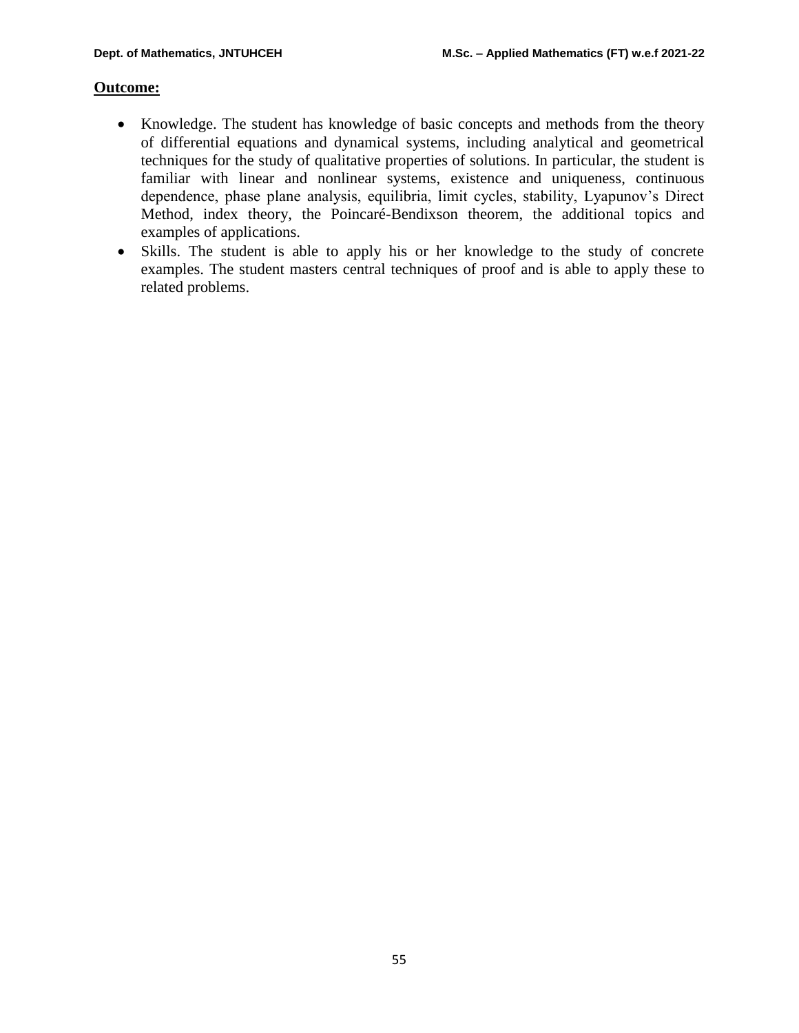**<u>Outcome:</u>**

- Knowledge. The student has knowledge of basic concepts and methods from the theory of differential equations and dynamical systems, including analytical and geometrical techniques for the study of qualitative properties of solutions. In particular, the student is familiar with linear and nonlinear systems, existence and uniqueness, continuous dependence, phase plane analysis, equilibria, limit cycles, stability, Lyapunov's Direct Method, index theory, the Poincaré-Bendixson theorem, the additional topics and examples of applications.
- Skills. The student is able to apply his or her knowledge to the study of concrete examples. The student masters central techniques of proof and is able to apply these to related problems.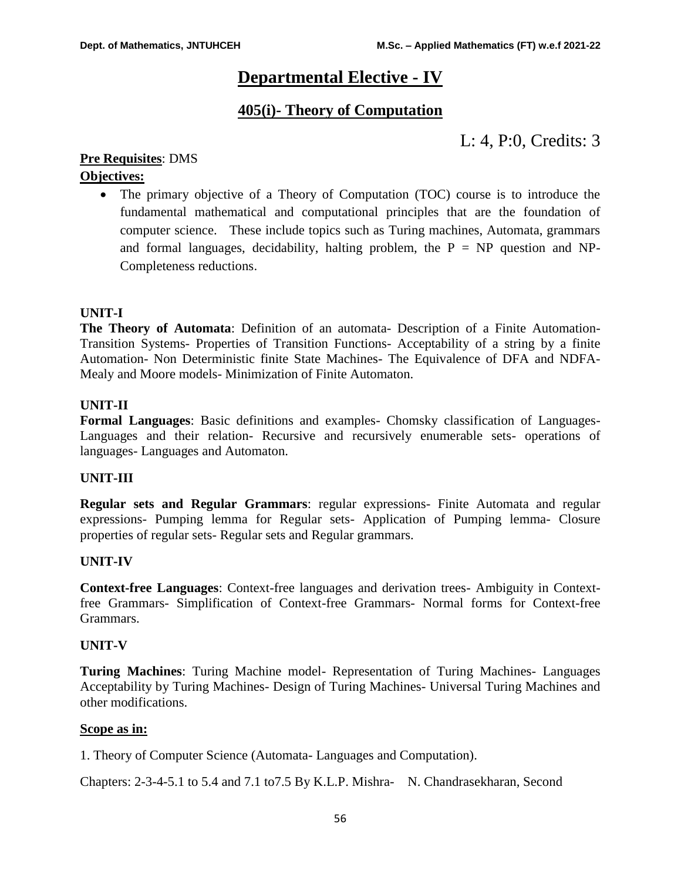# Departmental Elective - IV

## 405(i)- Theory of Computation

L: 4, P:0, Credits: 3

**Pre Requisites**: DMS

**Objectives:**

- The primary objective of a Theory of Computation (TOC) course is to introduce the fundamental mathematical and computational principles that are the foundation of computer science. These include topics such as Turing machines, Automata, grammars and formal languages, decidability, halting problem, the P = NP question and NP-Completeness reductions.

**UNIT-I**

**The Theory of Automata**: Definition of an automata- Description of a Finite Automation- Transition Systems- Properties of Transition Functions- Acceptability of a string by a finite Automation- Non Deterministic finite State Machines- The Equivalence of DFA and NDFA- Mealy and Moore models- Minimization of Finite Automaton.

**UNIT-II**

**Formal Languages**: Basic definitions and examples- Chomsky classification of Languages- Languages and their relation- Recursive and recursively enumerable sets- operations of languages- Languages and Automaton.

**UNIT-III**

**Regular sets and Regular Grammars**: regular expressions- Finite Automata and regular expressions- Pumping lemma for Regular sets- Application of Pumping lemma- Closure properties of regular sets- Regular sets and Regular grammars.

**UNIT-IV**

**Context-free Languages**: Context-free languages and derivation trees- Ambiguity in Context-free Grammars- Simplification of Context-free Grammars- Normal forms for Context-free Grammars.

**UNIT-V**

**Turing Machines**: Turing Machine model- Representation of Turing Machines- Languages Acceptability by Turing Machines- Design of Turing Machines- Universal Turing Machines and other modifications.

**Scope as in:**

1. Theory of Computer Science (Automata- Languages and Computation).

Chapters: 2-3-4-5.1 to 5.4 and 7.1 to7.5 By K.L.P. Mishra- N. Chandrasekharan, Second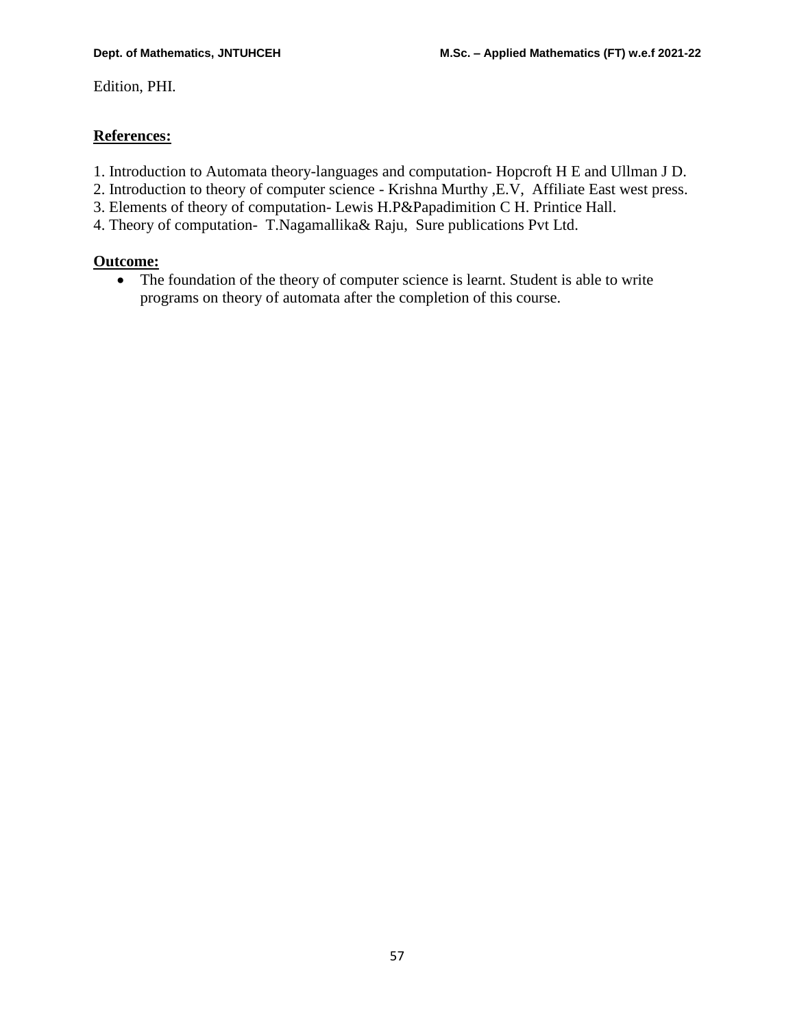Edition, PHI.

**References:**

1. Introduction to Automata theory-languages and computation- Hopcroft H E and Ullman J D.
2. Introduction to theory of computer science - Krishna Murthy ,E.V, Affiliate East west press.
3. Elements of theory of computation- Lewis H.P&Papadimition C H. Printice Hall.
4. Theory of computation- T.Nagamallika& Raju, Sure publications Pvt Ltd.

**Outcome:**

- The foundation of the theory of computer science is learnt. Student is able to write programs on theory of automata after the completion of this course.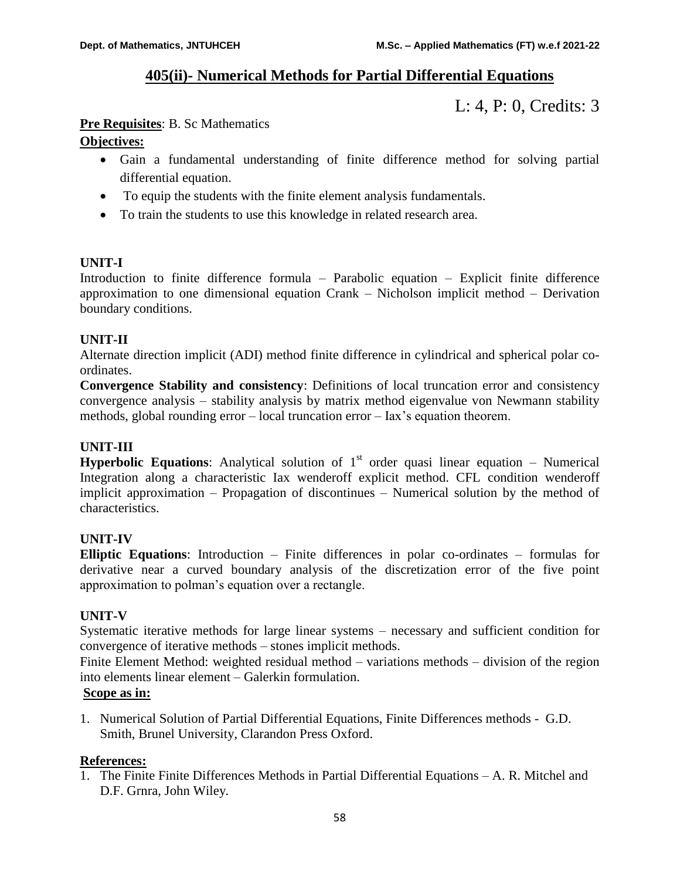## 405(ii)- Numerical Methods for Partial Differential Equations

L: 4, P: 0, Credits: 3

**Pre Requisites**: B. Sc Mathematics

**Objectives:**

- Gain a fundamental understanding of finite difference method for solving partial differential equation.
- To equip the students with the finite element analysis fundamentals.
- To train the students to use this knowledge in related research area.

**UNIT-I**

Introduction to finite difference formula – Parabolic equation – Explicit finite difference approximation to one dimensional equation Crank – Nicholson implicit method – Derivation boundary conditions.

**UNIT-II**

Alternate direction implicit (ADI) method finite difference in cylindrical and spherical polar co-ordinates.

**Convergence Stability and consistency**: Definitions of local truncation error and consistency convergence analysis – stability analysis by matrix method eigenvalue von Newmann stability methods, global rounding error – local truncation error – Iax's equation theorem.

**UNIT-III**

**Hyperbolic Equations**: Analytical solution of 1st order quasi linear equation – Numerical Integration along a characteristic Iax wenderoff explicit method. CFL condition wenderoff implicit approximation – Propagation of discontinues – Numerical solution by the method of characteristics.

**UNIT-IV**

**Elliptic Equations**: Introduction – Finite differences in polar co-ordinates – formulas for derivative near a curved boundary analysis of the discretization error of the five point approximation to polman's equation over a rectangle.

**UNIT-V**

Systematic iterative methods for large linear systems – necessary and sufficient condition for convergence of iterative methods – stones implicit methods.

Finite Element Method: weighted residual method – variations methods – division of the region into elements linear element – Galerkin formulation.

**Scope as in:**

1. Numerical Solution of Partial Differential Equations, Finite Differences methods - G.D. Smith, Brunel University, Clarandon Press Oxford.

**References:**

1. The Finite Finite Differences Methods in Partial Differential Equations – A. R. Mitchel and D.F. Grnra, John Wiley.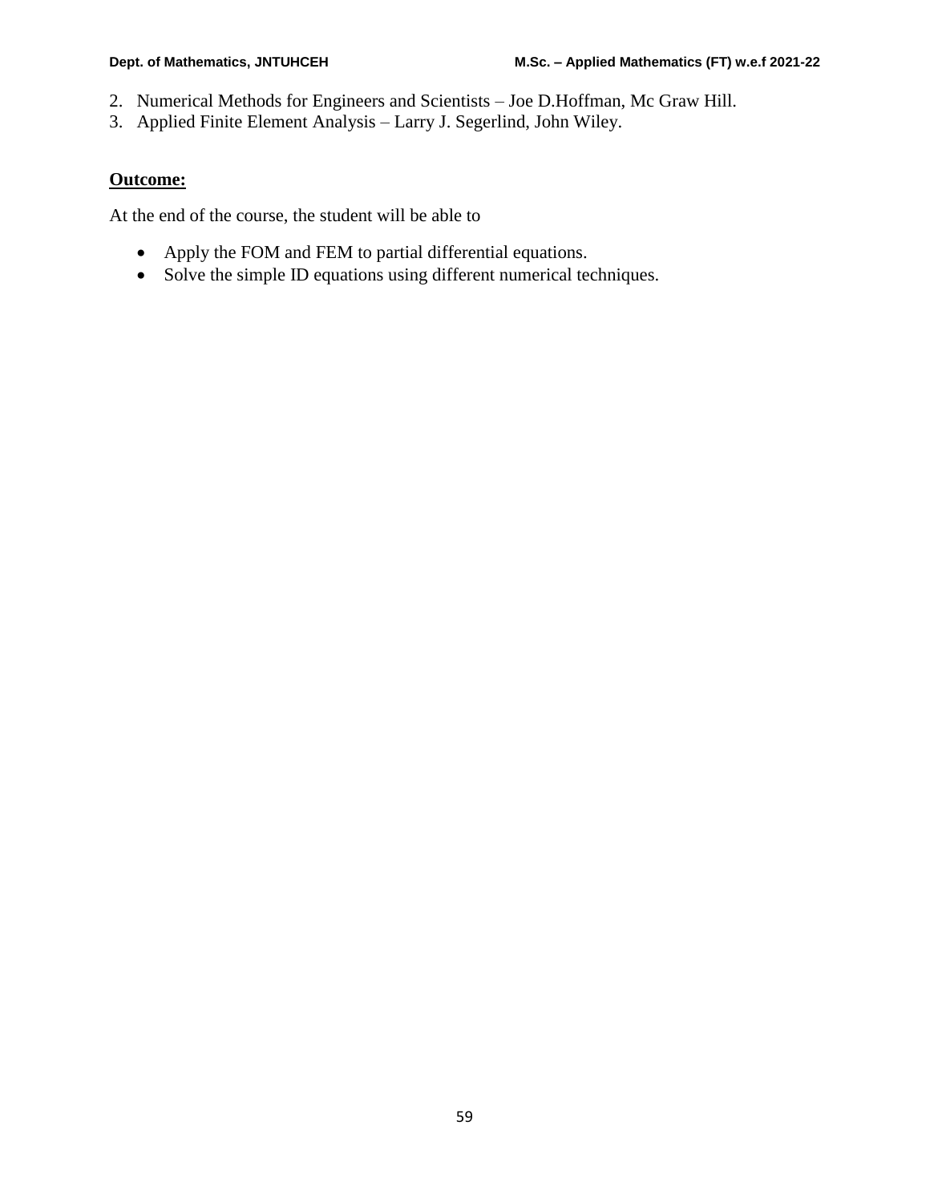2. Numerical Methods for Engineers and Scientists – Joe D.Hoffman, Mc Graw Hill.
3. Applied Finite Element Analysis – Larry J. Segerlind, John Wiley.

**Outcome:**

At the end of the course, the student will be able to

- Apply the FOM and FEM to partial differential equations.
- Solve the simple ID equations using different numerical techniques.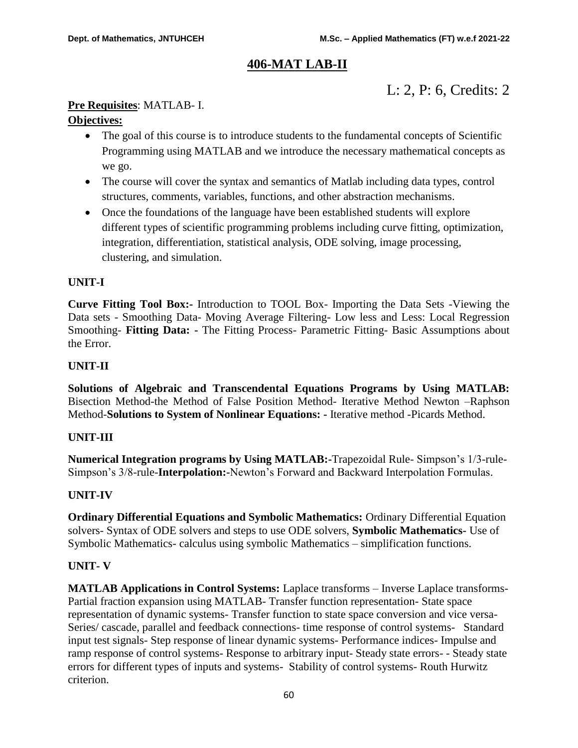# 406-MAT LAB-II

L: 2, P: 6, Credits: 2

**Pre Requisites**: MATLAB- I.

**Objectives:**

- The goal of this course is to introduce students to the fundamental concepts of Scientific Programming using MATLAB and we introduce the necessary mathematical concepts as we go.
- The course will cover the syntax and semantics of Matlab including data types, control structures, comments, variables, functions, and other abstraction mechanisms.
- Once the foundations of the language have been established students will explore different types of scientific programming problems including curve fitting, optimization, integration, differentiation, statistical analysis, ODE solving, image processing, clustering, and simulation.

**UNIT-I**

**Curve Fitting Tool Box:-** Introduction to TOOL Box- Importing the Data Sets -Viewing the Data sets - Smoothing Data- Moving Average Filtering- Low less and Less: Local Regression Smoothing- **Fitting Data: -** The Fitting Process- Parametric Fitting- Basic Assumptions about the Error.

**UNIT-II**

**Solutions of Algebraic and Transcendental Equations Programs by Using MATLAB:** Bisection Method-the Method of False Position Method- Iterative Method Newton –Raphson Method-**Solutions to System of Nonlinear Equations: -** Iterative method -Picards Method.

**UNIT-III**

**Numerical Integration programs by Using MATLAB:-**Trapezoidal Rule- Simpson's 1/3-rule-Simpson's 3/8-rule-**Interpolation:-**Newton's Forward and Backward Interpolation Formulas.

**UNIT-IV**

**Ordinary Differential Equations and Symbolic Mathematics:** Ordinary Differential Equation solvers- Syntax of ODE solvers and steps to use ODE solvers, **Symbolic Mathematics-** Use of Symbolic Mathematics- calculus using symbolic Mathematics – simplification functions.

**UNIT- V**

**MATLAB Applications in Control Systems:** Laplace transforms – Inverse Laplace transforms-Partial fraction expansion using MATLAB- Transfer function representation- State space representation of dynamic systems- Transfer function to state space conversion and vice versa-Series/ cascade, parallel and feedback connections- time response of control systems- Standard input test signals- Step response of linear dynamic systems- Performance indices- Impulse and ramp response of control systems- Response to arbitrary input- Steady state errors- - Steady state errors for different types of inputs and systems- Stability of control systems- Routh Hurwitz criterion.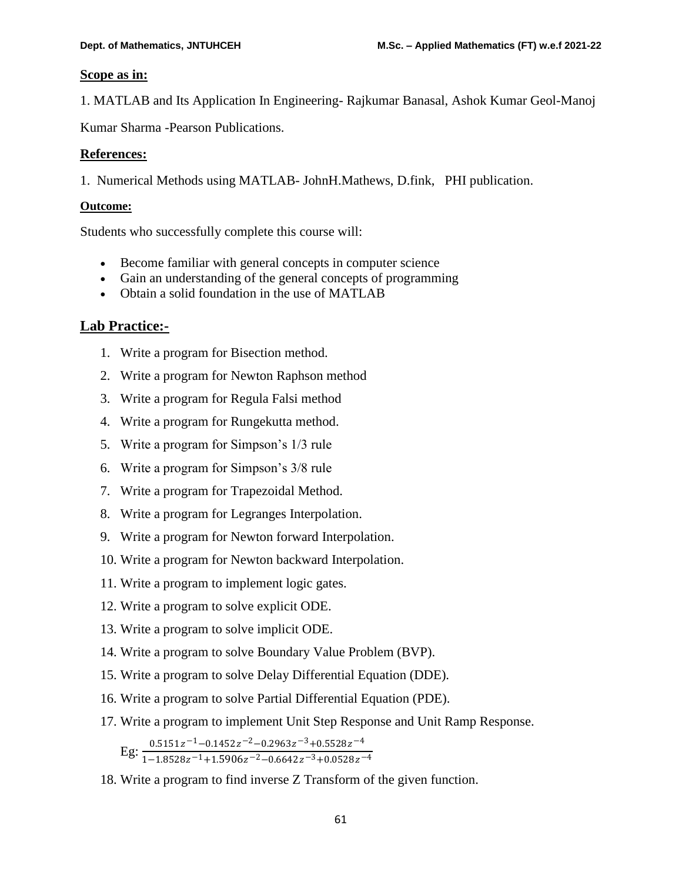**Scope as in:**

1. MATLAB and Its Application In Engineering- Rajkumar Banasal, Ashok Kumar Geol-Manoj Kumar Sharma -Pearson Publications.

**References:**

1. Numerical Methods using MATLAB- JohnH.Mathews, D.fink, PHI publication.

**Outcome:**

Students who successfully complete this course will:

- Become familiar with general concepts in computer science
- Gain an understanding of the general concepts of programming
- Obtain a solid foundation in the use of MATLAB

## Lab Practice:-

1. Write a program for Bisection method.
2. Write a program for Newton Raphson method
3. Write a program for Regula Falsi method
4. Write a program for Rungekutta method.
5. Write a program for Simpson's 1/3 rule
6. Write a program for Simpson's 3/8 rule
7. Write a program for Trapezoidal Method.
8. Write a program for Legranges Interpolation.
9. Write a program for Newton forward Interpolation.
10. Write a program for Newton backward Interpolation.
11. Write a program to implement logic gates.
12. Write a program to solve explicit ODE.
13. Write a program to solve implicit ODE.
14. Write a program to solve Boundary Value Problem (BVP).
15. Write a program to solve Delay Differential Equation (DDE).
16. Write a program to solve Partial Differential Equation (PDE).
17. Write a program to implement Unit Step Response and Unit Ramp Response.

    Eg: $\frac{0.5151z^{-1}-0.1452z^{-2}-0.2963z^{-3}+0.5528z^{-4}}{1-1.8528z^{-1}+1.5906z^{-2}-0.6642z^{-3}+0.0528z^{-4}}$

18. Write a program to find inverse Z Transform of the given function.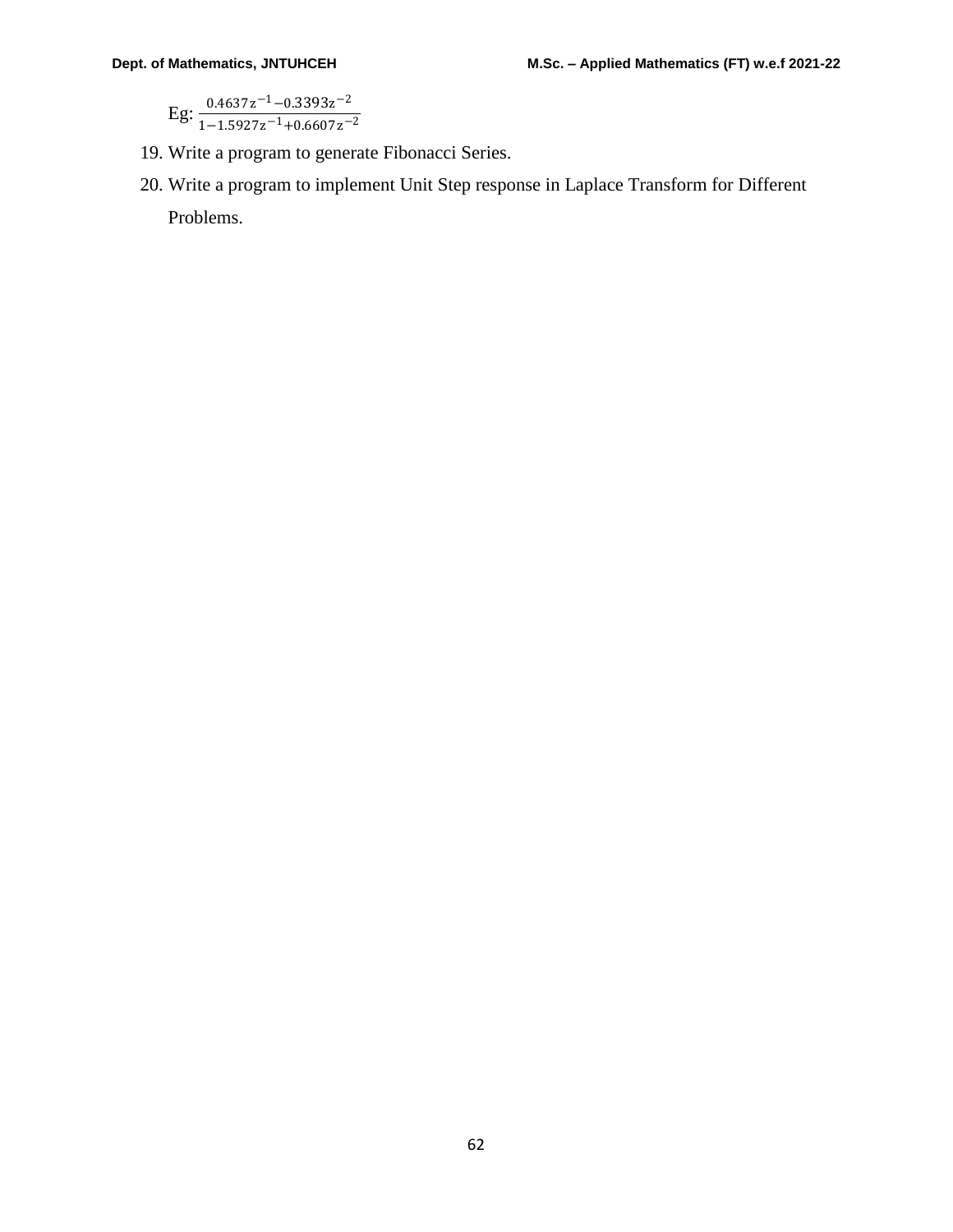Eg: $\frac{0.4637z^{-1}-0.3393z^{-2}}{1-1.5927z^{-1}+0.6607z^{-2}}$

19. Write a program to generate Fibonacci Series.
20. Write a program to implement Unit Step response in Laplace Transform for Different Problems.